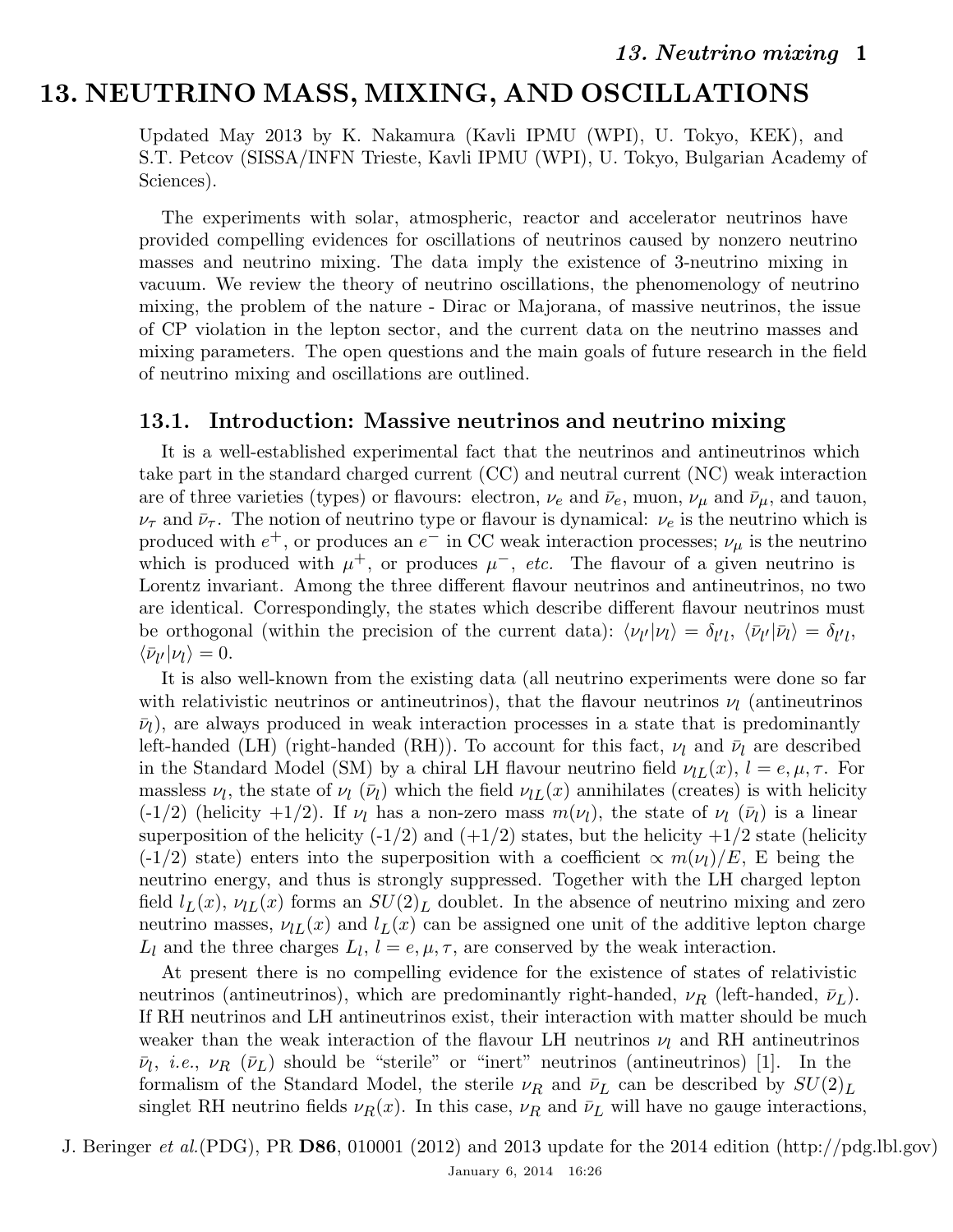# 13. NEUTRINO MASS, MIXING, AND OSCILLATIONS

Updated May 2013 by K. Nakamura (Kavli IPMU (WPI), U. Tokyo, KEK), and S.T. Petcov (SISSA/INFN Trieste, Kavli IPMU (WPI), U. Tokyo, Bulgarian Academy of Sciences).

The experiments with solar, atmospheric, reactor and accelerator neutrinos have provided compelling evidences for oscillations of neutrinos caused by nonzero neutrino masses and neutrino mixing. The data imply the existence of 3-neutrino mixing in vacuum. We review the theory of neutrino oscillations, the phenomenology of neutrino mixing, the problem of the nature - Dirac or Majorana, of massive neutrinos, the issue of CP violation in the lepton sector, and the current data on the neutrino masses and mixing parameters. The open questions and the main goals of future research in the field of neutrino mixing and oscillations are outlined.

## 13.1. Introduction: Massive neutrinos and neutrino mixing

It is a well-established experimental fact that the neutrinos and antineutrinos which take part in the standard charged current (CC) and neutral current (NC) weak interaction are of three varieties (types) or flavours: electron, $\nu_e$ and $\bar{\nu}_e$, muon, $\nu_\mu$ and $\bar{\nu}_\mu$, and tauon, $\nu_\tau$ and $\bar{\nu}_\tau$. The notion of neutrino type or flavour is dynamical: $\nu_e$ is the neutrino which is produced with $e^+$, or produces an $e^-$ in CC weak interaction processes; $\nu_\mu$ is the neutrino which is produced with $\mu^+$, or produces $\mu^-$, *etc.* The flavour of a given neutrino is Lorentz invariant. Among the three different flavour neutrinos and antineutrinos, no two are identical. Correspondingly, the states which describe different flavour neutrinos must be orthogonal (within the precision of the current data): $\langle \nu_{l'} | \nu_l \rangle = \delta_{l'l}$, $\langle \bar{\nu}_{l'} | \bar{\nu}_l \rangle = \delta_{l'l}$, $\langle \bar{\nu}_{l'} | \nu_l \rangle = 0$.

It is also well-known from the existing data (all neutrino experiments were done so far with relativistic neutrinos or antineutrinos), that the flavour neutrinos $\nu_l$ (antineutrinos $\bar{\nu}_l$), are always produced in weak interaction processes in a state that is predominantly left-handed (LH) (right-handed (RH)). To account for this fact, $\nu_l$ and $\bar{\nu}_l$ are described in the Standard Model (SM) by a chiral LH flavour neutrino field $\nu_{lL}(x)$, $l = e, \mu, \tau$. For massless $\nu_l$, the state of $\nu_l$ ($\bar{\nu}_l$) which the field $\nu_{lL}(x)$ annihilates (creates) is with helicity (-1/2) (helicity +1/2). If $\nu_l$ has a non-zero mass $m(\nu_l)$, the state of $\nu_l$ ($\bar{\nu}_l$) is a linear superposition of the helicity (-1/2) and (+1/2) states, but the helicity +1/2 state (helicity (-1/2) state) enters into the superposition with a coefficient $\propto m(\nu_l)/E$, E being the neutrino energy, and thus is strongly suppressed. Together with the LH charged lepton field $l_L(x)$, $\nu_{lL}(x)$ forms an $SU(2)_L$ doublet. In the absence of neutrino mixing and zero neutrino masses, $\nu_{lL}(x)$ and $l_L(x)$ can be assigned one unit of the additive lepton charge $L_l$ and the three charges $L_l$, $l = e, \mu, \tau$, are conserved by the weak interaction.

At present there is no compelling evidence for the existence of states of relativistic neutrinos (antineutrinos), which are predominantly right-handed, $\nu_R$ (left-handed, $\bar{\nu}_L$). If RH neutrinos and LH antineutrinos exist, their interaction with matter should be much weaker than the weak interaction of the flavour LH neutrinos $\nu_l$ and RH antineutrinos $\bar{\nu}_l$, *i.e.*, $\nu_R$ ($\bar{\nu}_L$) should be "sterile" or "inert" neutrinos (antineutrinos) [1]. In the formalism of the Standard Model, the sterile $\nu_R$ and $\bar{\nu}_L$ can be described by $SU(2)_L$ singlet RH neutrino fields $\nu_R(x)$. In this case, $\nu_R$ and $\bar{\nu}_L$ will have no gauge interactions,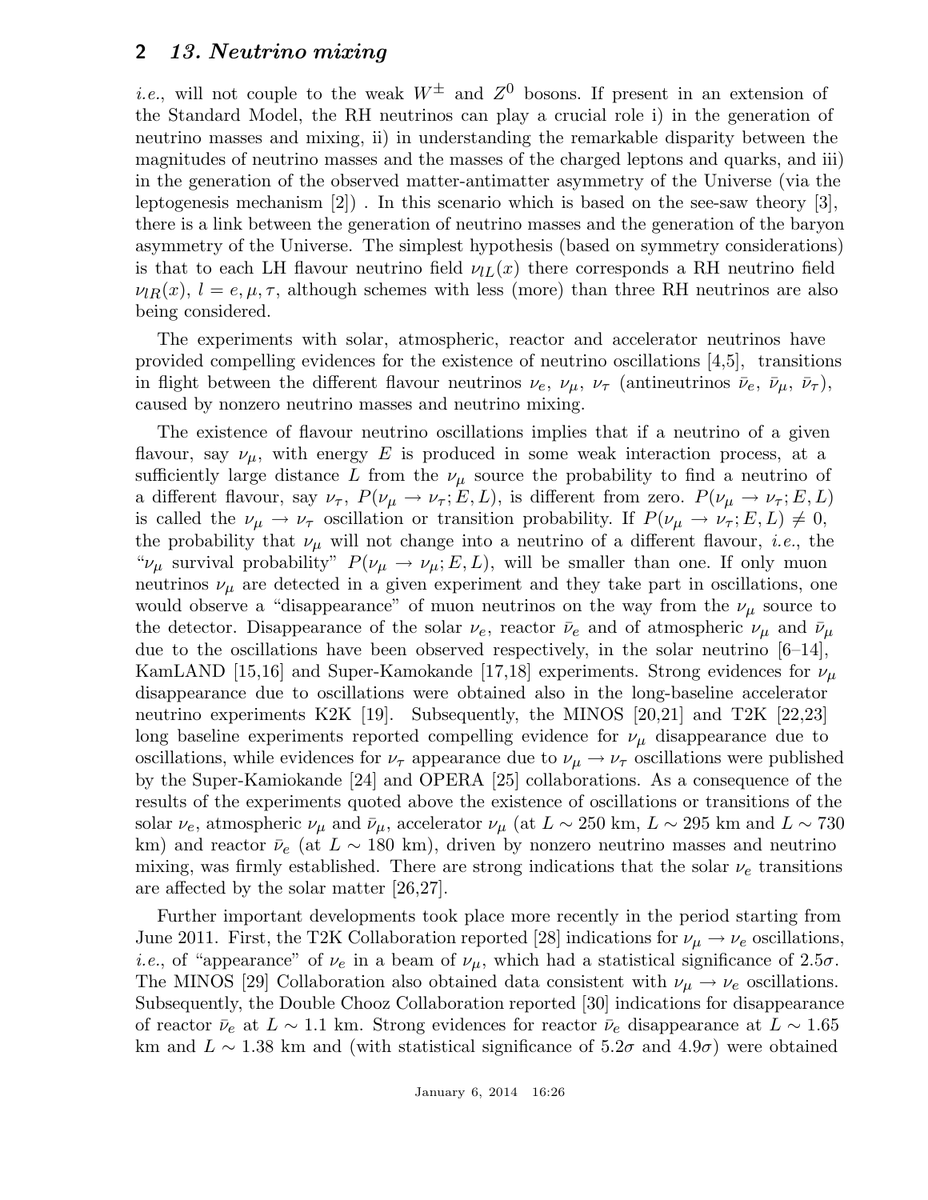*i.e.*, will not couple to the weak $W^{\pm}$ and $Z^0$ bosons. If present in an extension of the Standard Model, the RH neutrinos can play a crucial role i) in the generation of neutrino masses and mixing, ii) in understanding the remarkable disparity between the magnitudes of neutrino masses and the masses of the charged leptons and quarks, and iii) in the generation of the observed matter-antimatter asymmetry of the Universe (via the leptogenesis mechanism [2]) . In this scenario which is based on the see-saw theory [3], there is a link between the generation of neutrino masses and the generation of the baryon asymmetry of the Universe. The simplest hypothesis (based on symmetry considerations) is that to each LH flavour neutrino field $\nu_{lL}(x)$ there corresponds a RH neutrino field $\nu_{lR}(x)$, $l = e, \mu, \tau$, although schemes with less (more) than three RH neutrinos are also being considered.

The experiments with solar, atmospheric, reactor and accelerator neutrinos have provided compelling evidences for the existence of neutrino oscillations [4,5], transitions in flight between the different flavour neutrinos $\nu_e$, $\nu_\mu$, $\nu_\tau$ (antineutrinos $\bar{\nu}_e$, $\bar{\nu}_\mu$, $\bar{\nu}_\tau$), caused by nonzero neutrino masses and neutrino mixing.

The existence of flavour neutrino oscillations implies that if a neutrino of a given flavour, say $\nu_\mu$, with energy $E$ is produced in some weak interaction process, at a sufficiently large distance $L$ from the $\nu_\mu$ source the probability to find a neutrino of a different flavour, say $\nu_\tau$, $P(\nu_\mu \to \nu_\tau; E, L)$, is different from zero. $P(\nu_\mu \to \nu_\tau; E, L)$ is called the $\nu_\mu \to \nu_\tau$ oscillation or transition probability. If $P(\nu_\mu \to \nu_\tau; E, L) \neq 0$, the probability that $\nu_\mu$ will not change into a neutrino of a different flavour, *i.e.*, the "$\nu_\mu$ survival probability" $P(\nu_\mu \to \nu_\mu; E, L)$, will be smaller than one. If only muon neutrinos $\nu_\mu$ are detected in a given experiment and they take part in oscillations, one would observe a "disappearance" of muon neutrinos on the way from the $\nu_\mu$ source to the detector. Disappearance of the solar $\nu_e$, reactor $\bar{\nu}_e$ and of atmospheric $\nu_\mu$ and $\bar{\nu}_\mu$ due to the oscillations have been observed respectively, in the solar neutrino [6–14], KamLAND [15,16] and Super-Kamokande [17,18] experiments. Strong evidences for $\nu_\mu$ disappearance due to oscillations were obtained also in the long-baseline accelerator neutrino experiments K2K [19]. Subsequently, the MINOS [20,21] and T2K [22,23] long baseline experiments reported compelling evidence for $\nu_\mu$ disappearance due to oscillations, while evidences for $\nu_\tau$ appearance due to $\nu_\mu \to \nu_\tau$ oscillations were published by the Super-Kamiokande [24] and OPERA [25] collaborations. As a consequence of the results of the experiments quoted above the existence of oscillations or transitions of the solar $\nu_e$, atmospheric $\nu_\mu$ and $\bar{\nu}_\mu$, accelerator $\nu_\mu$ (at $L \sim 250$ km, $L \sim 295$ km and $L \sim 730$ km) and reactor $\bar{\nu}_e$ (at $L \sim 180$ km), driven by nonzero neutrino masses and neutrino mixing, was firmly established. There are strong indications that the solar $\nu_e$ transitions are affected by the solar matter [26,27].

Further important developments took place more recently in the period starting from June 2011. First, the T2K Collaboration reported [28] indications for $\nu_\mu \to \nu_e$ oscillations, *i.e.*, of "appearance" of $\nu_e$ in a beam of $\nu_\mu$, which had a statistical significance of $2.5\sigma$. The MINOS [29] Collaboration also obtained data consistent with $\nu_\mu \to \nu_e$ oscillations. Subsequently, the Double Chooz Collaboration reported [30] indications for disappearance of reactor $\bar{\nu}_e$ at $L \sim 1.1$ km. Strong evidences for reactor $\bar{\nu}_e$ disappearance at $L \sim 1.65$ km and $L \sim 1.38$ km and (with statistical significance of $5.2\sigma$ and $4.9\sigma$) were obtained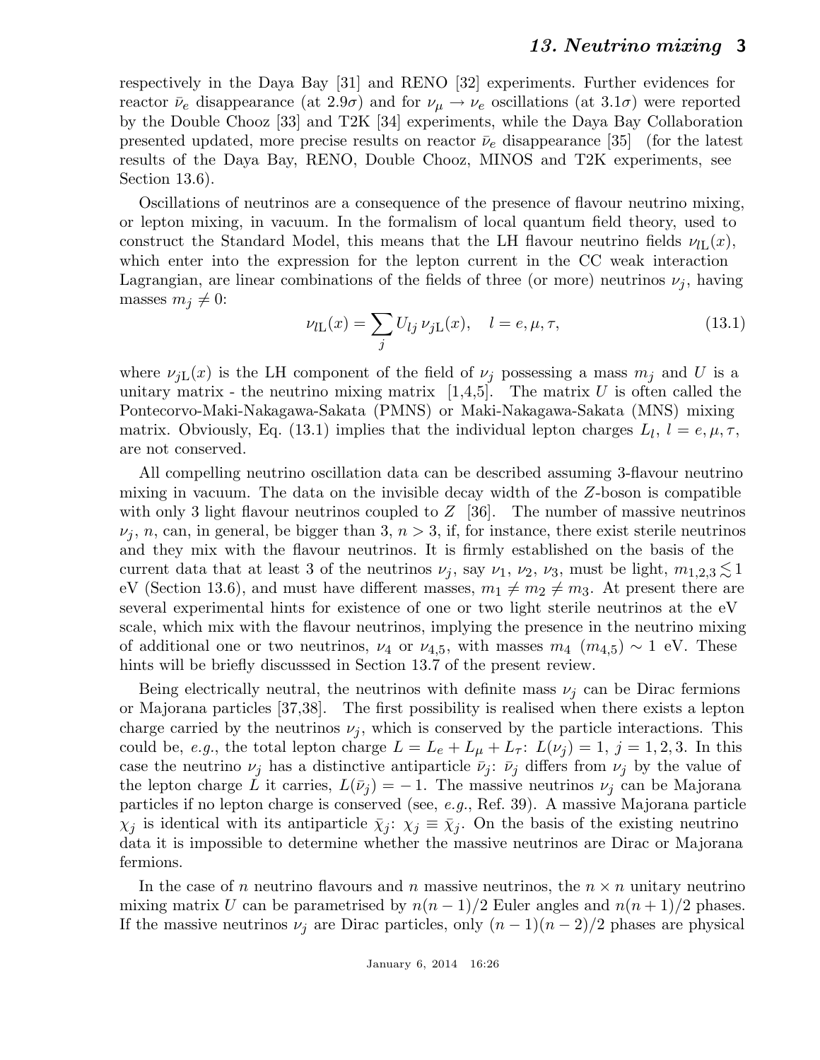respectively in the Daya Bay [31] and RENO [32] experiments. Further evidences for reactor $\bar{\nu}_e$ disappearance (at $2.9\sigma$) and for $\nu_\mu \to \nu_e$ oscillations (at $3.1\sigma$) were reported by the Double Chooz [33] and T2K [34] experiments, while the Daya Bay Collaboration presented updated, more precise results on reactor $\bar{\nu}_e$ disappearance [35] (for the latest results of the Daya Bay, RENO, Double Chooz, MINOS and T2K experiments, see Section 13.6).

Oscillations of neutrinos are a consequence of the presence of flavour neutrino mixing, or lepton mixing, in vacuum. In the formalism of local quantum field theory, used to construct the Standard Model, this means that the LH flavour neutrino fields $\nu_{l\mathrm{L}}(x)$, which enter into the expression for the lepton current in the CC weak interaction Lagrangian, are linear combinations of the fields of three (or more) neutrinos $\nu_j$, having masses $m_j \neq 0$:

$$\nu_{l\mathrm{L}}(x) = \sum_j U_{lj}\, \nu_{j\mathrm{L}}(x), \quad l = e, \mu, \tau, \tag{13.1}$$

where $\nu_{j\mathrm{L}}(x)$ is the LH component of the field of $\nu_j$ possessing a mass $m_j$ and $U$ is a unitary matrix - the neutrino mixing matrix [1,4,5]. The matrix $U$ is often called the Pontecorvo-Maki-Nakagawa-Sakata (PMNS) or Maki-Nakagawa-Sakata (MNS) mixing matrix. Obviously, Eq. (13.1) implies that the individual lepton charges $L_l$, $l = e, \mu, \tau$, are not conserved.

All compelling neutrino oscillation data can be described assuming 3-flavour neutrino mixing in vacuum. The data on the invisible decay width of the $Z$-boson is compatible with only 3 light flavour neutrinos coupled to $Z$ [36]. The number of massive neutrinos $\nu_j$, $n$, can, in general, be bigger than 3, $n > 3$, if, for instance, there exist sterile neutrinos and they mix with the flavour neutrinos. It is firmly established on the basis of the current data that at least 3 of the neutrinos $\nu_j$, say $\nu_1$, $\nu_2$, $\nu_3$, must be light, $m_{1,2,3} \lesssim 1$ eV (Section 13.6), and must have different masses, $m_1 \neq m_2 \neq m_3$. At present there are several experimental hints for existence of one or two light sterile neutrinos at the eV scale, which mix with the flavour neutrinos, implying the presence in the neutrino mixing of additional one or two neutrinos, $\nu_4$ or $\nu_{4,5}$, with masses $m_4$ $(m_{4,5}) \sim 1$ eV. These hints will be briefly discusssed in Section 13.7 of the present review.

Being electrically neutral, the neutrinos with definite mass $\nu_j$ can be Dirac fermions or Majorana particles [37,38]. The first possibility is realised when there exists a lepton charge carried by the neutrinos $\nu_j$, which is conserved by the particle interactions. This could be, *e.g.*, the total lepton charge $L = L_e + L_\mu + L_\tau$: $L(\nu_j) = 1$, $j = 1, 2, 3$. In this case the neutrino $\nu_j$ has a distinctive antiparticle $\bar{\nu}_j$: $\bar{\nu}_j$ differs from $\nu_j$ by the value of the lepton charge $L$ it carries, $L(\bar{\nu}_j) = -1$. The massive neutrinos $\nu_j$ can be Majorana particles if no lepton charge is conserved (see, *e.g.*, Ref. 39). A massive Majorana particle $\chi_j$ is identical with its antiparticle $\bar{\chi}_j$: $\chi_j \equiv \bar{\chi}_j$. On the basis of the existing neutrino data it is impossible to determine whether the massive neutrinos are Dirac or Majorana fermions.

In the case of $n$ neutrino flavours and $n$ massive neutrinos, the $n \times n$ unitary neutrino mixing matrix $U$ can be parametrised by $n(n-1)/2$ Euler angles and $n(n+1)/2$ phases. If the massive neutrinos $\nu_j$ are Dirac particles, only $(n-1)(n-2)/2$ phases are physical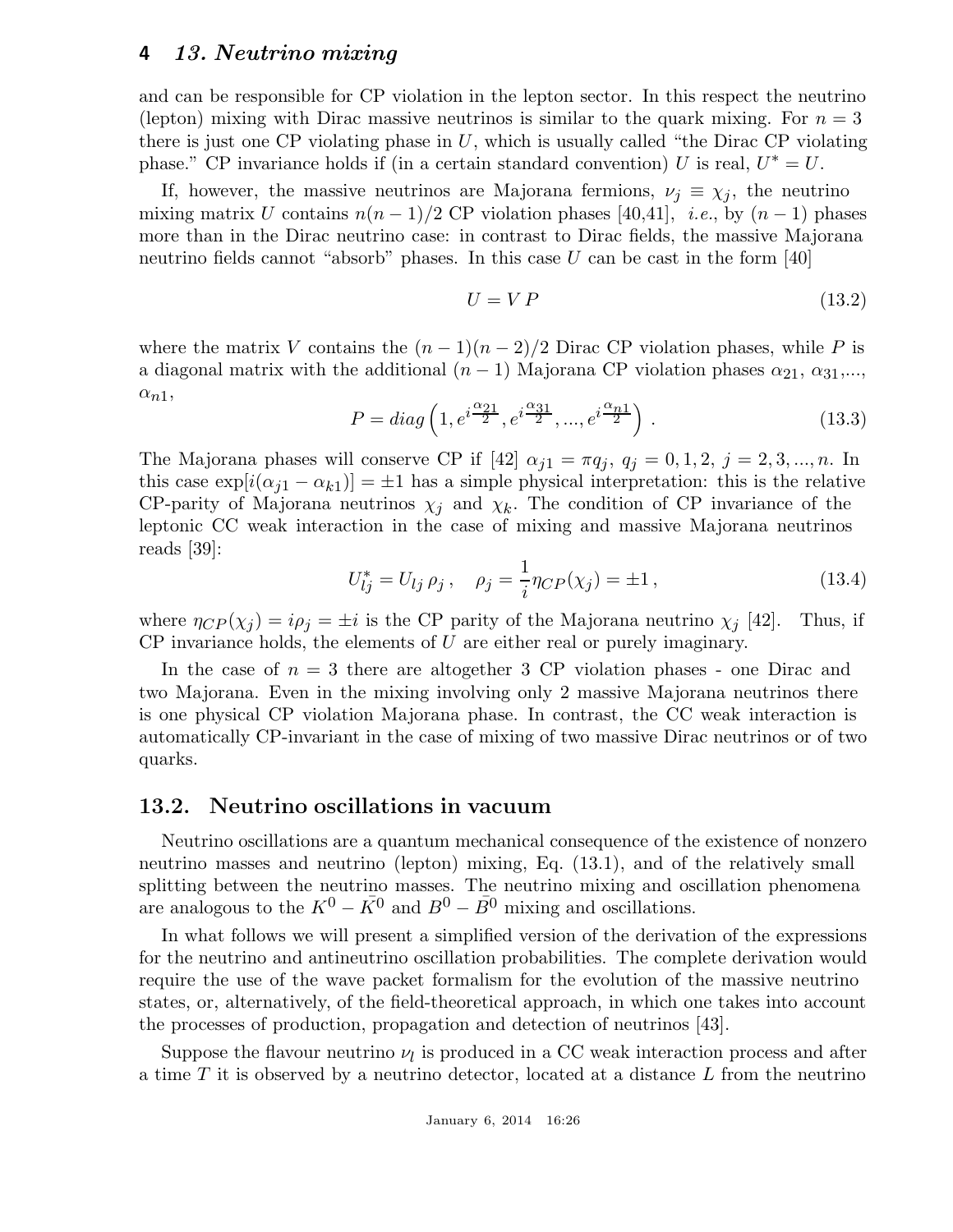and can be responsible for CP violation in the lepton sector. In this respect the neutrino (lepton) mixing with Dirac massive neutrinos is similar to the quark mixing. For $n = 3$ there is just one CP violating phase in $U$, which is usually called "the Dirac CP violating phase." CP invariance holds if (in a certain standard convention) $U$ is real, $U^* = U$.

If, however, the massive neutrinos are Majorana fermions, $\nu_j \equiv \chi_j$, the neutrino mixing matrix $U$ contains $n(n-1)/2$ CP violation phases [40,41], *i.e.*, by $(n-1)$ phases more than in the Dirac neutrino case: in contrast to Dirac fields, the massive Majorana neutrino fields cannot "absorb" phases. In this case $U$ can be cast in the form [40]

$$U = V\,P \tag{13.2}$$

where the matrix $V$ contains the $(n-1)(n-2)/2$ Dirac CP violation phases, while $P$ is a diagonal matrix with the additional $(n-1)$ Majorana CP violation phases $\alpha_{21}$, $\alpha_{31}$,..., $\alpha_{n1}$,

$$P = diag\left(1, e^{i\frac{\alpha_{21}}{2}}, e^{i\frac{\alpha_{31}}{2}}, ..., e^{i\frac{\alpha_{n1}}{2}}\right) . \tag{13.3}$$

The Majorana phases will conserve CP if [42] $\alpha_{j1} = \pi q_j$, $q_j = 0, 1, 2$, $j = 2, 3, ..., n$. In this case $\exp[i(\alpha_{j1} - \alpha_{k1})] = \pm 1$ has a simple physical interpretation: this is the relative CP-parity of Majorana neutrinos $\chi_j$ and $\chi_k$. The condition of CP invariance of the leptonic CC weak interaction in the case of mixing and massive Majorana neutrinos reads [39]:

$$U^*_{lj} = U_{lj}\,\rho_j\,, \quad \rho_j = \frac{1}{i}\eta_{CP}(\chi_j) = \pm 1\,, \tag{13.4}$$

where $\eta_{CP}(\chi_j) = i\rho_j = \pm i$ is the CP parity of the Majorana neutrino $\chi_j$ [42]. Thus, if CP invariance holds, the elements of $U$ are either real or purely imaginary.

In the case of $n = 3$ there are altogether 3 CP violation phases - one Dirac and two Majorana. Even in the mixing involving only 2 massive Majorana neutrinos there is one physical CP violation Majorana phase. In contrast, the CC weak interaction is automatically CP-invariant in the case of mixing of two massive Dirac neutrinos or of two quarks.

## 13.2. Neutrino oscillations in vacuum

Neutrino oscillations are a quantum mechanical consequence of the existence of nonzero neutrino masses and neutrino (lepton) mixing, Eq. (13.1), and of the relatively small splitting between the neutrino masses. The neutrino mixing and oscillation phenomena are analogous to the $K^0 - \bar{K^0}$ and $B^0 - \bar{B^0}$ mixing and oscillations.

In what follows we will present a simplified version of the derivation of the expressions for the neutrino and antineutrino oscillation probabilities. The complete derivation would require the use of the wave packet formalism for the evolution of the massive neutrino states, or, alternatively, of the field-theoretical approach, in which one takes into account the processes of production, propagation and detection of neutrinos [43].

Suppose the flavour neutrino $\nu_l$ is produced in a CC weak interaction process and after a time $T$ it is observed by a neutrino detector, located at a distance $L$ from the neutrino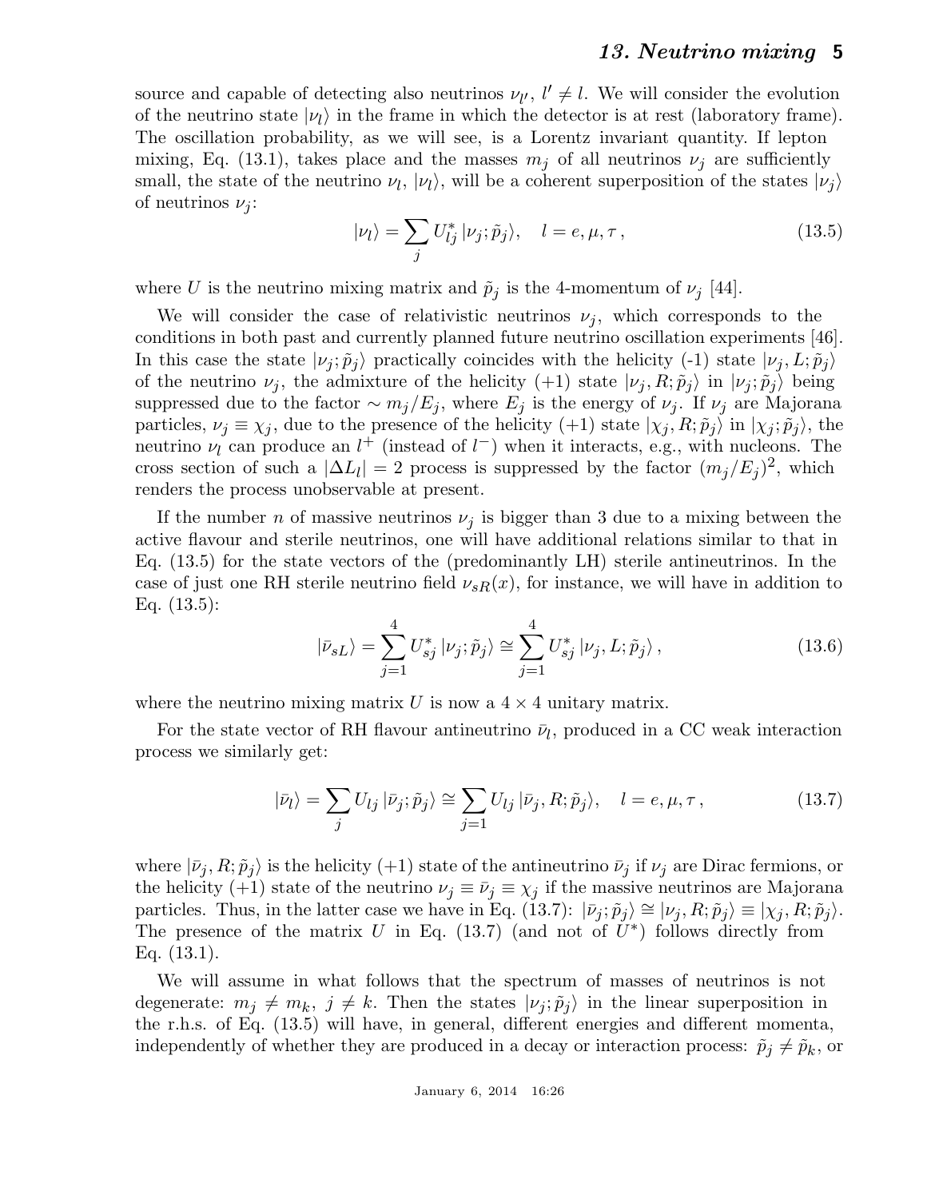source and capable of detecting also neutrinos $\nu_{l'}$, $l' \neq l$. We will consider the evolution of the neutrino state $|\nu_l\rangle$ in the frame in which the detector is at rest (laboratory frame). The oscillation probability, as we will see, is a Lorentz invariant quantity. If lepton mixing, Eq. (13.1), takes place and the masses $m_j$ of all neutrinos $\nu_j$ are sufficiently small, the state of the neutrino $\nu_l$, $|\nu_l\rangle$, will be a coherent superposition of the states $|\nu_j\rangle$ of neutrinos $\nu_j$:

$$|\nu_l\rangle = \sum_j U^*_{lj}\, |\nu_j; \tilde{p}_j\rangle, \quad l = e, \mu, \tau\,, \tag{13.5}$$

where $U$ is the neutrino mixing matrix and $\tilde{p}_j$ is the 4-momentum of $\nu_j$ [44].

We will consider the case of relativistic neutrinos $\nu_j$, which corresponds to the conditions in both past and currently planned future neutrino oscillation experiments [46]. In this case the state $|\nu_j; \tilde{p}_j\rangle$ practically coincides with the helicity (-1) state $|\nu_j, L; \tilde{p}_j\rangle$ of the neutrino $\nu_j$, the admixture of the helicity (+1) state $|\nu_j, R; \tilde{p}_j\rangle$ in $|\nu_j; \tilde{p}_j\rangle$ being suppressed due to the factor $\sim m_j/E_j$, where $E_j$ is the energy of $\nu_j$. If $\nu_j$ are Majorana particles, $\nu_j \equiv \chi_j$, due to the presence of the helicity (+1) state $|\chi_j, R; \tilde{p}_j\rangle$ in $|\chi_j; \tilde{p}_j\rangle$, the neutrino $\nu_l$ can produce an $l^+$ (instead of $l^-$) when it interacts, e.g., with nucleons. The cross section of such a $|\Delta L_l| = 2$ process is suppressed by the factor $(m_j/E_j)^2$, which renders the process unobservable at present.

If the number $n$ of massive neutrinos $\nu_j$ is bigger than 3 due to a mixing between the active flavour and sterile neutrinos, one will have additional relations similar to that in Eq. (13.5) for the state vectors of the (predominantly LH) sterile antineutrinos. In the case of just one RH sterile neutrino field $\nu_{sR}(x)$, for instance, we will have in addition to Eq. (13.5):

$$|\bar{\nu}_{sL}\rangle = \sum_{j=1}^{4} U^*_{sj}\, |\nu_j; \tilde{p}_j\rangle \cong \sum_{j=1}^{4} U^*_{sj}\, |\nu_j, L; \tilde{p}_j\rangle\,, \tag{13.6}$$

where the neutrino mixing matrix $U$ is now a $4 \times 4$ unitary matrix.

For the state vector of RH flavour antineutrino $\bar{\nu}_l$, produced in a CC weak interaction process we similarly get:

$$|\bar{\nu}_l\rangle = \sum_j U_{lj}\, |\bar{\nu}_j; \tilde{p}_j\rangle \cong \sum_{j=1} U_{lj}\, |\bar{\nu}_j, R; \tilde{p}_j\rangle, \quad l = e, \mu, \tau\,, \tag{13.7}$$

where $|\bar{\nu}_j, R; \tilde{p}_j\rangle$ is the helicity (+1) state of the antineutrino $\bar{\nu}_j$ if $\nu_j$ are Dirac fermions, or the helicity (+1) state of the neutrino $\nu_j \equiv \bar{\nu}_j \equiv \chi_j$ if the massive neutrinos are Majorana particles. Thus, in the latter case we have in Eq. (13.7): $|\bar{\nu}_j; \tilde{p}_j\rangle \cong |\nu_j, R; \tilde{p}_j\rangle \equiv |\chi_j, R; \tilde{p}_j\rangle$. The presence of the matrix $U$ in Eq. (13.7) (and not of $U^*$) follows directly from Eq. (13.1).

We will assume in what follows that the spectrum of masses of neutrinos is not degenerate: $m_j \neq m_k$, $j \neq k$. Then the states $|\nu_j; \tilde{p}_j\rangle$ in the linear superposition in the r.h.s. of Eq. (13.5) will have, in general, different energies and different momenta, independently of whether they are produced in a decay or interaction process: $\tilde{p}_j \neq \tilde{p}_k$, or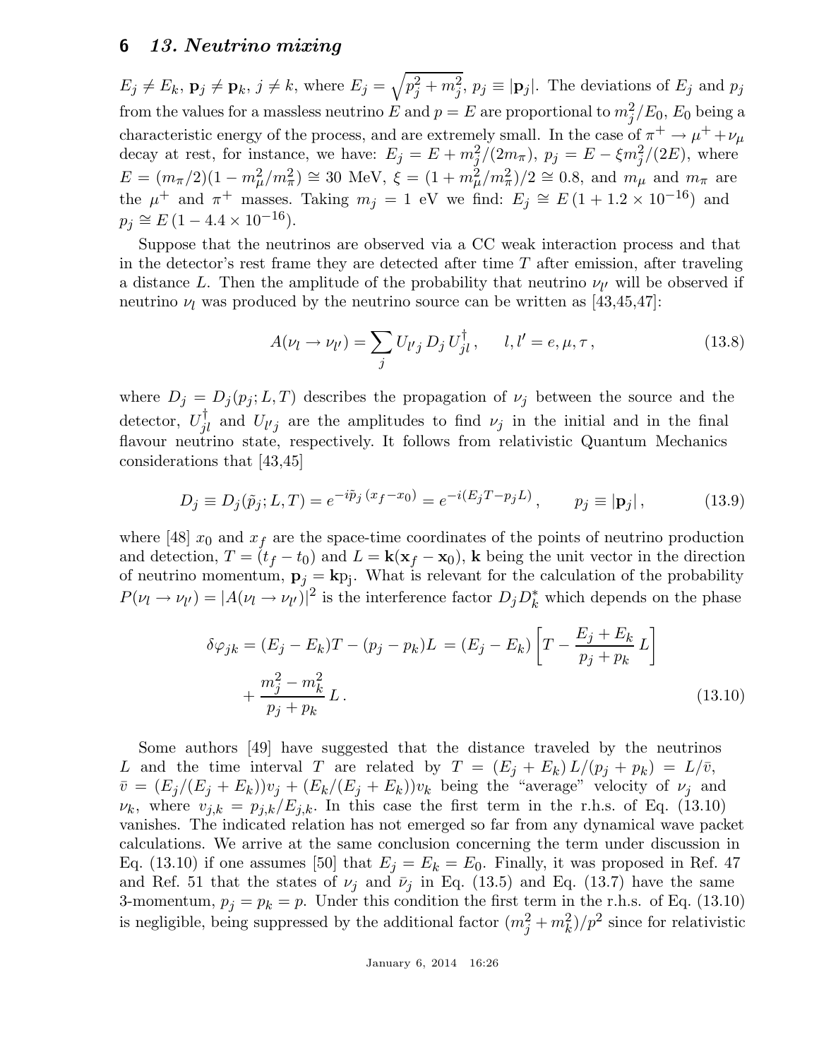$E_j \neq E_k$, $\mathbf{p}_j \neq \mathbf{p}_k$, $j \neq k$, where $E_j = \sqrt{p_j^2 + m_j^2}$, $p_j \equiv |\mathbf{p}_j|$. The deviations of $E_j$ and $p_j$ from the values for a massless neutrino $E$ and $p = E$ are proportional to $m_j^2/E_0$, $E_0$ being a characteristic energy of the process, and are extremely small. In the case of $\pi^+ \to \mu^+ + \nu_\mu$ decay at rest, for instance, we have: $E_j = E + m_j^2/(2m_\pi)$, $p_j = E - \xi m_j^2/(2E)$, where $E = (m_\pi/2)(1 - m_\mu^2/m_\pi^2) \cong 30$ MeV, $\xi = (1 + m_\mu^2/m_\pi^2)/2 \cong 0.8$, and $m_\mu$ and $m_\pi$ are the $\mu^+$ and $\pi^+$ masses. Taking $m_j = 1$ eV we find: $E_j \cong E\,(1 + 1.2 \times 10^{-16})$ and $p_j \cong E\,(1 - 4.4 \times 10^{-16})$.

Suppose that the neutrinos are observed via a CC weak interaction process and that in the detector's rest frame they are detected after time $T$ after emission, after traveling a distance $L$. Then the amplitude of the probability that neutrino $\nu_{l'}$ will be observed if neutrino $\nu_l$ was produced by the neutrino source can be written as [43,45,47]:

$$A(\nu_l \to \nu_{l'}) = \sum_j U_{l'j}\, D_j\, U^\dagger_{jl}\,, \qquad l, l' = e, \mu, \tau\,, \tag{13.8}$$

where $D_j = D_j(p_j; L, T)$ describes the propagation of $\nu_j$ between the source and the detector, $U^\dagger_{jl}$ and $U_{l'j}$ are the amplitudes to find $\nu_j$ in the initial and in the final flavour neutrino state, respectively. It follows from relativistic Quantum Mechanics considerations that [43,45]

$$D_j \equiv D_j(\tilde{p}_j; L, T) = e^{-i\tilde{p}_j\,(x_f - x_0)} = e^{-i(E_j T - p_j L)}\,, \qquad p_j \equiv |\mathbf{p}_j|\,, \tag{13.9}$$

where [48] $x_0$ and $x_f$ are the space-time coordinates of the points of neutrino production and detection, $T = (t_f - t_0)$ and $L = \mathbf{k}(\mathbf{x}_f - \mathbf{x}_0)$, $\mathbf{k}$ being the unit vector in the direction of neutrino momentum, $\mathbf{p}_j = \mathbf{k}\mathrm{p}_\mathrm{j}$. What is relevant for the calculation of the probability $P(\nu_l \to \nu_{l'}) = |A(\nu_l \to \nu_{l'})|^2$ is the interference factor $D_j D_k^*$ which depends on the phase

$$\begin{aligned}\delta\varphi_{jk} = (E_j - E_k)T - (p_j - p_k)L &= (E_j - E_k)\left[T - \frac{E_j + E_k}{p_j + p_k}\,L\right] \\ &+ \frac{m_j^2 - m_k^2}{p_j + p_k}\,L\,.\end{aligned} \tag{13.10}$$

Some authors [49] have suggested that the distance traveled by the neutrinos $L$ and the time interval $T$ are related by $T = (E_j + E_k)\,L/(p_j + p_k) = L/\bar{v}$, $\bar{v} = (E_j/(E_j + E_k))v_j + (E_k/(E_j + E_k))v_k$ being the "average" velocity of $\nu_j$ and $\nu_k$, where $v_{j,k} = p_{j,k}/E_{j,k}$. In this case the first term in the r.h.s. of Eq. (13.10) vanishes. The indicated relation has not emerged so far from any dynamical wave packet calculations. We arrive at the same conclusion concerning the term under discussion in Eq. (13.10) if one assumes [50] that $E_j = E_k = E_0$. Finally, it was proposed in Ref. 47 and Ref. 51 that the states of $\nu_j$ and $\bar{\nu}_j$ in Eq. (13.5) and Eq. (13.7) have the same 3-momentum, $p_j = p_k = p$. Under this condition the first term in the r.h.s. of Eq. (13.10) is negligible, being suppressed by the additional factor $(m_j^2 + m_k^2)/p^2$ since for relativistic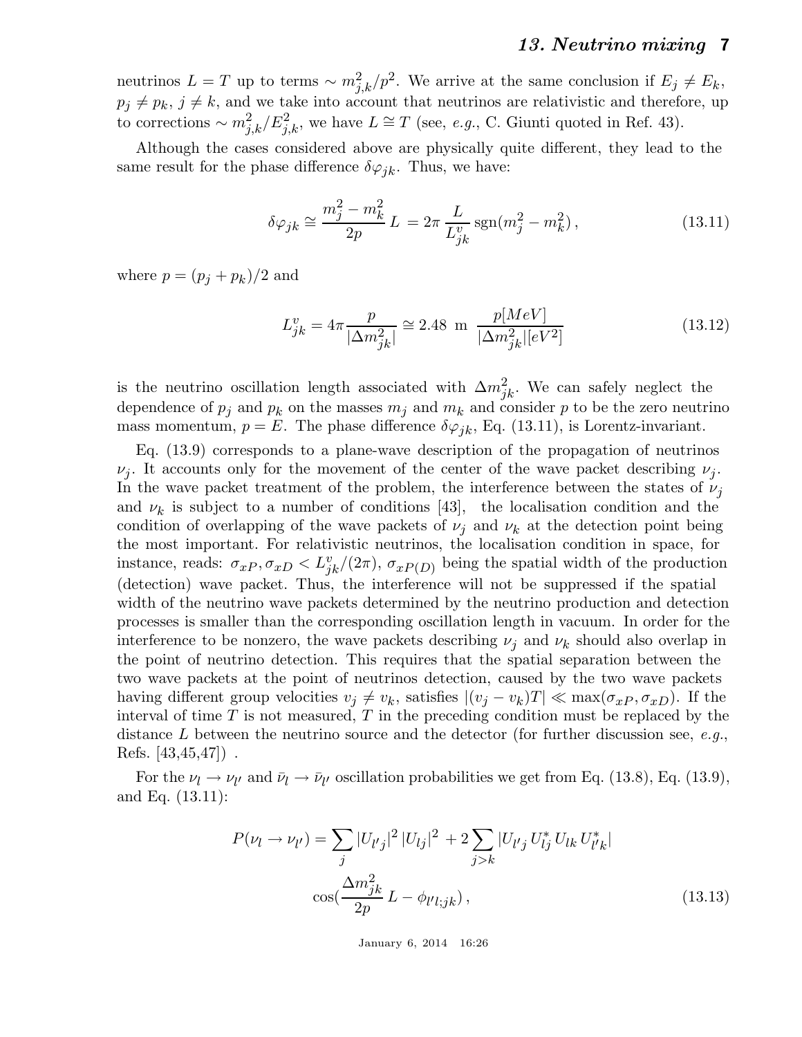neutrinos $L = T$ up to terms $\sim m_{j,k}^2/p^2$. We arrive at the same conclusion if $E_j \neq E_k$, $p_j \neq p_k$, $j \neq k$, and we take into account that neutrinos are relativistic and therefore, up to corrections $\sim m_{j,k}^2/E_{j,k}^2$, we have $L \cong T$ (see, *e.g.*, C. Giunti quoted in Ref. 43).

Although the cases considered above are physically quite different, they lead to the same result for the phase difference $\delta\varphi_{jk}$. Thus, we have:

$$\delta\varphi_{jk} \cong \frac{m_j^2 - m_k^2}{2p}\, L \;= 2\pi\, \frac{L}{L_{jk}^v}\, \mathrm{sgn}(m_j^2 - m_k^2)\,, \tag{13.11}$$

where $p = (p_j + p_k)/2$ and

$$L_{jk}^v = 4\pi \frac{p}{|\Delta m_{jk}^2|} \cong 2.48 \text{ m } \frac{p[MeV]}{|\Delta m_{jk}^2|[eV^2]} \tag{13.12}$$

is the neutrino oscillation length associated with $\Delta m_{jk}^2$. We can safely neglect the dependence of $p_j$ and $p_k$ on the masses $m_j$ and $m_k$ and consider $p$ to be the zero neutrino mass momentum, $p = E$. The phase difference $\delta\varphi_{jk}$, Eq. (13.11), is Lorentz-invariant.

Eq. (13.9) corresponds to a plane-wave description of the propagation of neutrinos $\nu_j$. It accounts only for the movement of the center of the wave packet describing $\nu_j$. In the wave packet treatment of the problem, the interference between the states of $\nu_j$ and $\nu_k$ is subject to a number of conditions [43], the localisation condition and the condition of overlapping of the wave packets of $\nu_j$ and $\nu_k$ at the detection point being the most important. For relativistic neutrinos, the localisation condition in space, for instance, reads: $\sigma_{xP}, \sigma_{xD} < L_{jk}^v/(2\pi)$, $\sigma_{xP(D)}$ being the spatial width of the production (detection) wave packet. Thus, the interference will not be suppressed if the spatial width of the neutrino wave packets determined by the neutrino production and detection processes is smaller than the corresponding oscillation length in vacuum. In order for the interference to be nonzero, the wave packets describing $\nu_j$ and $\nu_k$ should also overlap in the point of neutrino detection. This requires that the spatial separation between the two wave packets at the point of neutrinos detection, caused by the two wave packets having different group velocities $v_j \neq v_k$, satisfies $|(v_j - v_k)T| \ll \max(\sigma_{xP}, \sigma_{xD})$. If the interval of time $T$ is not measured, $T$ in the preceding condition must be replaced by the distance $L$ between the neutrino source and the detector (for further discussion see, *e.g.*, Refs. [43,45,47]) .

For the $\nu_l \to \nu_{l'}$ and $\bar{\nu}_l \to \bar{\nu}_{l'}$ oscillation probabilities we get from Eq. (13.8), Eq. (13.9), and Eq. (13.11):

$$P(\nu_l \to \nu_{l'}) = \sum_j |U_{l'j}|^2\, |U_{lj}|^2 \;+ 2\sum_{j>k} |U_{l'j}\, U_{lj}^*\, U_{lk}\, U_{l'k}^*| \cos(\frac{\Delta m_{jk}^2}{2p}\, L - \phi_{l'l;jk})\,, \tag{13.13}$$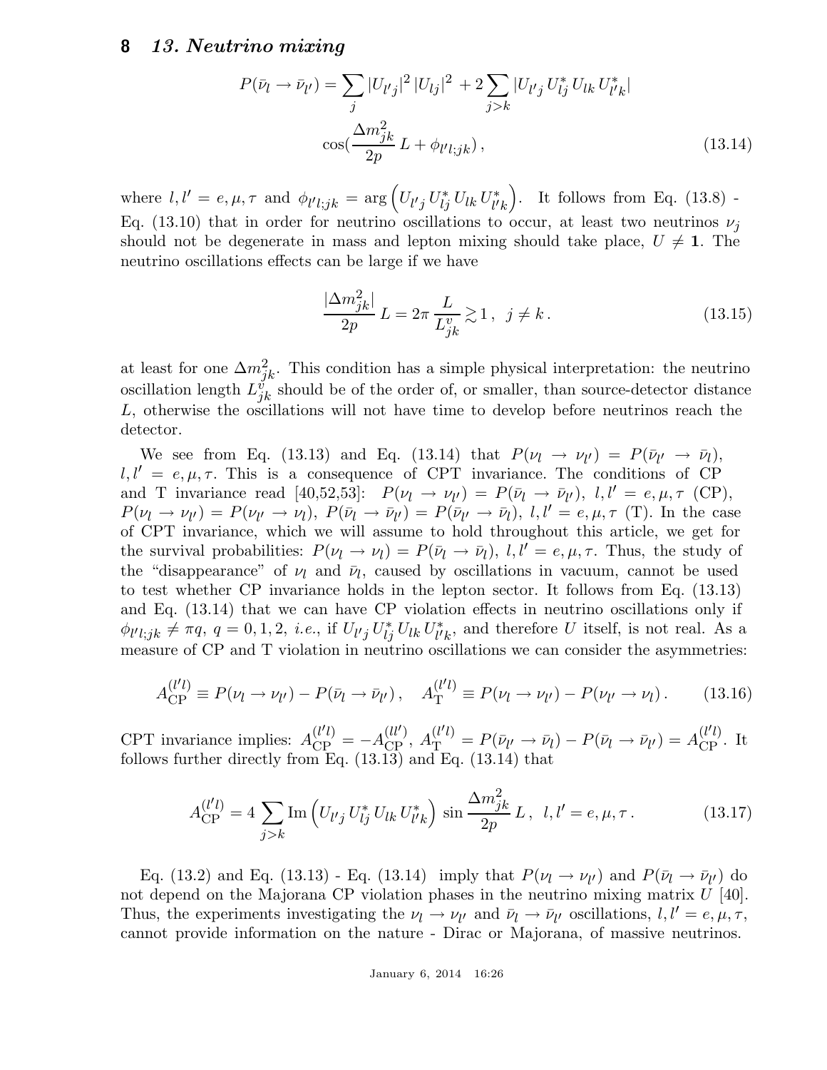$$P(\bar{\nu}_l \to \bar{\nu}_{l'}) = \sum_j |U_{l'j}|^2 \, |U_{lj}|^2 \; + 2 \sum_{j>k} |U_{l'j} \, U_{lj}^* \, U_{lk} \, U_{l'k}^*| \cos(\frac{\Delta m^2_{jk}}{2p} \, L + \phi_{l'l;jk}) \,, \tag{13.14}$$

where $l, l' = e, \mu, \tau$ and $\phi_{l'l;jk} = \arg\left(U_{l'j} \, U_{lj}^* \, U_{lk} \, U_{l'k}^*\right)$. It follows from Eq. (13.8) - Eq. (13.10) that in order for neutrino oscillations to occur, at least two neutrinos $\nu_j$ should not be degenerate in mass and lepton mixing should take place, $U \neq \mathbf{1}$. The neutrino oscillations effects can be large if we have

$$\frac{|\Delta m^2_{jk}|}{2p} \, L = 2\pi \, \frac{L}{L^v_{jk}} \gtrsim 1 \,, \;\; j \neq k \,. \tag{13.15}$$

at least for one $\Delta m^2_{jk}$. This condition has a simple physical interpretation: the neutrino oscillation length $L^v_{jk}$ should be of the order of, or smaller, than source-detector distance $L$, otherwise the oscillations will not have time to develop before neutrinos reach the detector.

We see from Eq. (13.13) and Eq. (13.14) that $P(\nu_l \to \nu_{l'}) = P(\bar{\nu}_{l'} \to \bar{\nu}_l)$, $l, l' = e, \mu, \tau$. This is a consequence of CPT invariance. The conditions of CP and T invariance read [40,52,53]: $P(\nu_l \to \nu_{l'}) = P(\bar{\nu}_l \to \bar{\nu}_{l'})$, $l, l' = e, \mu, \tau$ (CP), $P(\nu_l \to \nu_{l'}) = P(\nu_{l'} \to \nu_l)$, $P(\bar{\nu}_l \to \bar{\nu}_{l'}) = P(\bar{\nu}_{l'} \to \bar{\nu}_l)$, $l, l' = e, \mu, \tau$ (T). In the case of CPT invariance, which we will assume to hold throughout this article, we get for the survival probabilities: $P(\nu_l \to \nu_l) = P(\bar{\nu}_l \to \bar{\nu}_l)$, $l, l' = e, \mu, \tau$. Thus, the study of the "disappearance" of $\nu_l$ and $\bar{\nu}_l$, caused by oscillations in vacuum, cannot be used to test whether CP invariance holds in the lepton sector. It follows from Eq. (13.13) and Eq. (13.14) that we can have CP violation effects in neutrino oscillations only if $\phi_{l'l;jk} \neq \pi q$, $q = 0, 1, 2$, *i.e.*, if $U_{l'j} \, U_{lj}^* \, U_{lk} \, U_{l'k}^*$, and therefore $U$ itself, is not real. As a measure of CP and T violation in neutrino oscillations we can consider the asymmetries:

$$A^{(l'l)}_{\rm CP} \equiv P(\nu_l \to \nu_{l'}) - P(\bar{\nu}_l \to \bar{\nu}_{l'}) \,, \quad A^{(l'l)}_{\rm T} \equiv P(\nu_l \to \nu_{l'}) - P(\nu_{l'} \to \nu_l) \,. \tag{13.16}$$

CPT invariance implies: $A^{(l'l)}_{\rm CP} = -A^{(ll')}_{\rm CP}$, $A^{(l'l)}_{\rm T} = P(\bar{\nu}_{l'} \to \bar{\nu}_l) - P(\bar{\nu}_l \to \bar{\nu}_{l'}) = A^{(l'l)}_{\rm CP}$. It follows further directly from Eq. (13.13) and Eq. (13.14) that

$$A^{(l'l)}_{\rm CP} = 4 \sum_{j>k} {\rm Im}\left(U_{l'j} \, U_{lj}^* \, U_{lk} \, U_{l'k}^*\right) \, \sin \frac{\Delta m^2_{jk}}{2p} \, L \,, \;\; l, l' = e, \mu, \tau \,. \tag{13.17}$$

Eq. (13.2) and Eq. (13.13) - Eq. (13.14) imply that $P(\nu_l \to \nu_{l'})$ and $P(\bar{\nu}_l \to \bar{\nu}_{l'})$ do not depend on the Majorana CP violation phases in the neutrino mixing matrix $U$ [40]. Thus, the experiments investigating the $\nu_l \to \nu_{l'}$ and $\bar{\nu}_l \to \bar{\nu}_{l'}$ oscillations, $l, l' = e, \mu, \tau$, cannot provide information on the nature - Dirac or Majorana, of massive neutrinos.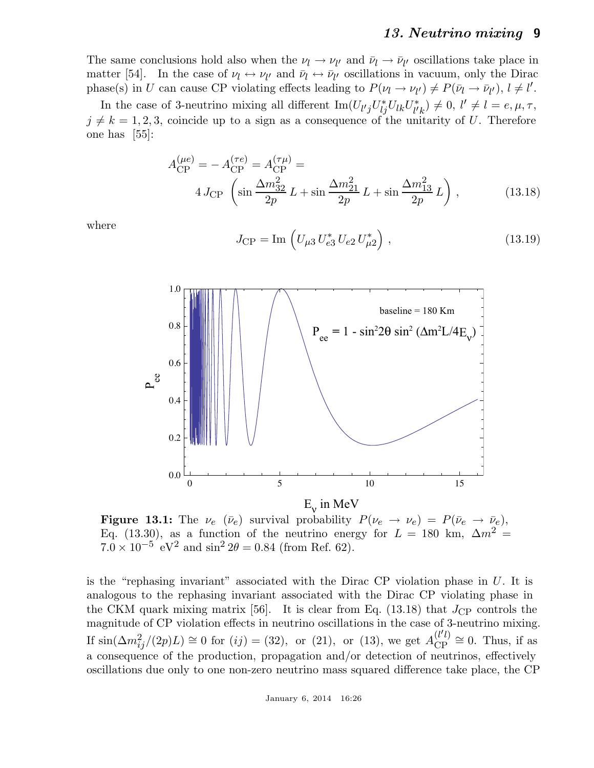The same conclusions hold also when the $\nu_l \to \nu_{l'}$ and $\bar{\nu}_l \to \bar{\nu}_{l'}$ oscillations take place in matter [54]. In the case of $\nu_l \leftrightarrow \nu_{l'}$ and $\bar{\nu}_l \leftrightarrow \bar{\nu}_{l'}$ oscillations in vacuum, only the Dirac phase(s) in $U$ can cause CP violating effects leading to $P(\nu_l \to \nu_{l'}) \neq P(\bar{\nu}_l \to \bar{\nu}_{l'})$, $l \neq l'$.

In the case of 3-neutrino mixing all different $\mathrm{Im}(U_{l'j} U^*_{lj} U_{lk} U^*_{l'k}) \neq 0$, $l' \neq l = e, \mu, \tau$, $j \neq k = 1, 2, 3$, coincide up to a sign as a consequence of the unitarity of $U$. Therefore one has [55]:

$$A^{(\mu e)}_{\mathrm{CP}} = -\,A^{(\tau e)}_{\mathrm{CP}} = A^{(\tau \mu)}_{\mathrm{CP}} = 4\,J_{\mathrm{CP}}\,\left(\sin\frac{\Delta m^2_{32}}{2p}\,L + \sin\frac{\Delta m^2_{21}}{2p}\,L + \sin\frac{\Delta m^2_{13}}{2p}\,L\right), \tag{13.18}$$

where

$$J_{\mathrm{CP}} = \mathrm{Im}\left(U_{\mu 3}\,U^*_{e3}\,U_{e2}\,U^*_{\mu 2}\right), \tag{13.19}$$

**Figure 13.1:** The $\nu_e$ ($\bar{\nu}_e$) survival probability $P(\nu_e \to \nu_e) = P(\bar{\nu}_e \to \bar{\nu}_e)$, Eq. (13.30), as a function of the neutrino energy for $L = 180$ km, $\Delta m^2 = 7.0 \times 10^{-5}$ eV$^2$ and $\sin^2 2\theta = 0.84$ (from Ref. 62).

is the "rephasing invariant" associated with the Dirac CP violation phase in $U$. It is analogous to the rephasing invariant associated with the Dirac CP violating phase in the CKM quark mixing matrix [56]. It is clear from Eq. (13.18) that $J_{\mathrm{CP}}$ controls the magnitude of CP violation effects in neutrino oscillations in the case of 3-neutrino mixing. If $\sin(\Delta m^2_{ij}/(2p)L) \cong 0$ for $(ij) = (32)$, or $(21)$, or $(13)$, we get $A^{(l'l)}_{\mathrm{CP}} \cong 0$. Thus, if as a consequence of the production, propagation and/or detection of neutrinos, effectively oscillations due only to one non-zero neutrino mass squared difference take place, the CP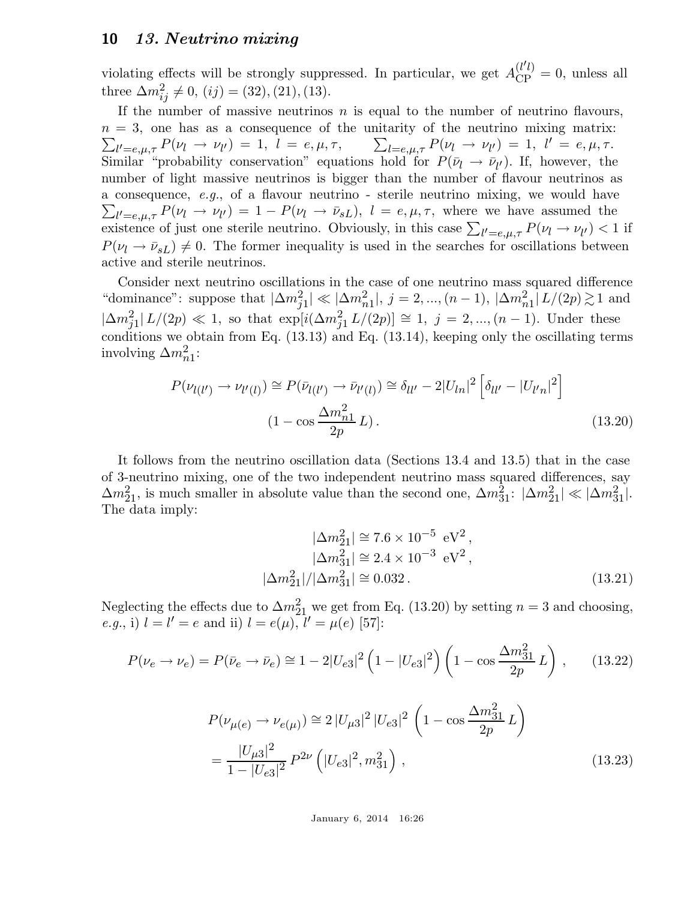violating effects will be strongly suppressed. In particular, we get $A_{\rm CP}^{(l'l)} = 0$, unless all three $\Delta m^2_{ij} \neq 0$, $(ij) = (32), (21), (13)$.

If the number of massive neutrinos $n$ is equal to the number of neutrino flavours, $n = 3$, one has as a consequence of the unitarity of the neutrino mixing matrix: $\sum_{l'=e,\mu,\tau} P(\nu_l \rightarrow \nu_{l'}) = 1$, $l = e,\mu,\tau$, $\sum_{l=e,\mu,\tau} P(\nu_l \rightarrow \nu_{l'}) = 1$, $l' = e,\mu,\tau$. Similar "probability conservation" equations hold for $P(\bar{\nu}_l \rightarrow \bar{\nu}_{l'})$. If, however, the number of light massive neutrinos is bigger than the number of flavour neutrinos as a consequence, *e.g.*, of a flavour neutrino - sterile neutrino mixing, we would have $\sum_{l'=e,\mu,\tau} P(\nu_l \rightarrow \nu_{l'}) = 1 - P(\nu_l \rightarrow \bar{\nu}_{sL})$, $l = e,\mu,\tau$, where we have assumed the existence of just one sterile neutrino. Obviously, in this case $\sum_{l'=e,\mu,\tau} P(\nu_l \rightarrow \nu_{l'}) < 1$ if $P(\nu_l \rightarrow \bar{\nu}_{sL}) \neq 0$. The former inequality is used in the searches for oscillations between active and sterile neutrinos.

Consider next neutrino oscillations in the case of one neutrino mass squared difference "dominance": suppose that $|\Delta m^2_{j1}| \ll |\Delta m^2_{n1}|$, $j = 2, ..., (n-1)$, $|\Delta m^2_{n1}|\, L/(2p) \gtrsim 1$ and $|\Delta m^2_{j1}|\, L/(2p) \ll 1$, so that $\exp[i(\Delta m^2_{j1}\, L/(2p)] \cong 1$, $j = 2, ..., (n-1)$. Under these conditions we obtain from Eq. (13.13) and Eq. (13.14), keeping only the oscillating terms involving $\Delta m^2_{n1}$:

$$P(\nu_{l(l')} \rightarrow \nu_{l'(l)}) \cong P(\bar{\nu}_{l(l')} \rightarrow \bar{\nu}_{l'(l)}) \cong \delta_{ll'} - 2|U_{ln}|^2 \left[\delta_{ll'} - |U_{l'n}|^2\right] \left(1 - \cos\frac{\Delta m^2_{n1}}{2p}\, L\right). \tag{13.20}$$

It follows from the neutrino oscillation data (Sections 13.4 and 13.5) that in the case of 3-neutrino mixing, one of the two independent neutrino mass squared differences, say $\Delta m^2_{21}$, is much smaller in absolute value than the second one, $\Delta m^2_{31}$: $|\Delta m^2_{21}| \ll |\Delta m^2_{31}|$. The data imply:

$$\begin{aligned} |\Delta m^2_{21}| &\cong 7.6 \times 10^{-5}\ \text{eV}^2\,, \\ |\Delta m^2_{31}| &\cong 2.4 \times 10^{-3}\ \text{eV}^2\,, \\ |\Delta m^2_{21}|/|\Delta m^2_{31}| &\cong 0.032\,. \end{aligned} \tag{13.21}$$

Neglecting the effects due to $\Delta m^2_{21}$ we get from Eq. (13.20) by setting $n = 3$ and choosing, *e.g.*, i) $l = l' = e$ and ii) $l = e(\mu)$, $l' = \mu(e)$ [57]:

$$P(\nu_e \rightarrow \nu_e) = P(\bar{\nu}_e \rightarrow \bar{\nu}_e) \cong 1 - 2|U_{e3}|^2 \left(1 - |U_{e3}|^2\right) \left(1 - \cos\frac{\Delta m^2_{31}}{2p}\, L\right), \tag{13.22}$$

$$\begin{aligned} P(\nu_{\mu(e)} \rightarrow \nu_{e(\mu)}) &\cong 2\, |U_{\mu 3}|^2\, |U_{e3}|^2 \left(1 - \cos\frac{\Delta m^2_{31}}{2p}\, L\right) \\ &= \frac{|U_{\mu 3}|^2}{1 - |U_{e3}|^2}\, P^{2\nu}\left(|U_{e3}|^2, m^2_{31}\right), \end{aligned} \tag{13.23}$$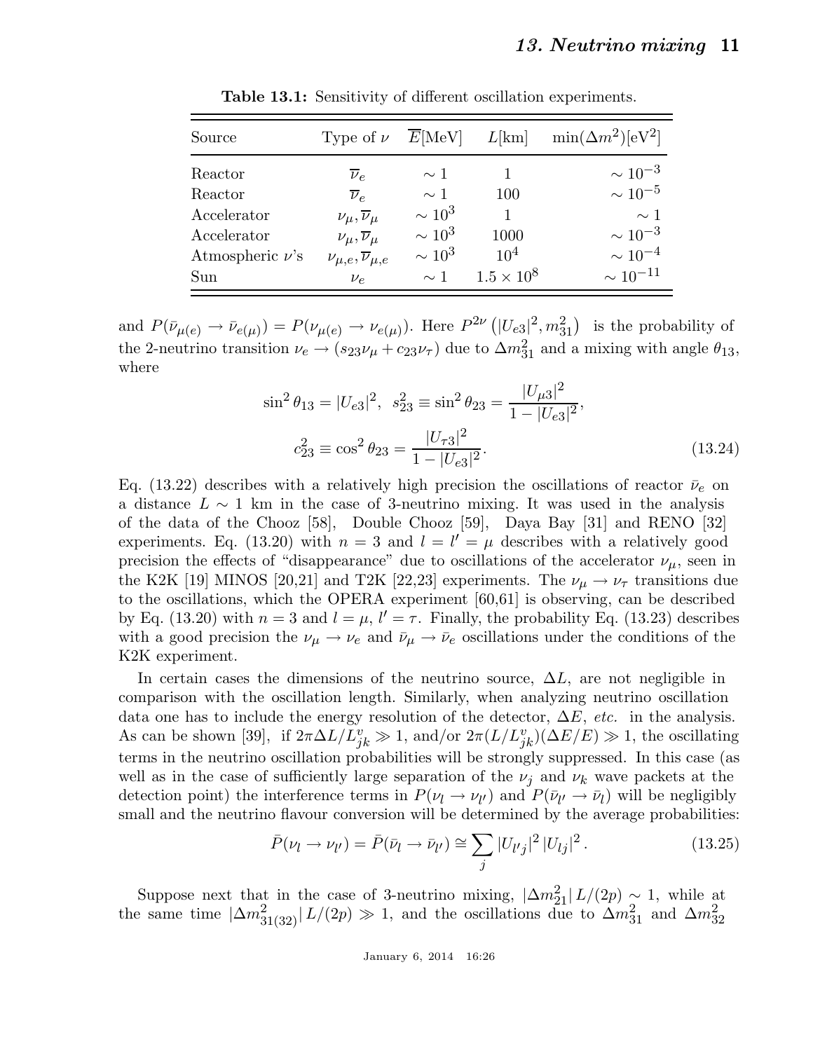**Table 13.1:** Sensitivity of different oscillation experiments.

| Source | Type of $\nu$ | $\overline{E}$[MeV] | $L$[km] | $\min(\Delta m^2)$[eV$^2$] |
|---|---|---|---|---|
| Reactor | $\overline{\nu}_e$ | $\sim 1$ | 1 | $\sim 10^{-3}$ |
| Reactor | $\overline{\nu}_e$ | $\sim 1$ | 100 | $\sim 10^{-5}$ |
| Accelerator | $\nu_\mu, \overline{\nu}_\mu$ | $\sim 10^3$ | 1 | $\sim 1$ |
| Accelerator | $\nu_\mu, \overline{\nu}_\mu$ | $\sim 10^3$ | 1000 | $\sim 10^{-3}$ |
| Atmospheric $\nu$'s | $\nu_{\mu,e}, \overline{\nu}_{\mu,e}$ | $\sim 10^3$ | $10^4$ | $\sim 10^{-4}$ |
| Sun | $\nu_e$ | $\sim 1$ | $1.5 \times 10^8$ | $\sim 10^{-11}$ |

and $P(\bar{\nu}_{\mu(e)} \to \bar{\nu}_{e(\mu)}) = P(\nu_{\mu(e)} \to \nu_{e(\mu)})$. Here $P^{2\nu}\left(|U_{e3}|^2, m_{31}^2\right)$ is the probability of the 2-neutrino transition $\nu_e \to (s_{23}\nu_\mu + c_{23}\nu_\tau)$ due to $\Delta m_{31}^2$ and a mixing with angle $\theta_{13}$, where

$$
\sin^2\theta_{13} = |U_{e3}|^2, \;\; s_{23}^2 \equiv \sin^2\theta_{23} = \frac{|U_{\mu 3}|^2}{1 - |U_{e3}|^2},
$$

$$
c_{23}^2 \equiv \cos^2\theta_{23} = \frac{|U_{\tau 3}|^2}{1 - |U_{e3}|^2}. \tag{13.24}
$$

Eq. (13.22) describes with a relatively high precision the oscillations of reactor $\bar{\nu}_e$ on a distance $L \sim 1$ km in the case of 3-neutrino mixing. It was used in the analysis of the data of the Chooz [58], Double Chooz [59], Daya Bay [31] and RENO [32] experiments. Eq. (13.20) with $n = 3$ and $l = l' = \mu$ describes with a relatively good precision the effects of "disappearance" due to oscillations of the accelerator $\nu_\mu$, seen in the K2K [19] MINOS [20,21] and T2K [22,23] experiments. The $\nu_\mu \to \nu_\tau$ transitions due to the oscillations, which the OPERA experiment [60,61] is observing, can be described by Eq. (13.20) with $n = 3$ and $l = \mu$, $l' = \tau$. Finally, the probability Eq. (13.23) describes with a good precision the $\nu_\mu \to \nu_e$ and $\bar{\nu}_\mu \to \bar{\nu}_e$ oscillations under the conditions of the K2K experiment.

In certain cases the dimensions of the neutrino source, $\Delta L$, are not negligible in comparison with the oscillation length. Similarly, when analyzing neutrino oscillation data one has to include the energy resolution of the detector, $\Delta E$, *etc.* in the analysis. As can be shown [39], if $2\pi\Delta L/L^v_{jk} \gg 1$, and/or $2\pi(L/L^v_{jk})(\Delta E/E) \gg 1$, the oscillating terms in the neutrino oscillation probabilities will be strongly suppressed. In this case (as well as in the case of sufficiently large separation of the $\nu_j$ and $\nu_k$ wave packets at the detection point) the interference terms in $P(\nu_l \to \nu_{l'})$ and $P(\bar{\nu}_{l'} \to \bar{\nu}_l)$ will be negligibly small and the neutrino flavour conversion will be determined by the average probabilities:

$$
\bar{P}(\nu_l \to \nu_{l'}) = \bar{P}(\bar{\nu}_l \to \bar{\nu}_{l'}) \cong \sum_j |U_{l'j}|^2 \, |U_{lj}|^2 \,. \tag{13.25}
$$

Suppose next that in the case of 3-neutrino mixing, $|\Delta m_{21}^2| \, L/(2p) \sim 1$, while at the same time $|\Delta m_{31(32)}^2| \, L/(2p) \gg 1$, and the oscillations due to $\Delta m_{31}^2$ and $\Delta m_{32}^2$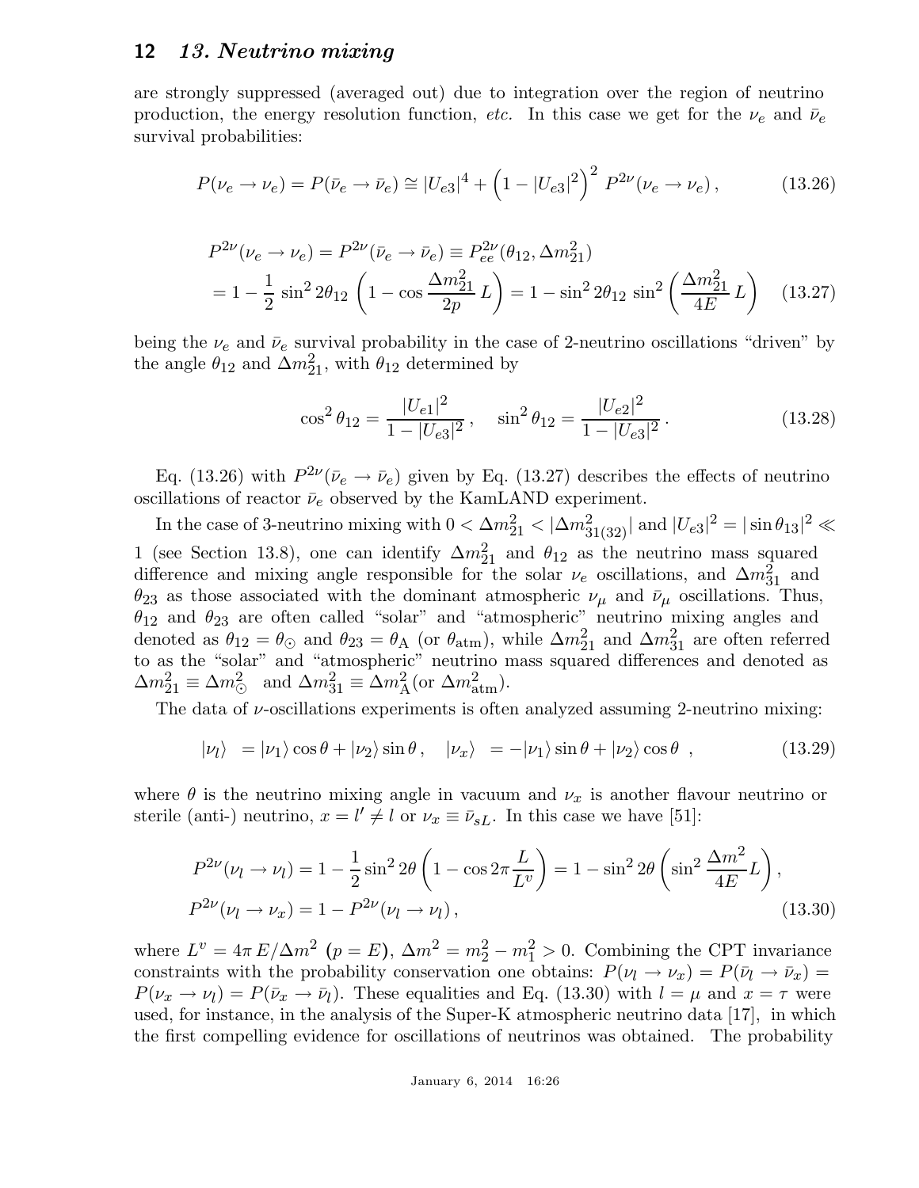are strongly suppressed (averaged out) due to integration over the region of neutrino production, the energy resolution function, *etc.* In this case we get for the $\nu_e$ and $\bar{\nu}_e$ survival probabilities:

$$P(\nu_e \to \nu_e) = P(\bar{\nu}_e \to \bar{\nu}_e) \cong |U_{e3}|^4 + \left(1 - |U_{e3}|^2\right)^2 \, P^{2\nu}(\nu_e \to \nu_e)\,, \tag{13.26}$$

$$\begin{aligned} P^{2\nu}(\nu_e \to \nu_e) &= P^{2\nu}(\bar{\nu}_e \to \bar{\nu}_e) \equiv P^{2\nu}_{ee}(\theta_{12}, \Delta m^2_{21}) \\ &= 1 - \frac{1}{2}\,\sin^2 2\theta_{12}\left(1 - \cos\frac{\Delta m^2_{21}}{2p}\,L\right) = 1 - \sin^2 2\theta_{12}\,\sin^2\left(\frac{\Delta m^2_{21}}{4E}\,L\right) \end{aligned} \tag{13.27}$$

being the $\nu_e$ and $\bar{\nu}_e$ survival probability in the case of 2-neutrino oscillations "driven" by the angle $\theta_{12}$ and $\Delta m^2_{21}$, with $\theta_{12}$ determined by

$$\cos^2\theta_{12} = \frac{|U_{e1}|^2}{1 - |U_{e3}|^2}\,, \quad \sin^2\theta_{12} = \frac{|U_{e2}|^2}{1 - |U_{e3}|^2}\,. \tag{13.28}$$

Eq. (13.26) with $P^{2\nu}(\bar{\nu}_e \to \bar{\nu}_e)$ given by Eq. (13.27) describes the effects of neutrino oscillations of reactor $\bar{\nu}_e$ observed by the KamLAND experiment.

In the case of 3-neutrino mixing with $0 < \Delta m^2_{21} < |\Delta m^2_{31(32)}|$ and $|U_{e3}|^2 = |\sin\theta_{13}|^2 \ll 1$ (see Section 13.8), one can identify $\Delta m^2_{21}$ and $\theta_{12}$ as the neutrino mass squared difference and mixing angle responsible for the solar $\nu_e$ oscillations, and $\Delta m^2_{31}$ and $\theta_{23}$ as those associated with the dominant atmospheric $\nu_\mu$ and $\bar{\nu}_\mu$ oscillations. Thus, $\theta_{12}$ and $\theta_{23}$ are often called "solar" and "atmospheric" neutrino mixing angles and denoted as $\theta_{12} = \theta_\odot$ and $\theta_{23} = \theta_{\rm A}$ (or $\theta_{\rm atm}$), while $\Delta m^2_{21}$ and $\Delta m^2_{31}$ are often referred to as the "solar" and "atmospheric" neutrino mass squared differences and denoted as $\Delta m^2_{21} \equiv \Delta m^2_\odot$ and $\Delta m^2_{31} \equiv \Delta m^2_{\rm A}$(or $\Delta m^2_{\rm atm}$).

The data of $\nu$-oscillations experiments is often analyzed assuming 2-neutrino mixing:

$$|\nu_l\rangle \;= |\nu_1\rangle\cos\theta + |\nu_2\rangle\sin\theta\,, \quad |\nu_x\rangle \;= -|\nu_1\rangle\sin\theta + |\nu_2\rangle\cos\theta\;\;, \tag{13.29}$$

where $\theta$ is the neutrino mixing angle in vacuum and $\nu_x$ is another flavour neutrino or sterile (anti-) neutrino, $x = l' \neq l$ or $\nu_x \equiv \bar{\nu}_{sL}$. In this case we have [51]:

$$\begin{aligned} P^{2\nu}(\nu_l \to \nu_l) &= 1 - \frac{1}{2}\sin^2 2\theta\left(1 - \cos 2\pi\frac{L}{L^v}\right) = 1 - \sin^2 2\theta\left(\sin^2\frac{\Delta m^2}{4E}L\right), \\ P^{2\nu}(\nu_l \to \nu_x) &= 1 - P^{2\nu}(\nu_l \to \nu_l)\,, \end{aligned} \tag{13.30}$$

where $L^v = 4\pi\, E/\Delta m^2$ $(p = E)$, $\Delta m^2 = m^2_2 - m^2_1 > 0$. Combining the CPT invariance constraints with the probability conservation one obtains: $P(\nu_l \to \nu_x) = P(\bar{\nu}_l \to \bar{\nu}_x) = P(\nu_x \to \nu_l) = P(\bar{\nu}_x \to \bar{\nu}_l)$. These equalities and Eq. (13.30) with $l = \mu$ and $x = \tau$ were used, for instance, in the analysis of the Super-K atmospheric neutrino data [17], in which the first compelling evidence for oscillations of neutrinos was obtained. The probability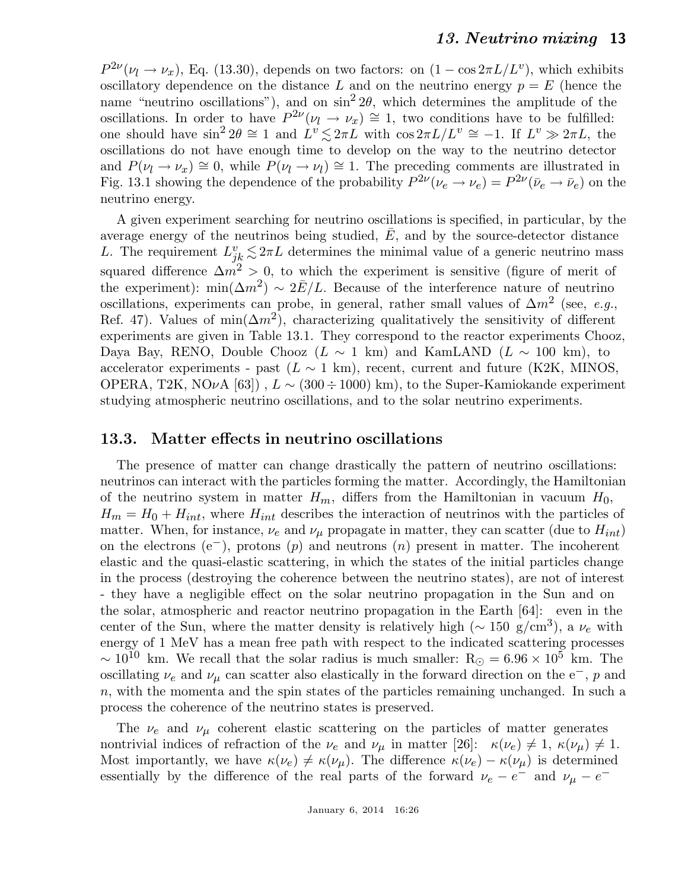$P^{2\nu}(\nu_l \to \nu_x)$, Eq. (13.30), depends on two factors: on $(1 - \cos 2\pi L/L^v)$, which exhibits oscillatory dependence on the distance $L$ and on the neutrino energy $p = E$ (hence the name "neutrino oscillations"), and on $\sin^2 2\theta$, which determines the amplitude of the oscillations. In order to have $P^{2\nu}(\nu_l \to \nu_x) \cong 1$, two conditions have to be fulfilled: one should have $\sin^2 2\theta \cong 1$ and $L^v \lesssim 2\pi L$ with $\cos 2\pi L/L^v \cong -1$. If $L^v \gg 2\pi L$, the oscillations do not have enough time to develop on the way to the neutrino detector and $P(\nu_l \to \nu_x) \cong 0$, while $P(\nu_l \to \nu_l) \cong 1$. The preceding comments are illustrated in Fig. 13.1 showing the dependence of the probability $P^{2\nu}(\nu_e \to \nu_e) = P^{2\nu}(\bar{\nu}_e \to \bar{\nu}_e)$ on the neutrino energy.

A given experiment searching for neutrino oscillations is specified, in particular, by the average energy of the neutrinos being studied, $\bar{E}$, and by the source-detector distance $L$. The requirement $L^v_{jk} \lesssim 2\pi L$ determines the minimal value of a generic neutrino mass squared difference $\Delta m^2 > 0$, to which the experiment is sensitive (figure of merit of the experiment): $\min(\Delta m^2) \sim 2\bar{E}/L$. Because of the interference nature of neutrino oscillations, experiments can probe, in general, rather small values of $\Delta m^2$ (see, *e.g.*, Ref. 47). Values of $\min(\Delta m^2)$, characterizing qualitatively the sensitivity of different experiments are given in Table 13.1. They correspond to the reactor experiments Chooz, Daya Bay, RENO, Double Chooz ($L \sim 1$ km) and KamLAND ($L \sim 100$ km), to accelerator experiments - past ($L \sim 1$ km), recent, current and future (K2K, MINOS, OPERA, T2K, NO$\nu$A [63]) , $L \sim (300 \div 1000)$ km), to the Super-Kamiokande experiment studying atmospheric neutrino oscillations, and to the solar neutrino experiments.

## 13.3. Matter effects in neutrino oscillations

The presence of matter can change drastically the pattern of neutrino oscillations: neutrinos can interact with the particles forming the matter. Accordingly, the Hamiltonian of the neutrino system in matter $H_m$, differs from the Hamiltonian in vacuum $H_0$, $H_m = H_0 + H_{int}$, where $H_{int}$ describes the interaction of neutrinos with the particles of matter. When, for instance, $\nu_e$ and $\nu_\mu$ propagate in matter, they can scatter (due to $H_{int}$) on the electrons ($e^-$), protons ($p$) and neutrons ($n$) present in matter. The incoherent elastic and the quasi-elastic scattering, in which the states of the initial particles change in the process (destroying the coherence between the neutrino states), are not of interest - they have a negligible effect on the solar neutrino propagation in the Sun and on the solar, atmospheric and reactor neutrino propagation in the Earth [64]: even in the center of the Sun, where the matter density is relatively high ($\sim 150$ g/cm$^3$), a $\nu_e$ with energy of 1 MeV has a mean free path with respect to the indicated scattering processes $\sim 10^{10}$ km. We recall that the solar radius is much smaller: $R_\odot = 6.96 \times 10^5$ km. The oscillating $\nu_e$ and $\nu_\mu$ can scatter also elastically in the forward direction on the $e^-$, $p$ and $n$, with the momenta and the spin states of the particles remaining unchanged. In such a process the coherence of the neutrino states is preserved.

The $\nu_e$ and $\nu_\mu$ coherent elastic scattering on the particles of matter generates nontrivial indices of refraction of the $\nu_e$ and $\nu_\mu$ in matter [26]: $\kappa(\nu_e) \neq 1$, $\kappa(\nu_\mu) \neq 1$. Most importantly, we have $\kappa(\nu_e) \neq \kappa(\nu_\mu)$. The difference $\kappa(\nu_e) - \kappa(\nu_\mu)$ is determined essentially by the difference of the real parts of the forward $\nu_e - e^-$ and $\nu_\mu - e^-$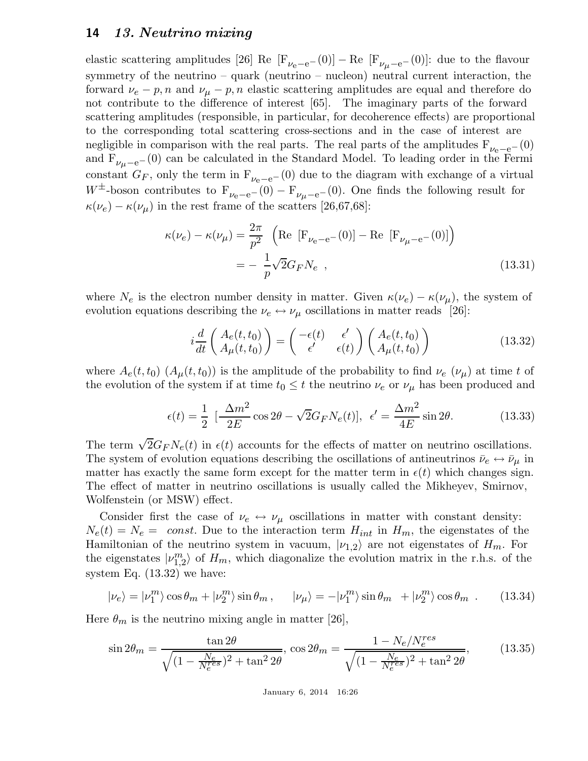elastic scattering amplitudes [26] Re $[\mathrm{F}_{\nu_e - e^-}(0)]$ − Re $[\mathrm{F}_{\nu_\mu - e^-}(0)]$: due to the flavour symmetry of the neutrino – quark (neutrino – nucleon) neutral current interaction, the forward $\nu_e - p, n$ and $\nu_\mu - p, n$ elastic scattering amplitudes are equal and therefore do not contribute to the difference of interest [65]. The imaginary parts of the forward scattering amplitudes (responsible, in particular, for decoherence effects) are proportional to the corresponding total scattering cross-sections and in the case of interest are negligible in comparison with the real parts. The real parts of the amplitudes $\mathrm{F}_{\nu_e - e^-}(0)$ and $\mathrm{F}_{\nu_\mu - e^-}(0)$ can be calculated in the Standard Model. To leading order in the Fermi constant $G_F$, only the term in $\mathrm{F}_{\nu_e - e^-}(0)$ due to the diagram with exchange of a virtual $W^{\pm}$-boson contributes to $\mathrm{F}_{\nu_e - e^-}(0) - \mathrm{F}_{\nu_\mu - e^-}(0)$. One finds the following result for $\kappa(\nu_e) - \kappa(\nu_\mu)$ in the rest frame of the scatters [26,67,68]:

$$\kappa(\nu_e) - \kappa(\nu_\mu) = \frac{2\pi}{p^2} \left( \mathrm{Re}\ [\mathrm{F}_{\nu_e - e^-}(0)] - \mathrm{Re}\ [\mathrm{F}_{\nu_\mu - e^-}(0)] \right)$$
$$= -\ \frac{1}{p}\sqrt{2} G_F N_e \ , \tag{13.31}$$

where $N_e$ is the electron number density in matter. Given $\kappa(\nu_e) - \kappa(\nu_\mu)$, the system of evolution equations describing the $\nu_e \leftrightarrow \nu_\mu$ oscillations in matter reads [26]:

$$i \frac{d}{dt} \begin{pmatrix} A_e(t, t_0) \\ A_\mu(t, t_0) \end{pmatrix} = \begin{pmatrix} -\epsilon(t) & \epsilon' \\ \epsilon' & \epsilon(t) \end{pmatrix} \begin{pmatrix} A_e(t, t_0) \\ A_\mu(t, t_0) \end{pmatrix} \tag{13.32}$$

where $A_e(t, t_0)$ ($A_\mu(t, t_0)$) is the amplitude of the probability to find $\nu_e$ ($\nu_\mu$) at time $t$ of the evolution of the system if at time $t_0 \leq t$ the neutrino $\nu_e$ or $\nu_\mu$ has been produced and

$$\epsilon(t) = \frac{1}{2}\ [\frac{\Delta m^2}{2E} \cos 2\theta - \sqrt{2} G_F N_e(t)],\ \ \epsilon' = \frac{\Delta m^2}{4E} \sin 2\theta. \tag{13.33}$$

The term $\sqrt{2} G_F N_e(t)$ in $\epsilon(t)$ accounts for the effects of matter on neutrino oscillations. The system of evolution equations describing the oscillations of antineutrinos $\bar{\nu}_e \leftrightarrow \bar{\nu}_\mu$ in matter has exactly the same form except for the matter term in $\epsilon(t)$ which changes sign. The effect of matter in neutrino oscillations is usually called the Mikheyev, Smirnov, Wolfenstein (or MSW) effect.

Consider first the case of $\nu_e \leftrightarrow \nu_\mu$ oscillations in matter with constant density: $N_e(t) = N_e =$ *const*. Due to the interaction term $H_{int}$ in $H_m$, the eigenstates of the Hamiltonian of the neutrino system in vacuum, $|\nu_{1,2}\rangle$ are not eigenstates of $H_m$. For the eigenstates $|\nu^m_{1,2}\rangle$ of $H_m$, which diagonalize the evolution matrix in the r.h.s. of the system Eq. (13.32) we have:

$$|\nu_e\rangle = |\nu^m_1\rangle \cos\theta_m + |\nu^m_2\rangle \sin\theta_m \,, \qquad |\nu_\mu\rangle = -|\nu^m_1\rangle \sin\theta_m \ + |\nu^m_2\rangle \cos\theta_m \ . \tag{13.34}$$

Here $\theta_m$ is the neutrino mixing angle in matter [26],

$$\sin 2\theta_m = \frac{\tan 2\theta}{\sqrt{(1 - \frac{N_e}{N_e^{res}})^2 + \tan^2 2\theta}},\ \cos 2\theta_m = \frac{1 - N_e/N_e^{res}}{\sqrt{(1 - \frac{N_e}{N_e^{res}})^2 + \tan^2 2\theta}}, \tag{13.35}$$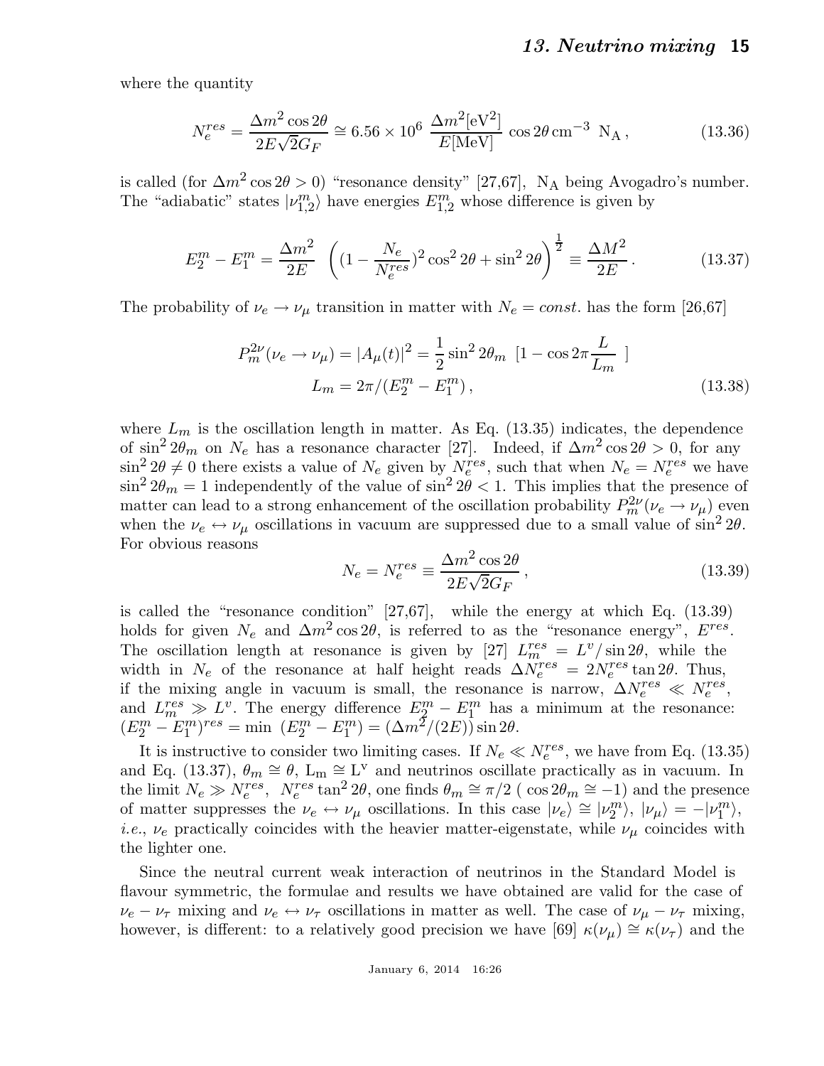where the quantity

$$N_e^{res} = \frac{\Delta m^2 \cos 2\theta}{2E\sqrt{2}G_F} \cong 6.56 \times 10^6 \ \frac{\Delta m^2[\text{eV}^2]}{E[\text{MeV}]} \ \cos 2\theta \, \text{cm}^{-3} \ \text{N}_\text{A} \,, \tag{13.36}$$

is called (for $\Delta m^2 \cos 2\theta > 0$) "resonance density" [27,67], $\text{N}_\text{A}$ being Avogadro's number. The "adiabatic" states $|\nu_{1,2}^m\rangle$ have energies $E_{1,2}^m$ whose difference is given by

$$E_2^m - E_1^m = \frac{\Delta m^2}{2E} \ \left( (1 - \frac{N_e}{N_e^{res}})^2 \cos^2 2\theta + \sin^2 2\theta \right)^{\frac{1}{2}} \equiv \frac{\Delta M^2}{2E} \,. \tag{13.37}$$

The probability of $\nu_e \to \nu_\mu$ transition in matter with $N_e = const.$ has the form [26,67]

$$P_m^{2\nu}(\nu_e \to \nu_\mu) = |A_\mu(t)|^2 = \frac{1}{2} \sin^2 2\theta_m \ [1 - \cos 2\pi \frac{L}{L_m} \ ]$$
$$L_m = 2\pi / (E_2^m - E_1^m) \,, \tag{13.38}$$

where $L_m$ is the oscillation length in matter. As Eq. (13.35) indicates, the dependence of $\sin^2 2\theta_m$ on $N_e$ has a resonance character [27]. Indeed, if $\Delta m^2 \cos 2\theta > 0$, for any $\sin^2 2\theta \neq 0$ there exists a value of $N_e$ given by $N_e^{res}$, such that when $N_e = N_e^{res}$ we have $\sin^2 2\theta_m = 1$ independently of the value of $\sin^2 2\theta < 1$. This implies that the presence of matter can lead to a strong enhancement of the oscillation probability $P_m^{2\nu}(\nu_e \to \nu_\mu)$ even when the $\nu_e \leftrightarrow \nu_\mu$ oscillations in vacuum are suppressed due to a small value of $\sin^2 2\theta$. For obvious reasons

$$N_e = N_e^{res} \equiv \frac{\Delta m^2 \cos 2\theta}{2E\sqrt{2}G_F} \,, \tag{13.39}$$

is called the "resonance condition" [27,67], while the energy at which Eq. (13.39) holds for given $N_e$ and $\Delta m^2 \cos 2\theta$, is referred to as the "resonance energy", $E^{res}$. The oscillation length at resonance is given by [27] $L_m^{res} = L^v / \sin 2\theta$, while the width in $N_e$ of the resonance at half height reads $\Delta N_e^{res} = 2N_e^{res} \tan 2\theta$. Thus, if the mixing angle in vacuum is small, the resonance is narrow, $\Delta N_e^{res} \ll N_e^{res}$, and $L_m^{res} \gg L^v$. The energy difference $E_2^m - E_1^m$ has a minimum at the resonance: $(E_2^m - E_1^m)^{res} = \min \ (E_2^m - E_1^m) = (\Delta m^2/(2E)) \sin 2\theta$.

It is instructive to consider two limiting cases. If $N_e \ll N_e^{res}$, we have from Eq. (13.35) and Eq. (13.37), $\theta_m \cong \theta$, $\text{L}_\text{m} \cong \text{L}^\text{v}$ and neutrinos oscillate practically as in vacuum. In the limit $N_e \gg N_e^{res}$, $N_e^{res} \tan^2 2\theta$, one finds $\theta_m \cong \pi/2$ ( $\cos 2\theta_m \cong -1$) and the presence of matter suppresses the $\nu_e \leftrightarrow \nu_\mu$ oscillations. In this case $|\nu_e\rangle \cong |\nu_2^m\rangle$, $|\nu_\mu\rangle = -|\nu_1^m\rangle$, *i.e.*, $\nu_e$ practically coincides with the heavier matter-eigenstate, while $\nu_\mu$ coincides with the lighter one.

Since the neutral current weak interaction of neutrinos in the Standard Model is flavour symmetric, the formulae and results we have obtained are valid for the case of $\nu_e - \nu_\tau$ mixing and $\nu_e \leftrightarrow \nu_\tau$ oscillations in matter as well. The case of $\nu_\mu - \nu_\tau$ mixing, however, is different: to a relatively good precision we have [69] $\kappa(\nu_\mu) \cong \kappa(\nu_\tau)$ and the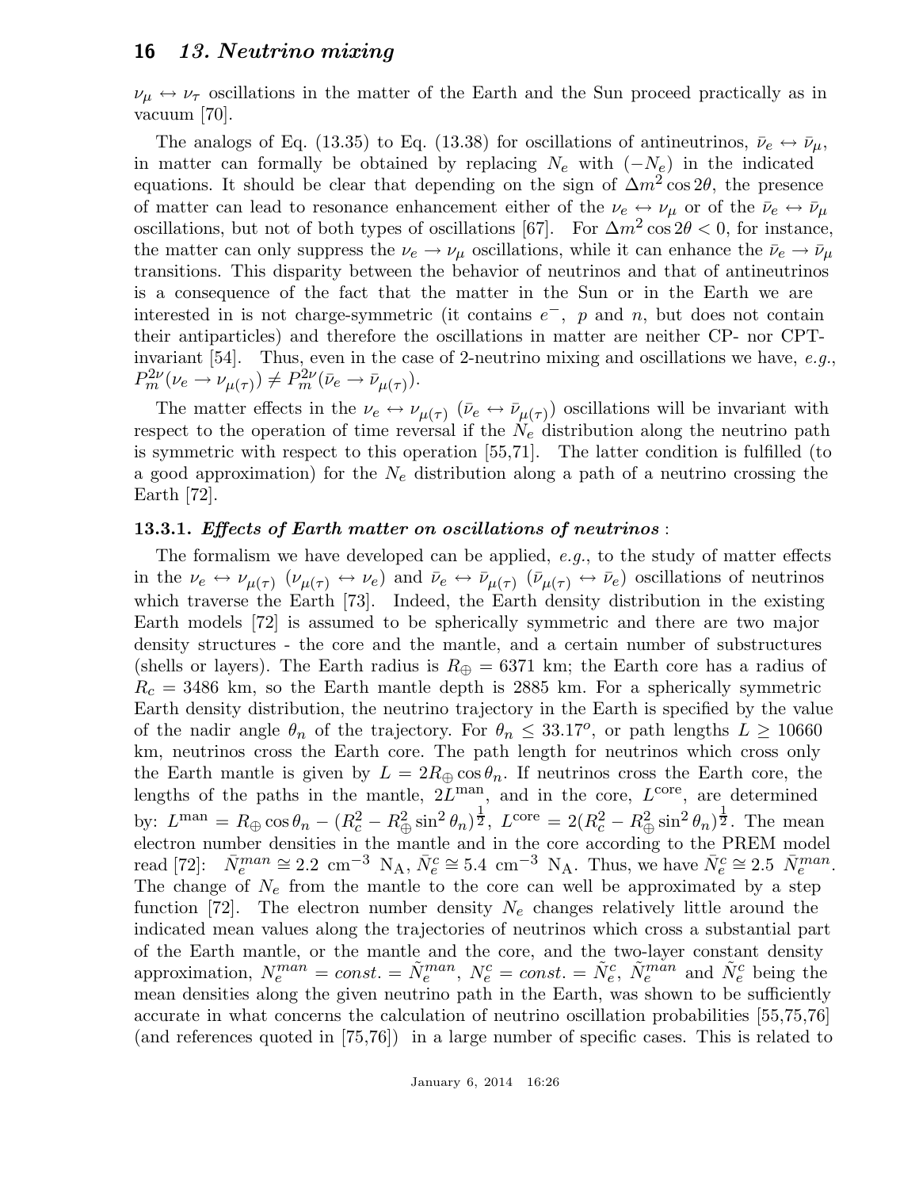$\nu_\mu \leftrightarrow \nu_\tau$ oscillations in the matter of the Earth and the Sun proceed practically as in vacuum [70].

The analogs of Eq. (13.35) to Eq. (13.38) for oscillations of antineutrinos, $\bar{\nu}_e \leftrightarrow \bar{\nu}_\mu$, in matter can formally be obtained by replacing $N_e$ with $(-N_e)$ in the indicated equations. It should be clear that depending on the sign of $\Delta m^2 \cos 2\theta$, the presence of matter can lead to resonance enhancement either of the $\nu_e \leftrightarrow \nu_\mu$ or of the $\bar{\nu}_e \leftrightarrow \bar{\nu}_\mu$ oscillations, but not of both types of oscillations [67]. For $\Delta m^2 \cos 2\theta < 0$, for instance, the matter can only suppress the $\nu_e \to \nu_\mu$ oscillations, while it can enhance the $\bar{\nu}_e \to \bar{\nu}_\mu$ transitions. This disparity between the behavior of neutrinos and that of antineutrinos is a consequence of the fact that the matter in the Sun or in the Earth we are interested in is not charge-symmetric (it contains $e^-$, $p$ and $n$, but does not contain their antiparticles) and therefore the oscillations in matter are neither CP- nor CPT-invariant [54]. Thus, even in the case of 2-neutrino mixing and oscillations we have, *e.g.*, $P^{2\nu}_m(\nu_e \to \nu_{\mu(\tau)}) \neq P^{2\nu}_m(\bar{\nu}_e \to \bar{\nu}_{\mu(\tau)})$.

The matter effects in the $\nu_e \leftrightarrow \nu_{\mu(\tau)}$ ($\bar{\nu}_e \leftrightarrow \bar{\nu}_{\mu(\tau)}$) oscillations will be invariant with respect to the operation of time reversal if the $N_e$ distribution along the neutrino path is symmetric with respect to this operation [55,71]. The latter condition is fulfilled (to a good approximation) for the $N_e$ distribution along a path of a neutrino crossing the Earth [72].

### 13.3.1. *Effects of Earth matter on oscillations of neutrinos* :

The formalism we have developed can be applied, *e.g.*, to the study of matter effects in the $\nu_e \leftrightarrow \nu_{\mu(\tau)}$ ($\nu_{\mu(\tau)} \leftrightarrow \nu_e$) and $\bar{\nu}_e \leftrightarrow \bar{\nu}_{\mu(\tau)}$ ($\bar{\nu}_{\mu(\tau)} \leftrightarrow \bar{\nu}_e$) oscillations of neutrinos which traverse the Earth [73]. Indeed, the Earth density distribution in the existing Earth models [72] is assumed to be spherically symmetric and there are two major density structures - the core and the mantle, and a certain number of substructures (shells or layers). The Earth radius is $R_\oplus = 6371$ km; the Earth core has a radius of $R_c = 3486$ km, so the Earth mantle depth is 2885 km. For a spherically symmetric Earth density distribution, the neutrino trajectory in the Earth is specified by the value of the nadir angle $\theta_n$ of the trajectory. For $\theta_n \leq 33.17^o$, or path lengths $L \geq 10660$ km, neutrinos cross the Earth core. The path length for neutrinos which cross only the Earth mantle is given by $L = 2R_\oplus \cos\theta_n$. If neutrinos cross the Earth core, the lengths of the paths in the mantle, $2L^{\rm man}$, and in the core, $L^{\rm core}$, are determined by: $L^{\rm man} = R_\oplus \cos\theta_n - (R_c^2 - R_\oplus^2 \sin^2\theta_n)^{\frac{1}{2}}$, $L^{\rm core} = 2(R_c^2 - R_\oplus^2 \sin^2\theta_n)^{\frac{1}{2}}$. The mean electron number densities in the mantle and in the core according to the PREM model read [72]: $\bar{N}_e^{man} \cong 2.2$ cm$^{-3}$ N$_{\rm A}$, $\bar{N}_e^c \cong 5.4$ cm$^{-3}$ N$_{\rm A}$. Thus, we have $\bar{N}_e^c \cong 2.5\ \bar{N}_e^{man}$. The change of $N_e$ from the mantle to the core can well be approximated by a step function [72]. The electron number density $N_e$ changes relatively little around the indicated mean values along the trajectories of neutrinos which cross a substantial part of the Earth mantle, or the mantle and the core, and the two-layer constant density approximation, $N_e^{man} = const. = \tilde{N}_e^{man}$, $N_e^c = const. = \tilde{N}_e^c$, $\tilde{N}_e^{man}$ and $\tilde{N}_e^c$ being the mean densities along the given neutrino path in the Earth, was shown to be sufficiently accurate in what concerns the calculation of neutrino oscillation probabilities [55,75,76] (and references quoted in [75,76]) in a large number of specific cases. This is related to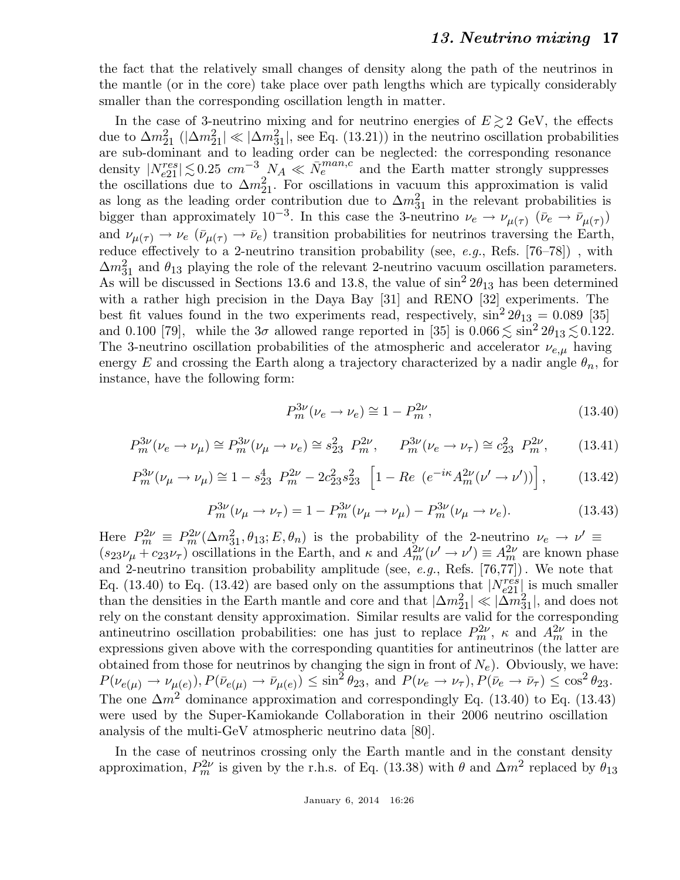the fact that the relatively small changes of density along the path of the neutrinos in the mantle (or in the core) take place over path lengths which are typically considerably smaller than the corresponding oscillation length in matter.

In the case of 3-neutrino mixing and for neutrino energies of $E \gtrsim 2$ GeV, the effects due to $\Delta m^2_{21}$ ($|\Delta m^2_{21}| \ll |\Delta m^2_{31}|$, see Eq. (13.21)) in the neutrino oscillation probabilities are sub-dominant and to leading order can be neglected: the corresponding resonance density $|N^{res}_{e21}| \lesssim 0.25\ cm^{-3}\ N_A \ll \bar{N}^{man,c}_e$ and the Earth matter strongly suppresses the oscillations due to $\Delta m^2_{21}$. For oscillations in vacuum this approximation is valid as long as the leading order contribution due to $\Delta m^2_{31}$ in the relevant probabilities is bigger than approximately $10^{-3}$. In this case the 3-neutrino $\nu_e \to \nu_{\mu(\tau)}$ ($\bar{\nu}_e \to \bar{\nu}_{\mu(\tau)}$) and $\nu_{\mu(\tau)} \to \nu_e$ ($\bar{\nu}_{\mu(\tau)} \to \bar{\nu}_e$) transition probabilities for neutrinos traversing the Earth, reduce effectively to a 2-neutrino transition probability (see, *e.g.*, Refs. [76–78]) , with $\Delta m^2_{31}$ and $\theta_{13}$ playing the role of the relevant 2-neutrino vacuum oscillation parameters. As will be discussed in Sections 13.6 and 13.8, the value of $\sin^2 2\theta_{13}$ has been determined with a rather high precision in the Daya Bay [31] and RENO [32] experiments. The best fit values found in the two experiments read, respectively, $\sin^2 2\theta_{13} = 0.089$ [35] and 0.100 [79], while the $3\sigma$ allowed range reported in [35] is $0.066 \lesssim \sin^2 2\theta_{13} \lesssim 0.122$. The 3-neutrino oscillation probabilities of the atmospheric and accelerator $\nu_{e,\mu}$ having energy $E$ and crossing the Earth along a trajectory characterized by a nadir angle $\theta_n$, for instance, have the following form:

$$P^{3\nu}_m(\nu_e \to \nu_e) \cong 1 - P^{2\nu}_m, \tag{13.40}$$

$$P^{3\nu}_m(\nu_e \to \nu_\mu) \cong P^{3\nu}_m(\nu_\mu \to \nu_e) \cong s^2_{23}\ P^{2\nu}_m, \qquad P^{3\nu}_m(\nu_e \to \nu_\tau) \cong c^2_{23}\ P^{2\nu}_m, \tag{13.41}$$

$$P^{3\nu}_m(\nu_\mu \to \nu_\mu) \cong 1 - s^4_{23}\ P^{2\nu}_m - 2c^2_{23}s^2_{23}\ \left[1 - Re\ \left(e^{-i\kappa} A^{2\nu}_m(\nu' \to \nu')\right)\right], \tag{13.42}$$

$$P^{3\nu}_m(\nu_\mu \to \nu_\tau) = 1 - P^{3\nu}_m(\nu_\mu \to \nu_\mu) - P^{3\nu}_m(\nu_\mu \to \nu_e). \tag{13.43}$$

Here $P^{2\nu}_m \equiv P^{2\nu}_m(\Delta m^2_{31}, \theta_{13}; E, \theta_n)$ is the probability of the 2-neutrino $\nu_e \to \nu' \equiv (s_{23}\nu_\mu + c_{23}\nu_\tau)$ oscillations in the Earth, and $\kappa$ and $A^{2\nu}_m(\nu' \to \nu') \equiv A^{2\nu}_m$ are known phase and 2-neutrino transition probability amplitude (see, *e.g.*, Refs. [76,77]). We note that Eq. (13.40) to Eq. (13.42) are based only on the assumptions that $|N^{res}_{e21}|$ is much smaller than the densities in the Earth mantle and core and that $|\Delta m^2_{21}| \ll |\Delta m^2_{31}|$, and does not rely on the constant density approximation. Similar results are valid for the corresponding antineutrino oscillation probabilities: one has just to replace $P^{2\nu}_m$, $\kappa$ and $A^{2\nu}_m$ in the expressions given above with the corresponding quantities for antineutrinos (the latter are obtained from those for neutrinos by changing the sign in front of $N_e$). Obviously, we have: $P(\nu_{e(\mu)} \to \nu_{\mu(e)}), P(\bar{\nu}_{e(\mu)} \to \bar{\nu}_{\mu(e)}) \leq \sin^2\theta_{23}$, and $P(\nu_e \to \nu_\tau), P(\bar{\nu}_e \to \bar{\nu}_\tau) \leq \cos^2\theta_{23}$. The one $\Delta m^2$ dominance approximation and correspondingly Eq. (13.40) to Eq. (13.43) were used by the Super-Kamiokande Collaboration in their 2006 neutrino oscillation analysis of the multi-GeV atmospheric neutrino data [80].

In the case of neutrinos crossing only the Earth mantle and in the constant density approximation, $P^{2\nu}_m$ is given by the r.h.s. of Eq. (13.38) with $\theta$ and $\Delta m^2$ replaced by $\theta_{13}$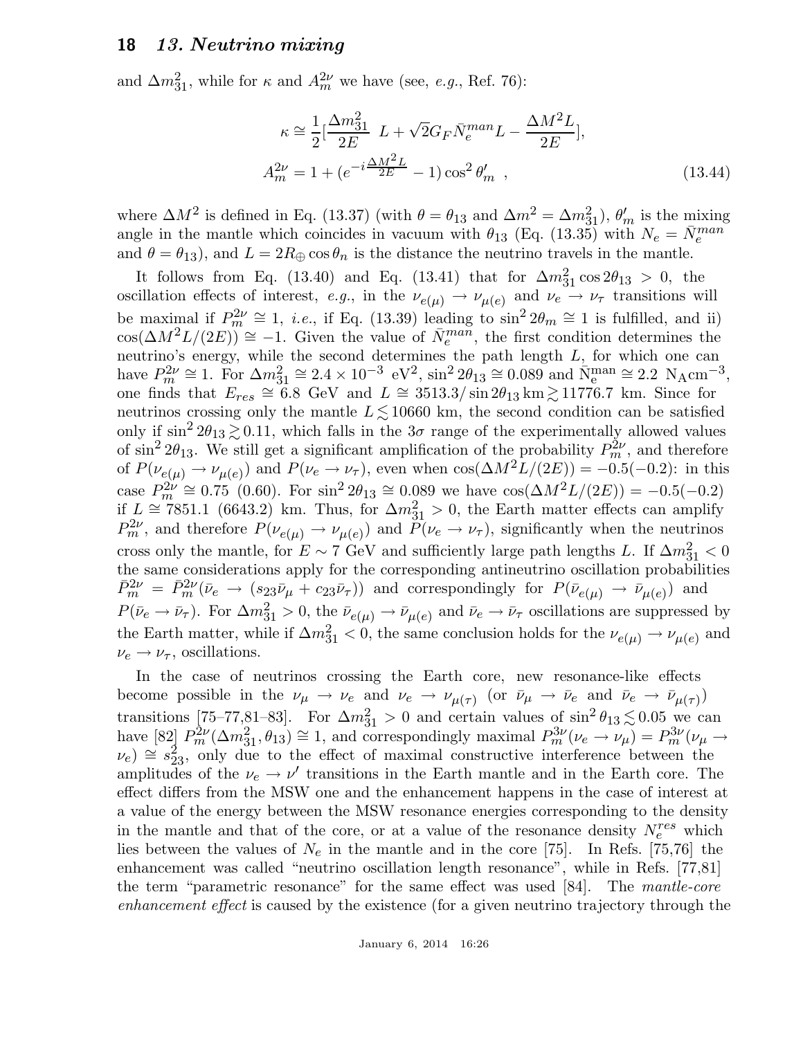and $\Delta m^2_{31}$, while for $\kappa$ and $A^{2\nu}_m$ we have (see, *e.g.*, Ref. 76):

$$\kappa \cong \frac{1}{2}[\frac{\Delta m^2_{31}}{2E}\; L + \sqrt{2}G_F \bar{N}^{man}_e L - \frac{\Delta M^2 L}{2E}],$$
$$A^{2\nu}_m = 1 + (e^{-i\frac{\Delta M^2 L}{2E}} - 1)\cos^2\theta'_m \;, \tag{13.44}$$

where $\Delta M^2$ is defined in Eq. (13.37) (with $\theta = \theta_{13}$ and $\Delta m^2 = \Delta m^2_{31}$), $\theta'_m$ is the mixing angle in the mantle which coincides in vacuum with $\theta_{13}$ (Eq. (13.35) with $N_e = \bar{N}^{man}_e$ and $\theta = \theta_{13}$), and $L = 2R_{\oplus}\cos\theta_n$ is the distance the neutrino travels in the mantle.

It follows from Eq. (13.40) and Eq. (13.41) that for $\Delta m^2_{31}\cos 2\theta_{13} > 0$, the oscillation effects of interest, *e.g.*, in the $\nu_{e(\mu)} \to \nu_{\mu(e)}$ and $\nu_e \to \nu_\tau$ transitions will be maximal if $P^{2\nu}_m \cong 1$, *i.e.*, if Eq. (13.39) leading to $\sin^2 2\theta_m \cong 1$ is fulfilled, and ii) $\cos(\Delta M^2 L/(2E)) \cong -1$. Given the value of $\bar{N}^{man}_e$, the first condition determines the neutrino's energy, while the second determines the path length $L$, for which one can have $P^{2\nu}_m \cong 1$. For $\Delta m^2_{31} \cong 2.4 \times 10^{-3}$ eV$^2$, $\sin^2 2\theta_{13} \cong 0.089$ and $\bar{\mathrm{N}}^{\mathrm{man}}_{\mathrm{e}} \cong 2.2\ \mathrm{N_A cm^{-3}}$, one finds that $E_{res} \cong 6.8$ GeV and $L \cong 3513.3/\sin 2\theta_{13}\,\mathrm{km} \gtrsim 11776.7$ km. Since for neutrinos crossing only the mantle $L \lesssim 10660$ km, the second condition can be satisfied only if $\sin^2 2\theta_{13} \gtrsim 0.11$, which falls in the $3\sigma$ range of the experimentally allowed values of $\sin^2 2\theta_{13}$. We still get a significant amplification of the probability $P^{2\nu}_m$, and therefore of $P(\nu_{e(\mu)} \to \nu_{\mu(e)})$ and $P(\nu_e \to \nu_\tau)$, even when $\cos(\Delta M^2 L/(2E)) = -0.5(-0.2)$: in this case $P^{2\nu}_m \cong 0.75$ (0.60). For $\sin^2 2\theta_{13} \cong 0.089$ we have $\cos(\Delta M^2 L/(2E)) = -0.5(-0.2)$ if $L \cong 7851.1$ (6643.2) km. Thus, for $\Delta m^2_{31} > 0$, the Earth matter effects can amplify $P^{2\nu}_m$, and therefore $P(\nu_{e(\mu)} \to \nu_{\mu(e)})$ and $P(\nu_e \to \nu_\tau)$, significantly when the neutrinos cross only the mantle, for $E \sim 7$ GeV and sufficiently large path lengths $L$. If $\Delta m^2_{31} < 0$ the same considerations apply for the corresponding antineutrino oscillation probabilities $\bar{P}^{2\nu}_m = \bar{P}^{2\nu}_m(\bar{\nu}_e \to (s_{23}\bar{\nu}_\mu + c_{23}\bar{\nu}_\tau))$ and correspondingly for $P(\bar{\nu}_{e(\mu)} \to \bar{\nu}_{\mu(e)})$ and $P(\bar{\nu}_e \to \bar{\nu}_\tau)$. For $\Delta m^2_{31} > 0$, the $\bar{\nu}_{e(\mu)} \to \bar{\nu}_{\mu(e)}$ and $\bar{\nu}_e \to \bar{\nu}_\tau$ oscillations are suppressed by the Earth matter, while if $\Delta m^2_{31} < 0$, the same conclusion holds for the $\nu_{e(\mu)} \to \nu_{\mu(e)}$ and $\nu_e \to \nu_\tau$, oscillations.

In the case of neutrinos crossing the Earth core, new resonance-like effects become possible in the $\nu_\mu \to \nu_e$ and $\nu_e \to \nu_{\mu(\tau)}$ (or $\bar{\nu}_\mu \to \bar{\nu}_e$ and $\bar{\nu}_e \to \bar{\nu}_{\mu(\tau)}$) transitions [75–77,81–83]. For $\Delta m^2_{31} > 0$ and certain values of $\sin^2\theta_{13} \lesssim 0.05$ we can have [82] $P^{2\nu}_m(\Delta m^2_{31}, \theta_{13}) \cong 1$, and correspondingly maximal $P^{3\nu}_m(\nu_e \to \nu_\mu) = P^{3\nu}_m(\nu_\mu \to \nu_e) \cong s^2_{23}$, only due to the effect of maximal constructive interference between the amplitudes of the $\nu_e \to \nu'$ transitions in the Earth mantle and in the Earth core. The effect differs from the MSW one and the enhancement happens in the case of interest at a value of the energy between the MSW resonance energies corresponding to the density in the mantle and that of the core, or at a value of the resonance density $N^{res}_e$ which lies between the values of $N_e$ in the mantle and in the core [75]. In Refs. [75,76] the enhancement was called "neutrino oscillation length resonance", while in Refs. [77,81] the term "parametric resonance" for the same effect was used [84]. The *mantle-core enhancement effect* is caused by the existence (for a given neutrino trajectory through the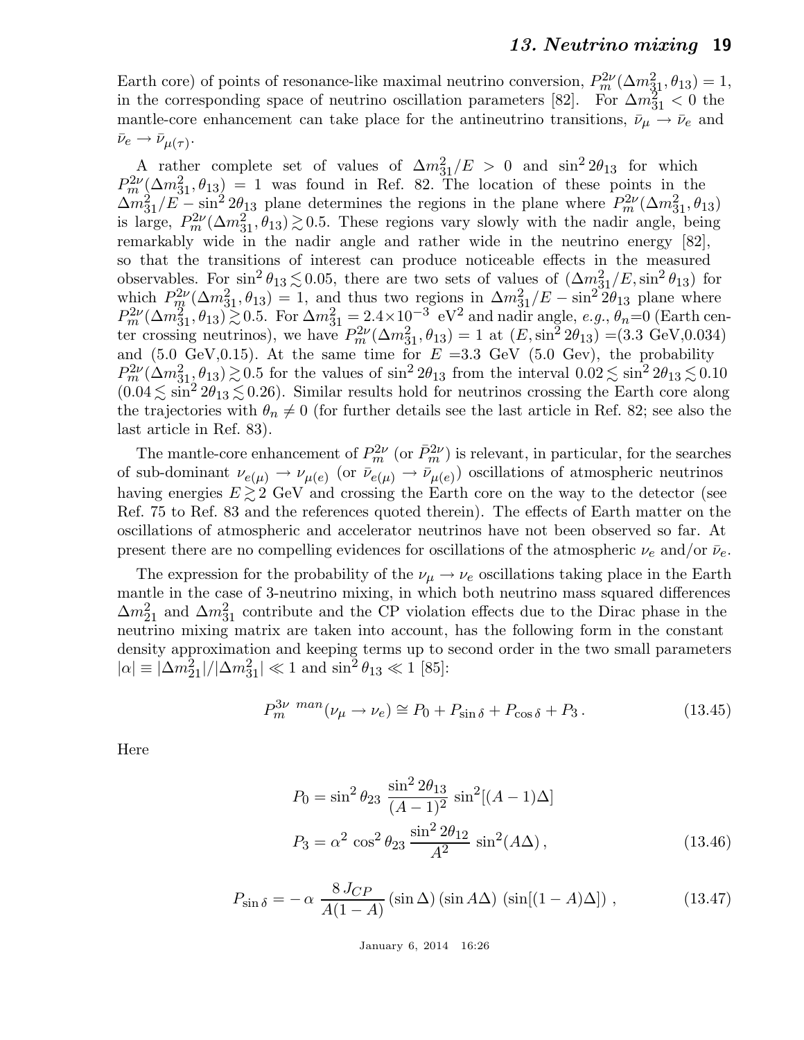Earth core) of points of resonance-like maximal neutrino conversion, $P_m^{2\nu}(\Delta m_{31}^2, \theta_{13}) = 1$, in the corresponding space of neutrino oscillation parameters [82]. For $\Delta m_{31}^2 < 0$ the mantle-core enhancement can take place for the antineutrino transitions, $\bar{\nu}_\mu \to \bar{\nu}_e$ and $\bar{\nu}_e \to \bar{\nu}_{\mu(\tau)}$.

A rather complete set of values of $\Delta m_{31}^2/E > 0$ and $\sin^2 2\theta_{13}$ for which $P_m^{2\nu}(\Delta m_{31}^2, \theta_{13}) = 1$ was found in Ref. 82. The location of these points in the $\Delta m_{31}^2/E - \sin^2 2\theta_{13}$ plane determines the regions in the plane where $P_m^{2\nu}(\Delta m_{31}^2, \theta_{13})$ is large, $P_m^{2\nu}(\Delta m_{31}^2, \theta_{13}) \gtrsim 0.5$. These regions vary slowly with the nadir angle, being remarkably wide in the nadir angle and rather wide in the neutrino energy [82], so that the transitions of interest can produce noticeable effects in the measured observables. For $\sin^2\theta_{13} \lesssim 0.05$, there are two sets of values of $(\Delta m_{31}^2/E, \sin^2\theta_{13})$ for which $P_m^{2\nu}(\Delta m_{31}^2, \theta_{13}) = 1$, and thus two regions in $\Delta m_{31}^2/E - \sin^2 2\theta_{13}$ plane where $P_m^{2\nu}(\Delta m_{31}^2, \theta_{13}) \gtrsim 0.5$. For $\Delta m_{31}^2 = 2.4 \times 10^{-3}$ eV$^2$ and nadir angle, *e.g.*, $\theta_n$=0 (Earth center crossing neutrinos), we have $P_m^{2\nu}(\Delta m_{31}^2, \theta_{13}) = 1$ at $(E, \sin^2 2\theta_{13})$ =(3.3 GeV,0.034) and (5.0 GeV,0.15). At the same time for $E$ =3.3 GeV (5.0 Gev), the probability $P_m^{2\nu}(\Delta m_{31}^2, \theta_{13}) \gtrsim 0.5$ for the values of $\sin^2 2\theta_{13}$ from the interval $0.02 \lesssim \sin^2 2\theta_{13} \lesssim 0.10$ ($0.04 \lesssim \sin^2 2\theta_{13} \lesssim 0.26$). Similar results hold for neutrinos crossing the Earth core along the trajectories with $\theta_n \neq 0$ (for further details see the last article in Ref. 82; see also the last article in Ref. 83).

The mantle-core enhancement of $P_m^{2\nu}$ (or $\bar{P}_m^{2\nu}$) is relevant, in particular, for the searches of sub-dominant $\nu_{e(\mu)} \to \nu_{\mu(e)}$ (or $\bar{\nu}_{e(\mu)} \to \bar{\nu}_{\mu(e)}$) oscillations of atmospheric neutrinos having energies $E \gtrsim 2$ GeV and crossing the Earth core on the way to the detector (see Ref. 75 to Ref. 83 and the references quoted therein). The effects of Earth matter on the oscillations of atmospheric and accelerator neutrinos have not been observed so far. At present there are no compelling evidences for oscillations of the atmospheric $\nu_e$ and/or $\bar{\nu}_e$.

The expression for the probability of the $\nu_\mu \to \nu_e$ oscillations taking place in the Earth mantle in the case of 3-neutrino mixing, in which both neutrino mass squared differences $\Delta m_{21}^2$ and $\Delta m_{31}^2$ contribute and the CP violation effects due to the Dirac phase in the neutrino mixing matrix are taken into account, has the following form in the constant density approximation and keeping terms up to second order in the two small parameters $|\alpha| \equiv |\Delta m_{21}^2|/|\Delta m_{31}^2| \ll 1$ and $\sin^2\theta_{13} \ll 1$ [85]:

$$P_m^{3\nu\ man}(\nu_\mu \to \nu_e) \cong P_0 + P_{\sin\delta} + P_{\cos\delta} + P_3\,. \tag{13.45}$$

Here

$$\begin{aligned} P_0 &= \sin^2\theta_{23}\, \frac{\sin^2 2\theta_{13}}{(A-1)^2}\, \sin^2[(A-1)\Delta] \\ P_3 &= \alpha^2\, \cos^2\theta_{23}\, \frac{\sin^2 2\theta_{12}}{A^2}\, \sin^2(A\Delta)\,, \end{aligned} \tag{13.46}$$

$$P_{\sin\delta} = -\,\alpha\, \frac{8\, J_{CP}}{A(1-A)}\, (\sin\Delta)\, (\sin A\Delta)\, \left(\sin[(1-A)\Delta]\right)\,, \tag{13.47}$$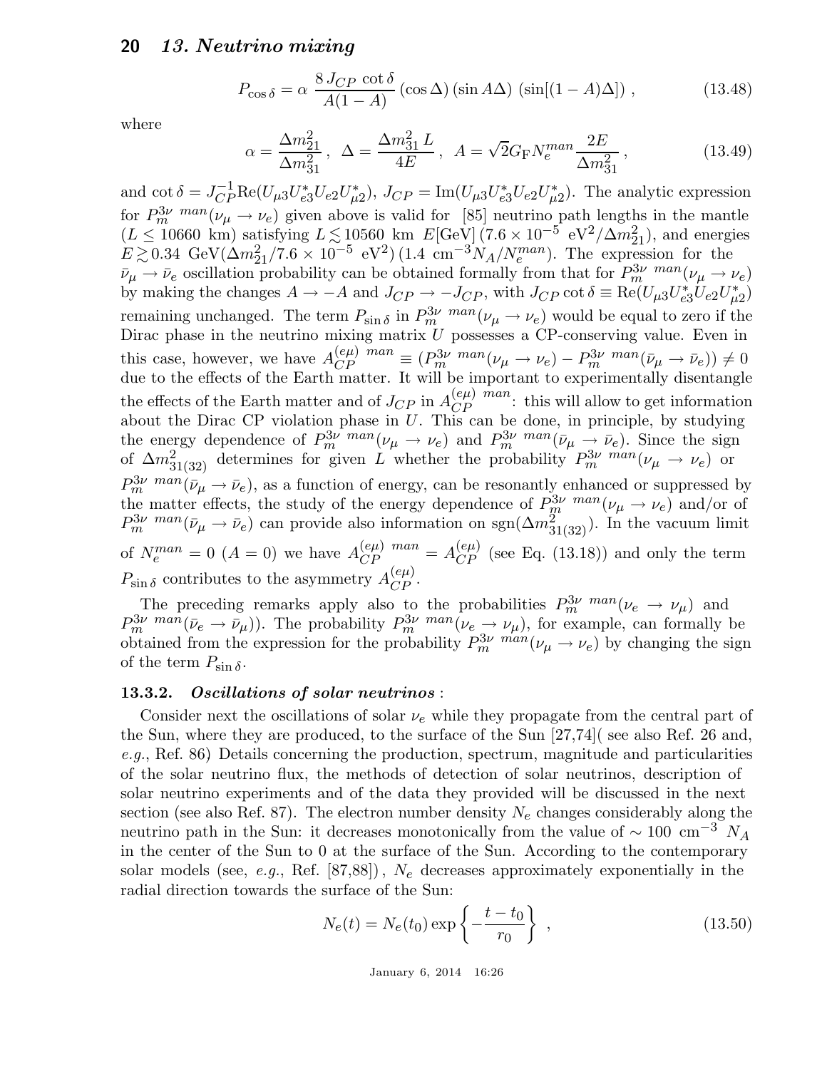$$P_{\cos\delta} = \alpha \, \frac{8 \, J_{CP} \, \cot\delta}{A(1-A)} \, (\cos\Delta) \, (\sin A\Delta) \, (\sin[(1-A)\Delta]) \, , \tag{13.48}$$

where

$$\alpha = \frac{\Delta m^2_{21}}{\Delta m^2_{31}} \, , \; \Delta = \frac{\Delta m^2_{31} \, L}{4E} \, , \; A = \sqrt{2} G_{\rm F} N_e^{man} \frac{2E}{\Delta m^2_{31}} \, , \tag{13.49}$$

and $\cot\delta = J_{CP}^{-1} {\rm Re}(U_{\mu 3} U^*_{e3} U_{e2} U^*_{\mu 2})$, $J_{CP} = {\rm Im}(U_{\mu 3} U^*_{e3} U_{e2} U^*_{\mu 2})$. The analytic expression for $P_m^{3\nu \; man}(\nu_\mu \rightarrow \nu_e)$ given above is valid for [85] neutrino path lengths in the mantle ($L \leq 10660$ km) satisfying $L \lesssim 10560$ km $E[{\rm GeV}] \, (7.6 \times 10^{-5} \; {\rm eV}^2/\Delta m^2_{21})$, and energies $E \gtrsim 0.34$ GeV$(\Delta m^2_{21}/7.6 \times 10^{-5} \; {\rm eV}^2) \, (1.4 \; {\rm cm}^{-3} N_A/N_e^{man})$. The expression for the $\bar{\nu}_\mu \rightarrow \bar{\nu}_e$ oscillation probability can be obtained formally from that for $P_m^{3\nu \; man}(\nu_\mu \rightarrow \nu_e)$ by making the changes $A \rightarrow -A$ and $J_{CP} \rightarrow -J_{CP}$, with $J_{CP} \cot\delta \equiv {\rm Re}(U_{\mu 3} U^*_{e3} U_{e2} U^*_{\mu 2})$ remaining unchanged. The term $P_{\sin\delta}$ in $P_m^{3\nu \; man}(\nu_\mu \rightarrow \nu_e)$ would be equal to zero if the Dirac phase in the neutrino mixing matrix $U$ possesses a CP-conserving value. Even in this case, however, we have $A_{CP}^{(e\mu) \; man} \equiv (P_m^{3\nu \; man}(\nu_\mu \rightarrow \nu_e) - P_m^{3\nu \; man}(\bar{\nu}_\mu \rightarrow \bar{\nu}_e)) \neq 0$ due to the effects of the Earth matter. It will be important to experimentally disentangle the effects of the Earth matter and of $J_{CP}$ in $A_{CP}^{(e\mu) \; man}$: this will allow to get information about the Dirac CP violation phase in $U$. This can be done, in principle, by studying the energy dependence of $P_m^{3\nu \; man}(\nu_\mu \rightarrow \nu_e)$ and $P_m^{3\nu \; man}(\bar{\nu}_\mu \rightarrow \bar{\nu}_e)$. Since the sign of $\Delta m^2_{31(32)}$ determines for given $L$ whether the probability $P_m^{3\nu \; man}(\nu_\mu \rightarrow \nu_e)$ or $P_m^{3\nu \; man}(\bar{\nu}_\mu \rightarrow \bar{\nu}_e)$, as a function of energy, can be resonantly enhanced or suppressed by the matter effects, the study of the energy dependence of $P_m^{3\nu \; man}(\nu_\mu \rightarrow \nu_e)$ and/or of $P_m^{3\nu \; man}(\bar{\nu}_\mu \rightarrow \bar{\nu}_e)$ can provide also information on ${\rm sgn}(\Delta m^2_{31(32)})$. In the vacuum limit of $N_e^{man} = 0$ ($A = 0$) we have $A_{CP}^{(e\mu) \; man} = A_{CP}^{(e\mu)}$ (see Eq. (13.18)) and only the term $P_{\sin\delta}$ contributes to the asymmetry $A_{CP}^{(e\mu)}$.

The preceding remarks apply also to the probabilities $P_m^{3\nu \; man}(\nu_e \rightarrow \nu_\mu)$ and $P_m^{3\nu \; man}(\bar{\nu}_e \rightarrow \bar{\nu}_\mu)$). The probability $P_m^{3\nu \; man}(\nu_e \rightarrow \nu_\mu)$, for example, can formally be obtained from the expression for the probability $P_m^{3\nu \; man}(\nu_\mu \rightarrow \nu_e)$ by changing the sign of the term $P_{\sin\delta}$.

### 13.3.2. *Oscillations of solar neutrinos* :

Consider next the oscillations of solar $\nu_e$ while they propagate from the central part of the Sun, where they are produced, to the surface of the Sun [27,74]( see also Ref. 26 and, *e.g.*, Ref. 86) Details concerning the production, spectrum, magnitude and particularities of the solar neutrino flux, the methods of detection of solar neutrinos, description of solar neutrino experiments and of the data they provided will be discussed in the next section (see also Ref. 87). The electron number density $N_e$ changes considerably along the neutrino path in the Sun: it decreases monotonically from the value of $\sim 100 \; {\rm cm}^{-3} \; N_A$ in the center of the Sun to 0 at the surface of the Sun. According to the contemporary solar models (see, *e.g.*, Ref. [87,88]), $N_e$ decreases approximately exponentially in the radial direction towards the surface of the Sun:

$$N_e(t) = N_e(t_0) \exp\left\{ -\frac{t - t_0}{r_0} \right\} \; , \tag{13.50}$$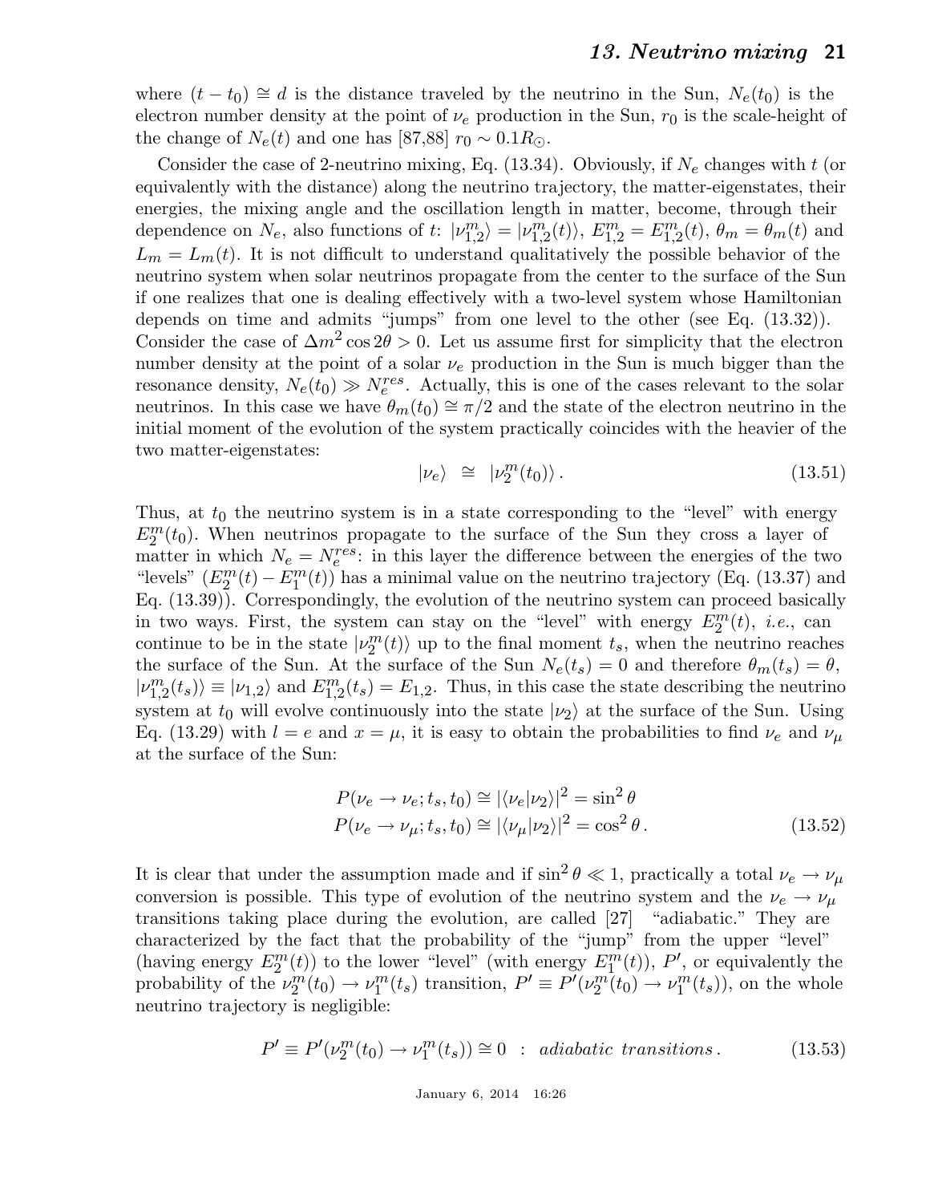where $(t - t_0) \cong d$ is the distance traveled by the neutrino in the Sun, $N_e(t_0)$ is the electron number density at the point of $\nu_e$ production in the Sun, $r_0$ is the scale-height of the change of $N_e(t)$ and one has [87,88] $r_0 \sim 0.1R_\odot$.

Consider the case of 2-neutrino mixing, Eq. (13.34). Obviously, if $N_e$ changes with $t$ (or equivalently with the distance) along the neutrino trajectory, the matter-eigenstates, their energies, the mixing angle and the oscillation length in matter, become, through their dependence on $N_e$, also functions of $t$: $|\nu^m_{1,2}\rangle = |\nu^m_{1,2}(t)\rangle$, $E^m_{1,2} = E^m_{1,2}(t)$, $\theta_m = \theta_m(t)$ and $L_m = L_m(t)$. It is not difficult to understand qualitatively the possible behavior of the neutrino system when solar neutrinos propagate from the center to the surface of the Sun if one realizes that one is dealing effectively with a two-level system whose Hamiltonian depends on time and admits "jumps" from one level to the other (see Eq. (13.32)). Consider the case of $\Delta m^2 \cos 2\theta > 0$. Let us assume first for simplicity that the electron number density at the point of a solar $\nu_e$ production in the Sun is much bigger than the resonance density, $N_e(t_0) \gg N_e^{res}$. Actually, this is one of the cases relevant to the solar neutrinos. In this case we have $\theta_m(t_0) \cong \pi/2$ and the state of the electron neutrino in the initial moment of the evolution of the system practically coincides with the heavier of the two matter-eigenstates:

$$|\nu_e\rangle \;\cong\; |\nu^m_2(t_0)\rangle\,. \tag{13.51}$$

Thus, at $t_0$ the neutrino system is in a state corresponding to the "level" with energy $E^m_2(t_0)$. When neutrinos propagate to the surface of the Sun they cross a layer of matter in which $N_e = N_e^{res}$: in this layer the difference between the energies of the two "levels" $(E^m_2(t) - E^m_1(t))$ has a minimal value on the neutrino trajectory (Eq. (13.37) and Eq. (13.39)). Correspondingly, the evolution of the neutrino system can proceed basically in two ways. First, the system can stay on the "level" with energy $E^m_2(t)$, *i.e.*, can continue to be in the state $|\nu^m_2(t)\rangle$ up to the final moment $t_s$, when the neutrino reaches the surface of the Sun. At the surface of the Sun $N_e(t_s) = 0$ and therefore $\theta_m(t_s) = \theta$, $|\nu^m_{1,2}(t_s)\rangle \equiv |\nu_{1,2}\rangle$ and $E^m_{1,2}(t_s) = E_{1,2}$. Thus, in this case the state describing the neutrino system at $t_0$ will evolve continuously into the state $|\nu_2\rangle$ at the surface of the Sun. Using Eq. (13.29) with $l = e$ and $x = \mu$, it is easy to obtain the probabilities to find $\nu_e$ and $\nu_\mu$ at the surface of the Sun:

$$\begin{aligned} P(\nu_e \to \nu_e; t_s, t_0) &\cong |\langle\nu_e|\nu_2\rangle|^2 = \sin^2\theta \\ P(\nu_e \to \nu_\mu; t_s, t_0) &\cong |\langle\nu_\mu|\nu_2\rangle|^2 = \cos^2\theta\,. \end{aligned} \tag{13.52}$$

It is clear that under the assumption made and if $\sin^2\theta \ll 1$, practically a total $\nu_e \to \nu_\mu$ conversion is possible. This type of evolution of the neutrino system and the $\nu_e \to \nu_\mu$ transitions taking place during the evolution, are called [27] "adiabatic." They are characterized by the fact that the probability of the "jump" from the upper "level" (having energy $E^m_2(t)$) to the lower "level" (with energy $E^m_1(t)$), $P'$, or equivalently the probability of the $\nu^m_2(t_0) \to \nu^m_1(t_s)$ transition, $P' \equiv P'(\nu^m_2(t_0) \to \nu^m_1(t_s))$, on the whole neutrino trajectory is negligible:

$$P' \equiv P'(\nu^m_2(t_0) \to \nu^m_1(t_s)) \cong 0 \;\;:\;\; \textit{adiabatic transitions}\,. \tag{13.53}$$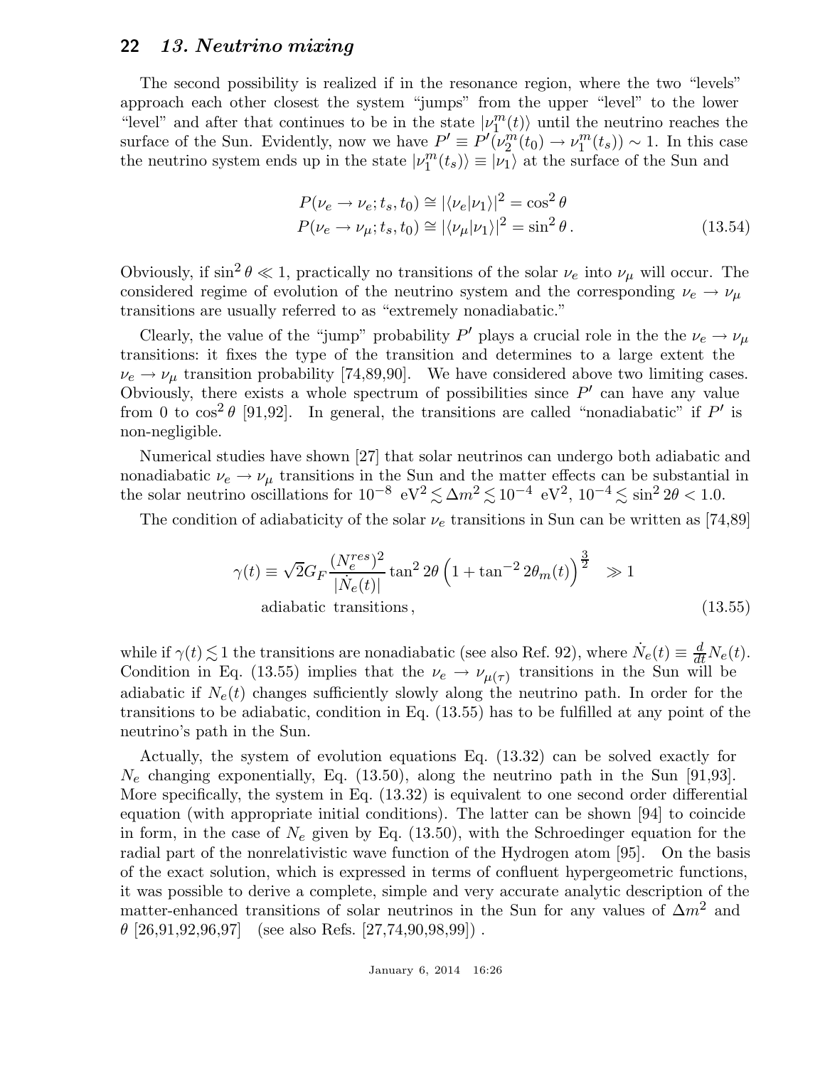The second possibility is realized if in the resonance region, where the two "levels" approach each other closest the system "jumps" from the upper "level" to the lower "level" and after that continues to be in the state $|\nu_1^m(t)\rangle$ until the neutrino reaches the surface of the Sun. Evidently, now we have $P' \equiv P'(\nu_2^m(t_0) \to \nu_1^m(t_s)) \sim 1$. In this case the neutrino system ends up in the state $|\nu_1^m(t_s)\rangle \equiv |\nu_1\rangle$ at the surface of the Sun and

$$
\begin{aligned}
P(\nu_e \to \nu_e; t_s, t_0) &\cong |\langle \nu_e|\nu_1\rangle|^2 = \cos^2\theta \\
P(\nu_e \to \nu_\mu; t_s, t_0) &\cong |\langle \nu_\mu|\nu_1\rangle|^2 = \sin^2\theta \,.
\end{aligned}
\tag{13.54}
$$

Obviously, if $\sin^2\theta \ll 1$, practically no transitions of the solar $\nu_e$ into $\nu_\mu$ will occur. The considered regime of evolution of the neutrino system and the corresponding $\nu_e \to \nu_\mu$ transitions are usually referred to as "extremely nonadiabatic."

Clearly, the value of the "jump" probability $P'$ plays a crucial role in the the $\nu_e \to \nu_\mu$ transitions: it fixes the type of the transition and determines to a large extent the $\nu_e \to \nu_\mu$ transition probability [74,89,90]. We have considered above two limiting cases. Obviously, there exists a whole spectrum of possibilities since $P'$ can have any value from 0 to $\cos^2\theta$ [91,92]. In general, the transitions are called "nonadiabatic" if $P'$ is non-negligible.

Numerical studies have shown [27] that solar neutrinos can undergo both adiabatic and nonadiabatic $\nu_e \to \nu_\mu$ transitions in the Sun and the matter effects can be substantial in the solar neutrino oscillations for $10^{-8}$ eV$^2 \lesssim \Delta m^2 \lesssim 10^{-4}$ eV$^2$, $10^{-4} \lesssim \sin^2 2\theta < 1.0$.

The condition of adiabaticity of the solar $\nu_e$ transitions in Sun can be written as [74,89]

$$
\gamma(t) \equiv \sqrt{2} G_F \frac{(N_e^{res})^2}{|\dot{N}_e(t)|} \tan^2 2\theta \left(1 + \tan^{-2} 2\theta_m(t)\right)^{\frac{3}{2}} \gg 1
\quad \text{adiabatic transitions}\,,
\tag{13.55}
$$

while if $\gamma(t) \lesssim 1$ the transitions are nonadiabatic (see also Ref. 92), where $\dot{N}_e(t) \equiv \frac{d}{dt}N_e(t)$. Condition in Eq. (13.55) implies that the $\nu_e \to \nu_{\mu(\tau)}$ transitions in the Sun will be adiabatic if $N_e(t)$ changes sufficiently slowly along the neutrino path. In order for the transitions to be adiabatic, condition in Eq. (13.55) has to be fulfilled at any point of the neutrino's path in the Sun.

Actually, the system of evolution equations Eq. (13.32) can be solved exactly for $N_e$ changing exponentially, Eq. (13.50), along the neutrino path in the Sun [91,93]. More specifically, the system in Eq. (13.32) is equivalent to one second order differential equation (with appropriate initial conditions). The latter can be shown [94] to coincide in form, in the case of $N_e$ given by Eq. (13.50), with the Schroedinger equation for the radial part of the nonrelativistic wave function of the Hydrogen atom [95]. On the basis of the exact solution, which is expressed in terms of confluent hypergeometric functions, it was possible to derive a complete, simple and very accurate analytic description of the matter-enhanced transitions of solar neutrinos in the Sun for any values of $\Delta m^2$ and $\theta$ [26,91,92,96,97] (see also Refs. [27,74,90,98,99]).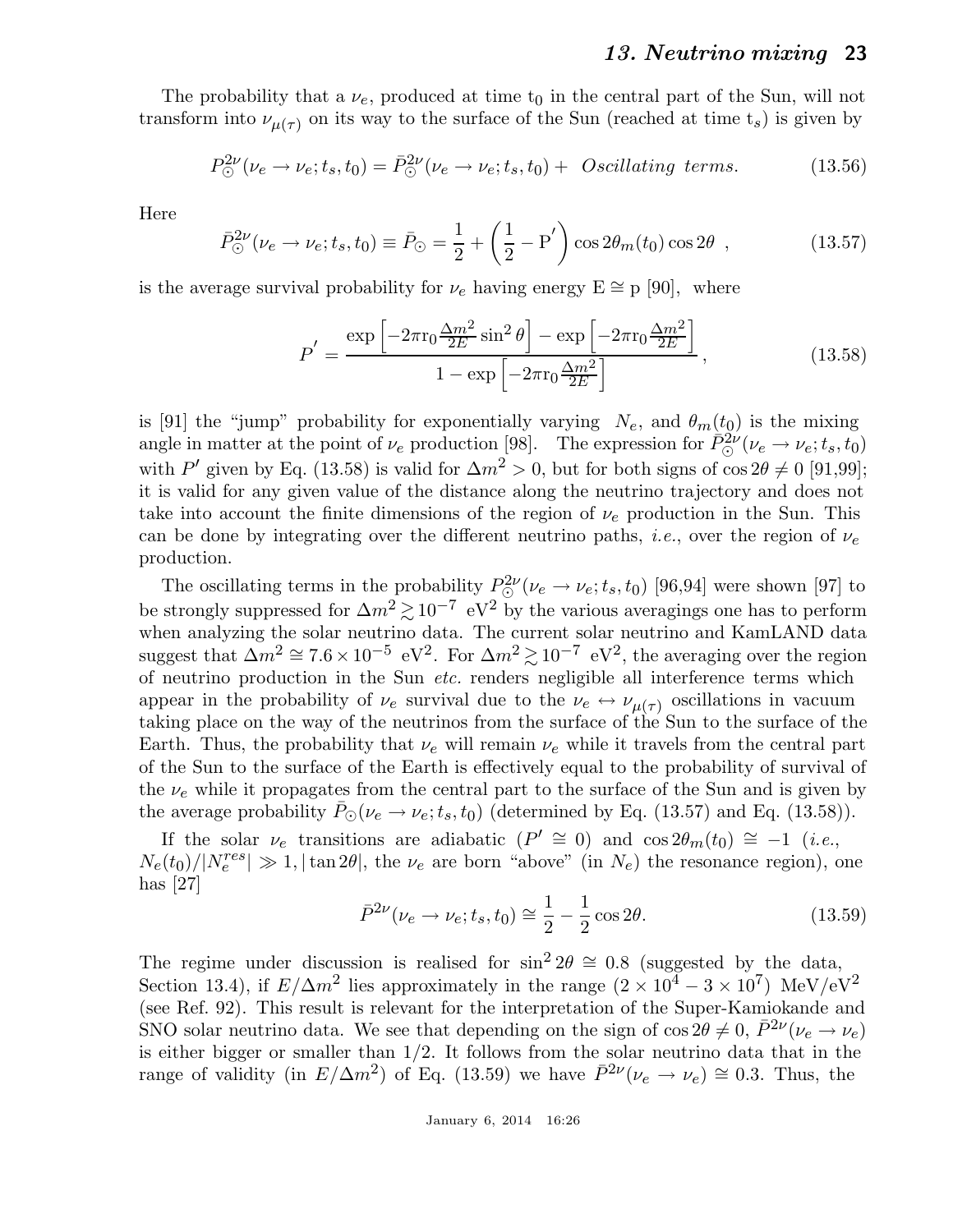The probability that a $\nu_e$, produced at time $t_0$ in the central part of the Sun, will not transform into $\nu_{\mu(\tau)}$ on its way to the surface of the Sun (reached at time $t_s$) is given by

$$P_{\odot}^{2\nu}(\nu_e \rightarrow \nu_e; t_s, t_0) = \bar{P}_{\odot}^{2\nu}(\nu_e \rightarrow \nu_e; t_s, t_0) + \textit{ Oscillating terms}. \tag{13.56}$$

Here

$$\bar{P}_{\odot}^{2\nu}(\nu_e \rightarrow \nu_e; t_s, t_0) \equiv \bar{P}_{\odot} = \frac{1}{2} + \left(\frac{1}{2} - \mathrm{P}'\right) \cos 2\theta_m(t_0) \cos 2\theta \ , \tag{13.57}$$

is the average survival probability for $\nu_e$ having energy $\mathrm{E} \cong \mathrm{p}$ [90], where

$$P' = \frac{\exp\left[-2\pi \mathrm{r}_0 \frac{\Delta m^2}{2E} \sin^2\theta\right] - \exp\left[-2\pi \mathrm{r}_0 \frac{\Delta m^2}{2E}\right]}{1 - \exp\left[-2\pi \mathrm{r}_0 \frac{\Delta m^2}{2E}\right]}, \tag{13.58}$$

is [91] the "jump" probability for exponentially varying $N_e$, and $\theta_m(t_0)$ is the mixing angle in matter at the point of $\nu_e$ production [98]. The expression for $\bar{P}_{\odot}^{2\nu}(\nu_e \rightarrow \nu_e; t_s, t_0)$ with $P'$ given by Eq. (13.58) is valid for $\Delta m^2 > 0$, but for both signs of $\cos 2\theta \neq 0$ [91,99]; it is valid for any given value of the distance along the neutrino trajectory and does not take into account the finite dimensions of the region of $\nu_e$ production in the Sun. This can be done by integrating over the different neutrino paths, *i.e.*, over the region of $\nu_e$ production.

The oscillating terms in the probability $P_{\odot}^{2\nu}(\nu_e \rightarrow \nu_e; t_s, t_0)$ [96,94] were shown [97] to be strongly suppressed for $\Delta m^2 \gtrsim 10^{-7}$ eV$^2$ by the various averagings one has to perform when analyzing the solar neutrino data. The current solar neutrino and KamLAND data suggest that $\Delta m^2 \cong 7.6 \times 10^{-5}$ eV$^2$. For $\Delta m^2 \gtrsim 10^{-7}$ eV$^2$, the averaging over the region of neutrino production in the Sun *etc.* renders negligible all interference terms which appear in the probability of $\nu_e$ survival due to the $\nu_e \leftrightarrow \nu_{\mu(\tau)}$ oscillations in vacuum taking place on the way of the neutrinos from the surface of the Sun to the surface of the Earth. Thus, the probability that $\nu_e$ will remain $\nu_e$ while it travels from the central part of the Sun to the surface of the Earth is effectively equal to the probability of survival of the $\nu_e$ while it propagates from the central part to the surface of the Sun and is given by the average probability $\bar{P}_{\odot}(\nu_e \rightarrow \nu_e; t_s, t_0)$ (determined by Eq. (13.57) and Eq. (13.58)).

If the solar $\nu_e$ transitions are adiabatic ($P' \cong 0$) and $\cos 2\theta_m(t_0) \cong -1$ (*i.e.*, $N_e(t_0)/|N_e^{res}| \gg 1, |\tan 2\theta|$, the $\nu_e$ are born "above" (in $N_e$) the resonance region), one has [27]

$$\bar{P}^{2\nu}(\nu_e \rightarrow \nu_e; t_s, t_0) \cong \frac{1}{2} - \frac{1}{2}\cos 2\theta. \tag{13.59}$$

The regime under discussion is realised for $\sin^2 2\theta \cong 0.8$ (suggested by the data, Section 13.4), if $E/\Delta m^2$ lies approximately in the range $(2 \times 10^4 - 3 \times 10^7)$ MeV/eV$^2$ (see Ref. 92). This result is relevant for the interpretation of the Super-Kamiokande and SNO solar neutrino data. We see that depending on the sign of $\cos 2\theta \neq 0$, $\bar{P}^{2\nu}(\nu_e \rightarrow \nu_e)$ is either bigger or smaller than 1/2. It follows from the solar neutrino data that in the range of validity (in $E/\Delta m^2$) of Eq. (13.59) we have $\bar{P}^{2\nu}(\nu_e \rightarrow \nu_e) \cong 0.3$. Thus, the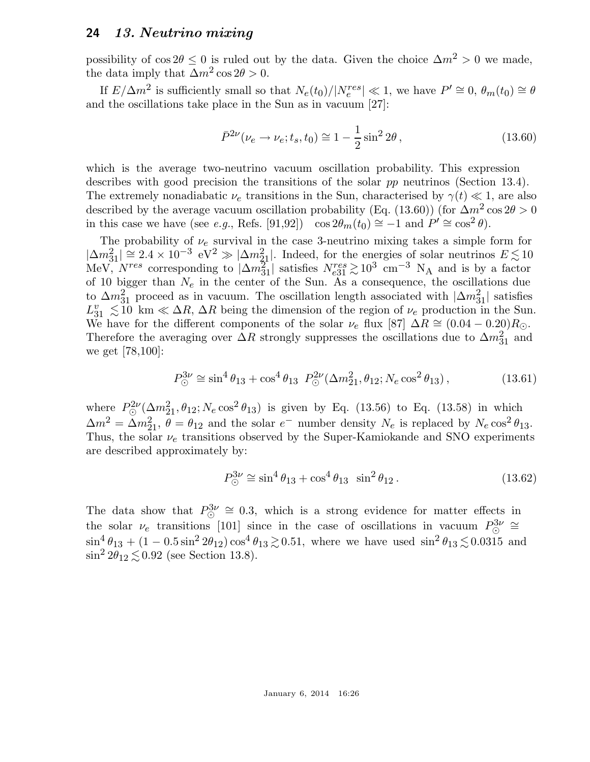possibility of $\cos 2\theta \leq 0$ is ruled out by the data. Given the choice $\Delta m^2 > 0$ we made, the data imply that $\Delta m^2 \cos 2\theta > 0$.

If $E/\Delta m^2$ is sufficiently small so that $N_e(t_0)/|N_e^{res}| \ll 1$, we have $P' \cong 0$, $\theta_m(t_0) \cong \theta$ and the oscillations take place in the Sun as in vacuum [27]:

$$\bar{P}^{2\nu}(\nu_e \to \nu_e; t_s, t_0) \cong 1 - \frac{1}{2}\sin^2 2\theta\,, \tag{13.60}$$

which is the average two-neutrino vacuum oscillation probability. This expression describes with good precision the transitions of the solar *pp* neutrinos (Section 13.4). The extremely nonadiabatic $\nu_e$ transitions in the Sun, characterised by $\gamma(t) \ll 1$, are also described by the average vacuum oscillation probability (Eq. (13.60)) (for $\Delta m^2 \cos 2\theta > 0$ in this case we have (see *e.g.*, Refs. [91,92]) $\cos 2\theta_m(t_0) \cong -1$ and $P' \cong \cos^2\theta$).

The probability of $\nu_e$ survival in the case 3-neutrino mixing takes a simple form for $|\Delta m^2_{31}| \cong 2.4 \times 10^{-3}$ eV$^2$ $\gg |\Delta m^2_{21}|$. Indeed, for the energies of solar neutrinos $E \lesssim 10$ MeV, $N^{res}$ corresponding to $|\Delta m^2_{31}|$ satisfies $N^{res}_{e31} \gtrsim 10^3$ cm$^{-3}$ N$_{\rm A}$ and is by a factor of 10 bigger than $N_e$ in the center of the Sun. As a consequence, the oscillations due to $\Delta m^2_{31}$ proceed as in vacuum. The oscillation length associated with $|\Delta m^2_{31}|$ satisfies $L^v_{31} \lesssim 10$ km $\ll \Delta R$, $\Delta R$ being the dimension of the region of $\nu_e$ production in the Sun. We have for the different components of the solar $\nu_e$ flux [87] $\Delta R \cong (0.04 - 0.20)R_\odot$. Therefore the averaging over $\Delta R$ strongly suppresses the oscillations due to $\Delta m^2_{31}$ and we get [78,100]:

$$P^{3\nu}_\odot \cong \sin^4\theta_{13} + \cos^4\theta_{13}\; P^{2\nu}_\odot(\Delta m^2_{21}, \theta_{12}; N_e \cos^2\theta_{13})\,, \tag{13.61}$$

where $P^{2\nu}_\odot(\Delta m^2_{21}, \theta_{12}; N_e \cos^2\theta_{13})$ is given by Eq. (13.56) to Eq. (13.58) in which $\Delta m^2 = \Delta m^2_{21}$, $\theta = \theta_{12}$ and the solar $e^-$ number density $N_e$ is replaced by $N_e \cos^2\theta_{13}$. Thus, the solar $\nu_e$ transitions observed by the Super-Kamiokande and SNO experiments are described approximately by:

$$P^{3\nu}_\odot \cong \sin^4\theta_{13} + \cos^4\theta_{13}\;\; \sin^2\theta_{12}\,. \tag{13.62}$$

The data show that $P^{3\nu}_\odot \cong 0.3$, which is a strong evidence for matter effects in the solar $\nu_e$ transitions [101] since in the case of oscillations in vacuum $P^{3\nu}_\odot \cong \sin^4\theta_{13} + (1 - 0.5\sin^2 2\theta_{12})\cos^4\theta_{13} \gtrsim 0.51$, where we have used $\sin^2\theta_{13} \lesssim 0.0315$ and $\sin^2 2\theta_{12} \lesssim 0.92$ (see Section 13.8).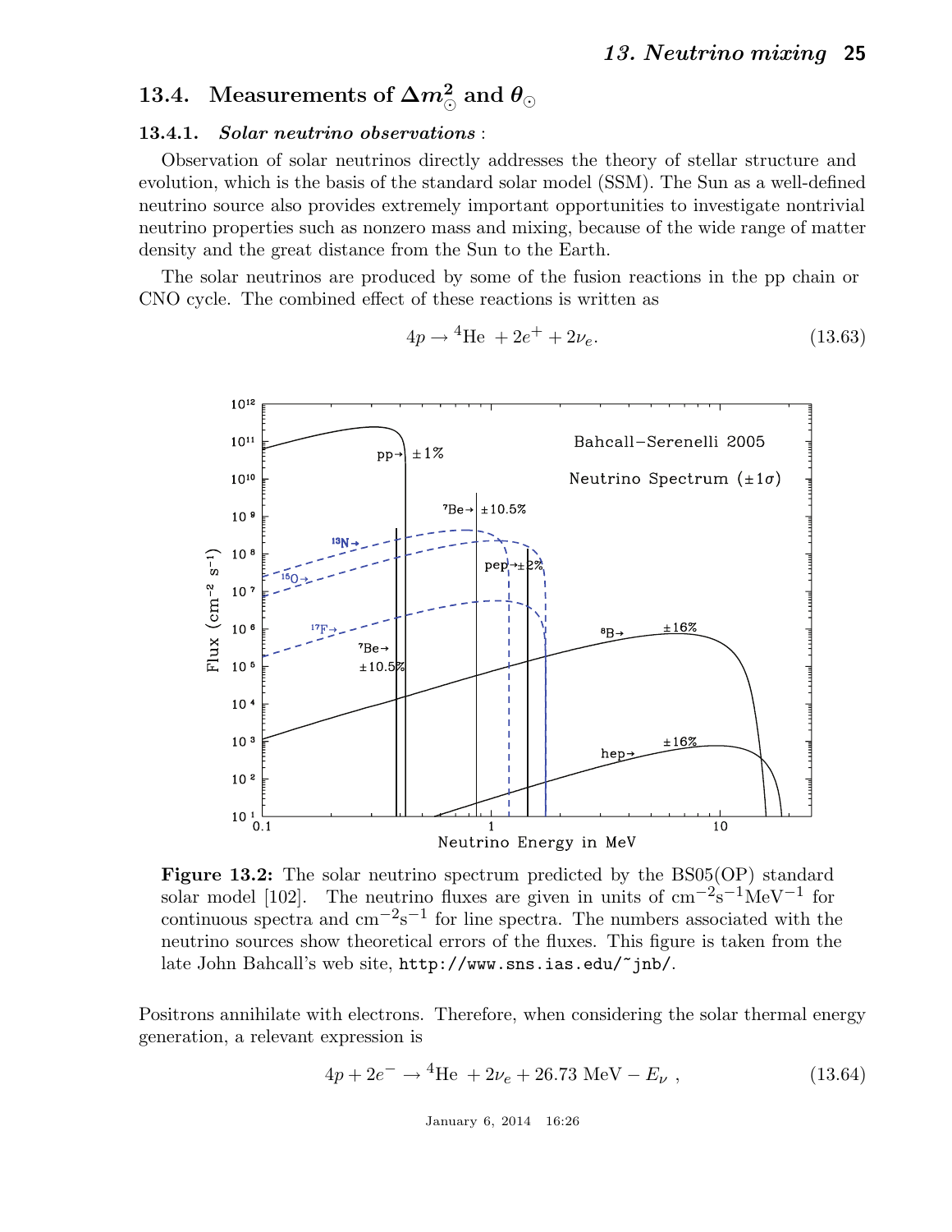## 13.4. Measurements of $\Delta m^2_\odot$ and $\theta_\odot$

### 13.4.1. *Solar neutrino observations* :

Observation of solar neutrinos directly addresses the theory of stellar structure and evolution, which is the basis of the standard solar model (SSM). The Sun as a well-defined neutrino source also provides extremely important opportunities to investigate nontrivial neutrino properties such as nonzero mass and mixing, because of the wide range of matter density and the great distance from the Sun to the Earth.

The solar neutrinos are produced by some of the fusion reactions in the pp chain or CNO cycle. The combined effect of these reactions is written as

$$4p \rightarrow {}^4\text{He} + 2e^+ + 2\nu_e. \tag{13.63}$$

**Figure 13.2:** The solar neutrino spectrum predicted by the BS05(OP) standard solar model [102]. The neutrino fluxes are given in units of $\text{cm}^{-2}\text{s}^{-1}\text{MeV}^{-1}$ for continuous spectra and $\text{cm}^{-2}\text{s}^{-1}$ for line spectra. The numbers associated with the neutrino sources show theoretical errors of the fluxes. This figure is taken from the late John Bahcall's web site, `http://www.sns.ias.edu/~jnb/`.

Positrons annihilate with electrons. Therefore, when considering the solar thermal energy generation, a relevant expression is

$$4p + 2e^- \rightarrow {}^4\text{He} + 2\nu_e + 26.73\ \text{MeV} - E_\nu\ , \tag{13.64}$$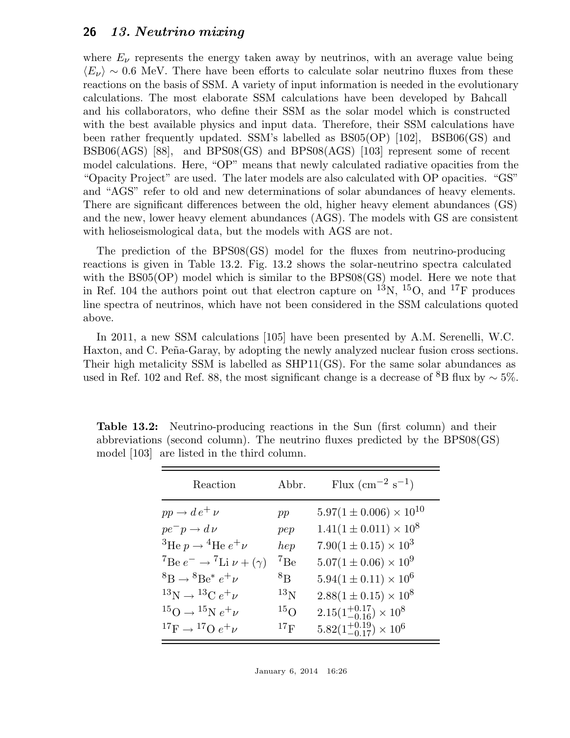where $E_\nu$ represents the energy taken away by neutrinos, with an average value being $\langle E_\nu \rangle \sim 0.6$ MeV. There have been efforts to calculate solar neutrino fluxes from these reactions on the basis of SSM. A variety of input information is needed in the evolutionary calculations. The most elaborate SSM calculations have been developed by Bahcall and his collaborators, who define their SSM as the solar model which is constructed with the best available physics and input data. Therefore, their SSM calculations have been rather frequently updated. SSM's labelled as BS05(OP) [102], BSB06(GS) and BSB06(AGS) [88], and BPS08(GS) and BPS08(AGS) [103] represent some of recent model calculations. Here, "OP" means that newly calculated radiative opacities from the "Opacity Project" are used. The later models are also calculated with OP opacities. "GS" and "AGS" refer to old and new determinations of solar abundances of heavy elements. There are significant differences between the old, higher heavy element abundances (GS) and the new, lower heavy element abundances (AGS). The models with GS are consistent with helioseismological data, but the models with AGS are not.

The prediction of the BPS08(GS) model for the fluxes from neutrino-producing reactions is given in Table 13.2. Fig. 13.2 shows the solar-neutrino spectra calculated with the BS05(OP) model which is similar to the BPS08(GS) model. Here we note that in Ref. 104 the authors point out that electron capture on $^{13}$N, $^{15}$O, and $^{17}$F produces line spectra of neutrinos, which have not been considered in the SSM calculations quoted above.

In 2011, a new SSM calculations [105] have been presented by A.M. Serenelli, W.C. Haxton, and C. Peña-Garay, by adopting the newly analyzed nuclear fusion cross sections. Their high metalicity SSM is labelled as SHP11(GS). For the same solar abundances as used in Ref. 102 and Ref. 88, the most significant change is a decrease of $^8$B flux by $\sim 5\%$.

**Table 13.2:** Neutrino-producing reactions in the Sun (first column) and their abbreviations (second column). The neutrino fluxes predicted by the BPS08(GS) model [103] are listed in the third column.

| Reaction | Abbr. | Flux (cm$^{-2}$ s$^{-1}$) |
|---|---|---|
| $pp \to d\, e^+ \nu$ | $pp$ | $5.97(1 \pm 0.006) \times 10^{10}$ |
| $pe^- p \to d\, \nu$ | $pep$ | $1.41(1 \pm 0.011) \times 10^{8}$ |
| $^3\text{He}\, p \to {}^4\text{He}\, e^+ \nu$ | $hep$ | $7.90(1 \pm 0.15) \times 10^{3}$ |
| $^7\text{Be}\, e^- \to {}^7\text{Li}\, \nu + (\gamma)$ | $^7$Be | $5.07(1 \pm 0.06) \times 10^{9}$ |
| $^8\text{B} \to {}^8\text{Be}^*\, e^+ \nu$ | $^8$B | $5.94(1 \pm 0.11) \times 10^{6}$ |
| $^{13}\text{N} \to {}^{13}\text{C}\, e^+ \nu$ | $^{13}$N | $2.88(1 \pm 0.15) \times 10^{8}$ |
| $^{15}\text{O} \to {}^{15}\text{N}\, e^+ \nu$ | $^{15}$O | $2.15(1^{+0.17}_{-0.16}) \times 10^{8}$ |
| $^{17}\text{F} \to {}^{17}\text{O}\, e^+ \nu$ | $^{17}$F | $5.82(1^{+0.19}_{-0.17}) \times 10^{6}$ |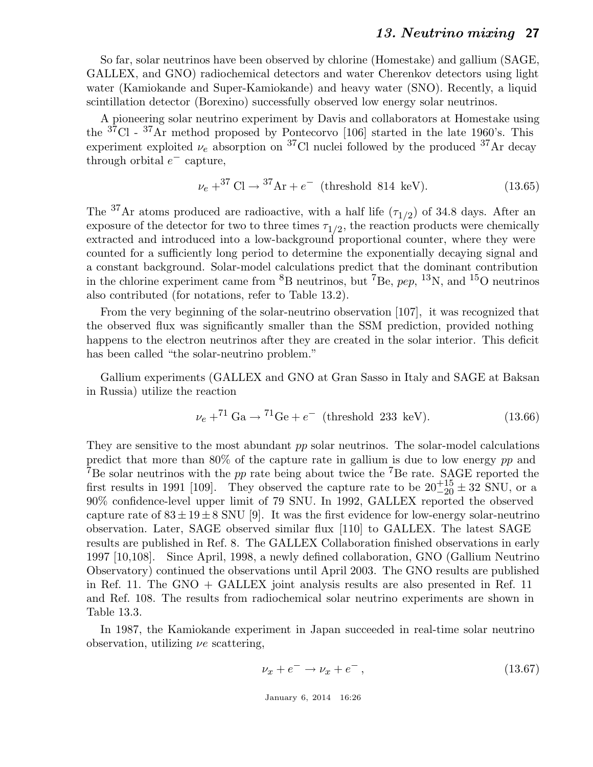So far, solar neutrinos have been observed by chlorine (Homestake) and gallium (SAGE, GALLEX, and GNO) radiochemical detectors and water Cherenkov detectors using light water (Kamiokande and Super-Kamiokande) and heavy water (SNO). Recently, a liquid scintillation detector (Borexino) successfully observed low energy solar neutrinos.

A pioneering solar neutrino experiment by Davis and collaborators at Homestake using the $^{37}$Cl - $^{37}$Ar method proposed by Pontecorvo [106] started in the late 1960's. This experiment exploited $\nu_e$ absorption on $^{37}$Cl nuclei followed by the produced $^{37}$Ar decay through orbital $e^-$ capture,

$$\nu_e + {}^{37}\mathrm{Cl} \to {}^{37}\mathrm{Ar} + e^- \;\; (\text{threshold } 814 \text{ keV}). \tag{13.65}$$

The $^{37}$Ar atoms produced are radioactive, with a half life ($\tau_{1/2}$) of 34.8 days. After an exposure of the detector for two to three times $\tau_{1/2}$, the reaction products were chemically extracted and introduced into a low-background proportional counter, where they were counted for a sufficiently long period to determine the exponentially decaying signal and a constant background. Solar-model calculations predict that the dominant contribution in the chlorine experiment came from $^8$B neutrinos, but $^7$Be, *pep*, $^{13}$N, and $^{15}$O neutrinos also contributed (for notations, refer to Table 13.2).

From the very beginning of the solar-neutrino observation [107], it was recognized that the observed flux was significantly smaller than the SSM prediction, provided nothing happens to the electron neutrinos after they are created in the solar interior. This deficit has been called "the solar-neutrino problem."

Gallium experiments (GALLEX and GNO at Gran Sasso in Italy and SAGE at Baksan in Russia) utilize the reaction

$$\nu_e + {}^{71}\mathrm{Ga} \to {}^{71}\mathrm{Ge} + e^- \;\; (\text{threshold } 233 \text{ keV}). \tag{13.66}$$

They are sensitive to the most abundant *pp* solar neutrinos. The solar-model calculations predict that more than 80% of the capture rate in gallium is due to low energy *pp* and $^7$Be solar neutrinos with the *pp* rate being about twice the $^7$Be rate. SAGE reported the first results in 1991 [109]. They observed the capture rate to be $20^{+15}_{-20} \pm 32$ SNU, or a 90% confidence-level upper limit of 79 SNU. In 1992, GALLEX reported the observed capture rate of $83 \pm 19 \pm 8$ SNU [9]. It was the first evidence for low-energy solar-neutrino observation. Later, SAGE observed similar flux [110] to GALLEX. The latest SAGE results are published in Ref. 8. The GALLEX Collaboration finished observations in early 1997 [10,108]. Since April, 1998, a newly defined collaboration, GNO (Gallium Neutrino Observatory) continued the observations until April 2003. The GNO results are published in Ref. 11. The GNO + GALLEX joint analysis results are also presented in Ref. 11 and Ref. 108. The results from radiochemical solar neutrino experiments are shown in Table 13.3.

In 1987, the Kamiokande experiment in Japan succeeded in real-time solar neutrino observation, utilizing $\nu e$ scattering,

$$\nu_x + e^- \to \nu_x + e^- , \tag{13.67}$$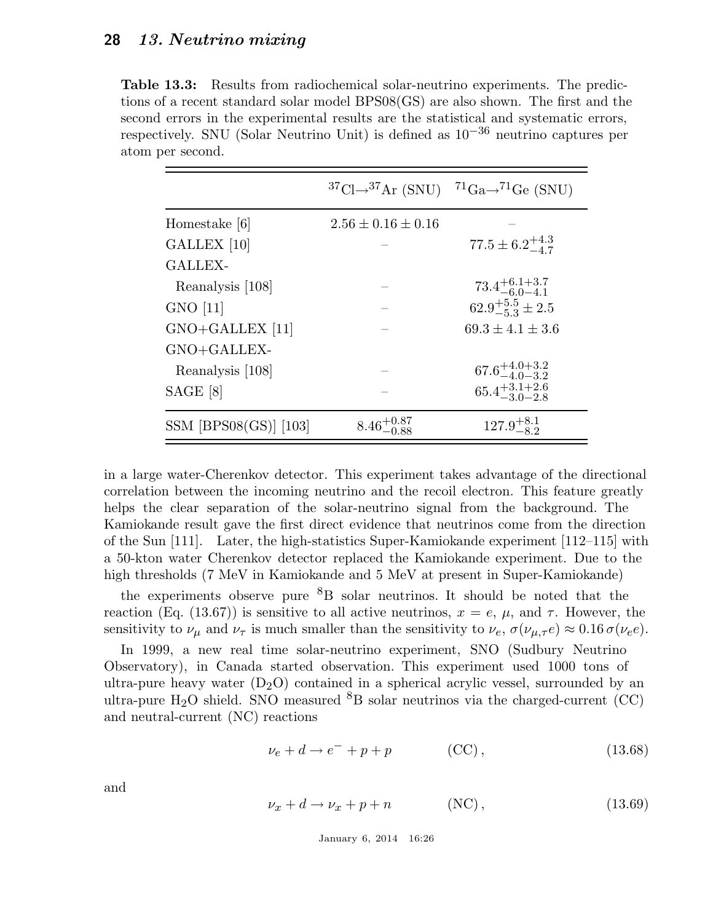**Table 13.3:** Results from radiochemical solar-neutrino experiments. The predictions of a recent standard solar model BPS08(GS) are also shown. The first and the second errors in the experimental results are the statistical and systematic errors, respectively. SNU (Solar Neutrino Unit) is defined as $10^{-36}$ neutrino captures per atom per second.

| | $^{37}$Cl$\rightarrow$$^{37}$Ar (SNU) | $^{71}$Ga$\rightarrow$$^{71}$Ge (SNU) |
|---|---|---|
| Homestake [6] | $2.56 \pm 0.16 \pm 0.16$ | – |
| GALLEX [10] | – | $77.5 \pm 6.2^{+4.3}_{-4.7}$ |
| GALLEX-Reanalysis [108] | – | $73.4^{+6.1+3.7}_{-6.0-4.1}$ |
| GNO [11] | – | $62.9^{+5.5}_{-5.3} \pm 2.5$ |
| GNO+GALLEX [11] | – | $69.3 \pm 4.1 \pm 3.6$ |
| GNO+GALLEX-Reanalysis [108] | – | $67.6^{+4.0+3.2}_{-4.0-3.2}$ |
| SAGE [8] | – | $65.4^{+3.1+2.6}_{-3.0-2.8}$ |
| SSM [BPS08(GS)] [103] | $8.46^{+0.87}_{-0.88}$ | $127.9^{+8.1}_{-8.2}$ |

in a large water-Cherenkov detector. This experiment takes advantage of the directional correlation between the incoming neutrino and the recoil electron. This feature greatly helps the clear separation of the solar-neutrino signal from the background. The Kamiokande result gave the first direct evidence that neutrinos come from the direction of the Sun [111]. Later, the high-statistics Super-Kamiokande experiment [112–115] with a 50-kton water Cherenkov detector replaced the Kamiokande experiment. Due to the high thresholds (7 MeV in Kamiokande and 5 MeV at present in Super-Kamiokande)

the experiments observe pure $^{8}$B solar neutrinos. It should be noted that the reaction (Eq. (13.67)) is sensitive to all active neutrinos, $x = e$, $\mu$, and $\tau$. However, the sensitivity to $\nu_\mu$ and $\nu_\tau$ is much smaller than the sensitivity to $\nu_e$, $\sigma(\nu_{\mu,\tau} e) \approx 0.16\, \sigma(\nu_e e)$.

In 1999, a new real time solar-neutrino experiment, SNO (Sudbury Neutrino Observatory), in Canada started observation. This experiment used 1000 tons of ultra-pure heavy water ($D_2O$) contained in a spherical acrylic vessel, surrounded by an ultra-pure $H_2O$ shield. SNO measured $^{8}$B solar neutrinos via the charged-current (CC) and neutral-current (NC) reactions

$$\nu_e + d \rightarrow e^- + p + p \qquad \text{(CC)}, \tag{13.68}$$

and

$$\nu_x + d \rightarrow \nu_x + p + n \qquad \text{(NC)}, \tag{13.69}$$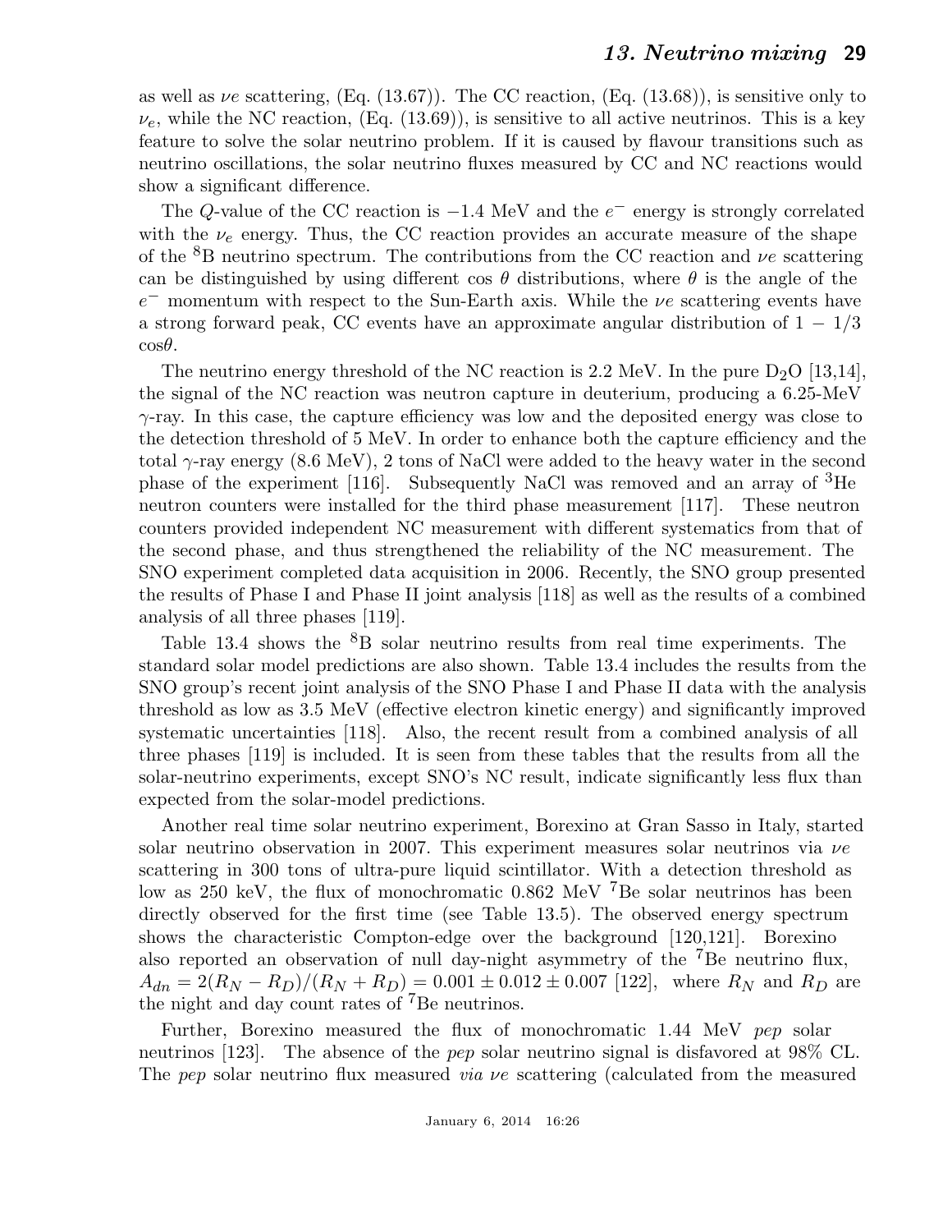as well as $\nu e$ scattering, (Eq. (13.67)). The CC reaction, (Eq. (13.68)), is sensitive only to $\nu_e$, while the NC reaction, (Eq. (13.69)), is sensitive to all active neutrinos. This is a key feature to solve the solar neutrino problem. If it is caused by flavour transitions such as neutrino oscillations, the solar neutrino fluxes measured by CC and NC reactions would show a significant difference.

The $Q$-value of the CC reaction is $-1.4$ MeV and the $e^-$ energy is strongly correlated with the $\nu_e$ energy. Thus, the CC reaction provides an accurate measure of the shape of the $^8$B neutrino spectrum. The contributions from the CC reaction and $\nu e$ scattering can be distinguished by using different $\cos\theta$ distributions, where $\theta$ is the angle of the $e^-$ momentum with respect to the Sun-Earth axis. While the $\nu e$ scattering events have a strong forward peak, CC events have an approximate angular distribution of $1 - 1/3 \cos\theta$.

The neutrino energy threshold of the NC reaction is 2.2 MeV. In the pure $D_2O$ [13,14], the signal of the NC reaction was neutron capture in deuterium, producing a 6.25-MeV $\gamma$-ray. In this case, the capture efficiency was low and the deposited energy was close to the detection threshold of 5 MeV. In order to enhance both the capture efficiency and the total $\gamma$-ray energy (8.6 MeV), 2 tons of NaCl were added to the heavy water in the second phase of the experiment [116]. Subsequently NaCl was removed and an array of $^3$He neutron counters were installed for the third phase measurement [117]. These neutron counters provided independent NC measurement with different systematics from that of the second phase, and thus strengthened the reliability of the NC measurement. The SNO experiment completed data acquisition in 2006. Recently, the SNO group presented the results of Phase I and Phase II joint analysis [118] as well as the results of a combined analysis of all three phases [119].

Table 13.4 shows the $^8$B solar neutrino results from real time experiments. The standard solar model predictions are also shown. Table 13.4 includes the results from the SNO group's recent joint analysis of the SNO Phase I and Phase II data with the analysis threshold as low as 3.5 MeV (effective electron kinetic energy) and significantly improved systematic uncertainties [118]. Also, the recent result from a combined analysis of all three phases [119] is included. It is seen from these tables that the results from all the solar-neutrino experiments, except SNO's NC result, indicate significantly less flux than expected from the solar-model predictions.

Another real time solar neutrino experiment, Borexino at Gran Sasso in Italy, started solar neutrino observation in 2007. This experiment measures solar neutrinos via $\nu e$ scattering in 300 tons of ultra-pure liquid scintillator. With a detection threshold as low as 250 keV, the flux of monochromatic 0.862 MeV $^7$Be solar neutrinos has been directly observed for the first time (see Table 13.5). The observed energy spectrum shows the characteristic Compton-edge over the background [120,121]. Borexino also reported an observation of null day-night asymmetry of the $^7$Be neutrino flux, $A_{dn} = 2(R_N - R_D)/(R_N + R_D) = 0.001 \pm 0.012 \pm 0.007$ [122], where $R_N$ and $R_D$ are the night and day count rates of $^7$Be neutrinos.

Further, Borexino measured the flux of monochromatic 1.44 MeV *pep* solar neutrinos [123]. The absence of the *pep* solar neutrino signal is disfavored at 98% CL. The *pep* solar neutrino flux measured *via* $\nu e$ scattering (calculated from the measured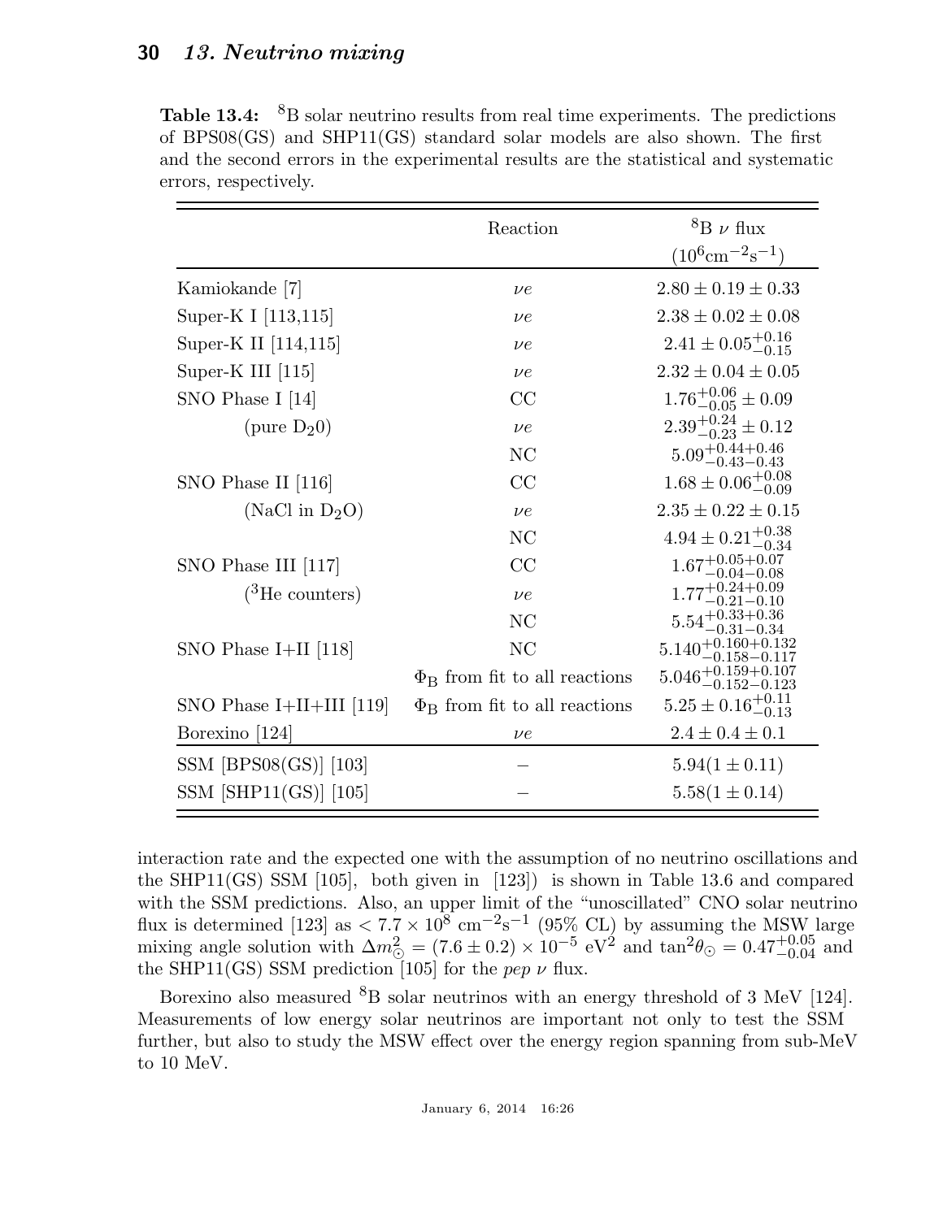**Table 13.4:** $^8$B solar neutrino results from real time experiments. The predictions of BPS08(GS) and SHP11(GS) standard solar models are also shown. The first and the second errors in the experimental results are the statistical and systematic errors, respectively.

| | Reaction | $^8$B $\nu$ flux ($10^6$cm$^{-2}$s$^{-1}$) |
|---|---|---|
| Kamiokande [7] | $\nu e$ | $2.80 \pm 0.19 \pm 0.33$ |
| Super-K I [113,115] | $\nu e$ | $2.38 \pm 0.02 \pm 0.08$ |
| Super-K II [114,115] | $\nu e$ | $2.41 \pm 0.05^{+0.16}_{-0.15}$ |
| Super-K III [115] | $\nu e$ | $2.32 \pm 0.04 \pm 0.05$ |
| SNO Phase I [14] | CC | $1.76^{+0.06}_{-0.05} \pm 0.09$ |
| (pure $D_2$0) | $\nu e$ | $2.39^{+0.24}_{-0.23} \pm 0.12$ |
| | NC | $5.09^{+0.44+0.46}_{-0.43-0.43}$ |
| SNO Phase II [116] | CC | $1.68 \pm 0.06^{+0.08}_{-0.09}$ |
| (NaCl in $D_2O$) | $\nu e$ | $2.35 \pm 0.22 \pm 0.15$ |
| | NC | $4.94 \pm 0.21^{+0.38}_{-0.34}$ |
| SNO Phase III [117] | CC | $1.67^{+0.05+0.07}_{-0.04-0.08}$ |
| ($^3$He counters) | $\nu e$ | $1.77^{+0.24+0.09}_{-0.21-0.10}$ |
| | NC | $5.54^{+0.33+0.36}_{-0.31-0.34}$ |
| SNO Phase I+II [118] | NC | $5.140^{+0.160+0.132}_{-0.158-0.117}$ |
| | $\Phi_B$ from fit to all reactions | $5.046^{+0.159+0.107}_{-0.152-0.123}$ |
| SNO Phase I+II+III [119] | $\Phi_B$ from fit to all reactions | $5.25 \pm 0.16^{+0.11}_{-0.13}$ |
| Borexino [124] | $\nu e$ | $2.4 \pm 0.4 \pm 0.1$ |
| SSM [BPS08(GS)] [103] | – | $5.94(1 \pm 0.11)$ |
| SSM [SHP11(GS)] [105] | – | $5.58(1 \pm 0.14)$ |

interaction rate and the expected one with the assumption of no neutrino oscillations and the SHP11(GS) SSM [105], both given in [123]) is shown in Table 13.6 and compared with the SSM predictions. Also, an upper limit of the "unoscillated" CNO solar neutrino flux is determined [123] as $< 7.7 \times 10^8$ cm$^{-2}$s$^{-1}$ (95% CL) by assuming the MSW large mixing angle solution with $\Delta m^2_\odot = (7.6 \pm 0.2) \times 10^{-5}$ eV$^2$ and $\tan^2\theta_\odot = 0.47^{+0.05}_{-0.04}$ and the SHP11(GS) SSM prediction [105] for the *pep* $\nu$ flux.

Borexino also measured $^8$B solar neutrinos with an energy threshold of 3 MeV [124]. Measurements of low energy solar neutrinos are important not only to test the SSM further, but also to study the MSW effect over the energy region spanning from sub-MeV to 10 MeV.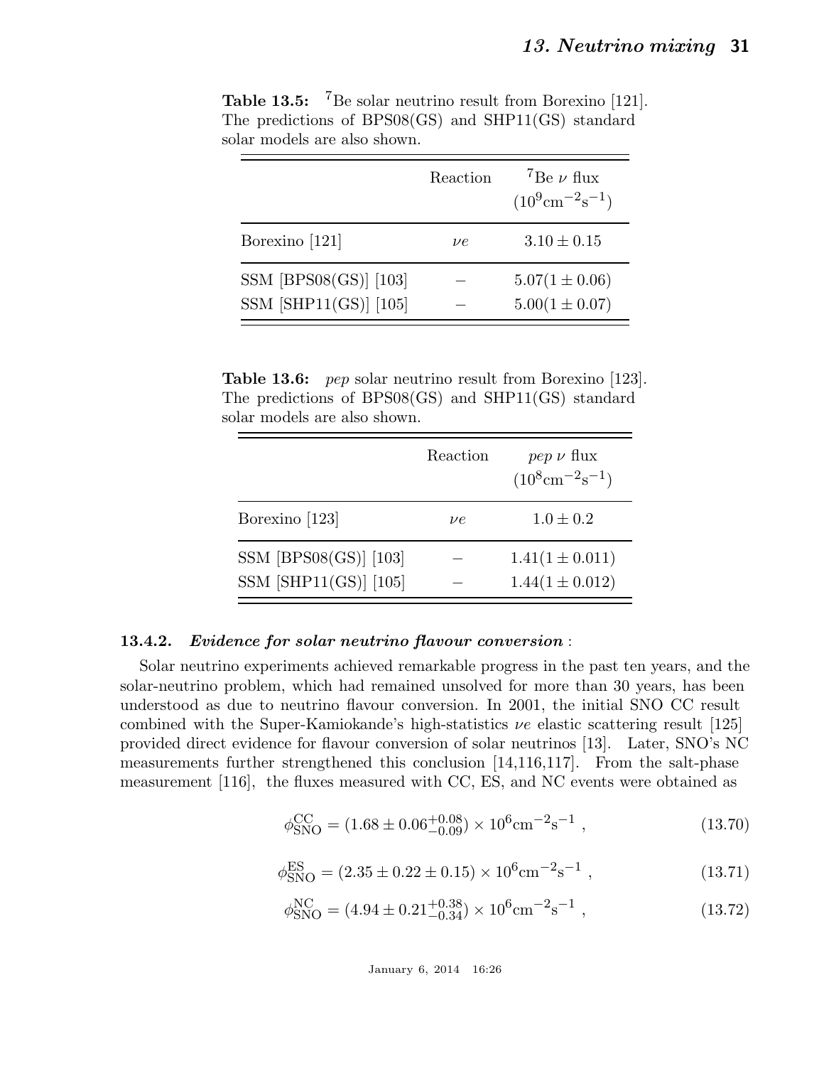**Table 13.5:** $^7$Be solar neutrino result from Borexino [121]. The predictions of BPS08(GS) and SHP11(GS) standard solar models are also shown.

| | Reaction | $^7$Be $\nu$ flux ($10^9\text{cm}^{-2}\text{s}^{-1}$) |
|---|---|---|
| Borexino [121] | $\nu e$ | $3.10 \pm 0.15$ |
| SSM [BPS08(GS)] [103] | $-$ | $5.07(1 \pm 0.06)$ |
| SSM [SHP11(GS)] [105] | $-$ | $5.00(1 \pm 0.07)$ |

**Table 13.6:** *pep* solar neutrino result from Borexino [123]. The predictions of BPS08(GS) and SHP11(GS) standard solar models are also shown.

| | Reaction | *pep* $\nu$ flux ($10^8\text{cm}^{-2}\text{s}^{-1}$) |
|---|---|---|
| Borexino [123] | $\nu e$ | $1.0 \pm 0.2$ |
| SSM [BPS08(GS)] [103] | $-$ | $1.41(1 \pm 0.011)$ |
| SSM [SHP11(GS)] [105] | $-$ | $1.44(1 \pm 0.012)$ |

### 13.4.2. *Evidence for solar neutrino flavour conversion* :

Solar neutrino experiments achieved remarkable progress in the past ten years, and the solar-neutrino problem, which had remained unsolved for more than 30 years, has been understood as due to neutrino flavour conversion. In 2001, the initial SNO CC result combined with the Super-Kamiokande's high-statistics $\nu e$ elastic scattering result [125] provided direct evidence for flavour conversion of solar neutrinos [13]. Later, SNO's NC measurements further strengthened this conclusion [14,116,117]. From the salt-phase measurement [116], the fluxes measured with CC, ES, and NC events were obtained as

$$\phi_{\text{SNO}}^{\text{CC}} = (1.68 \pm 0.06^{+0.08}_{-0.09}) \times 10^6\text{cm}^{-2}\text{s}^{-1} \ , \tag{13.70}$$

$$\phi_{\text{SNO}}^{\text{ES}} = (2.35 \pm 0.22 \pm 0.15) \times 10^6\text{cm}^{-2}\text{s}^{-1} \ , \tag{13.71}$$

$$\phi_{\text{SNO}}^{\text{NC}} = (4.94 \pm 0.21^{+0.38}_{-0.34}) \times 10^6\text{cm}^{-2}\text{s}^{-1} \ , \tag{13.72}$$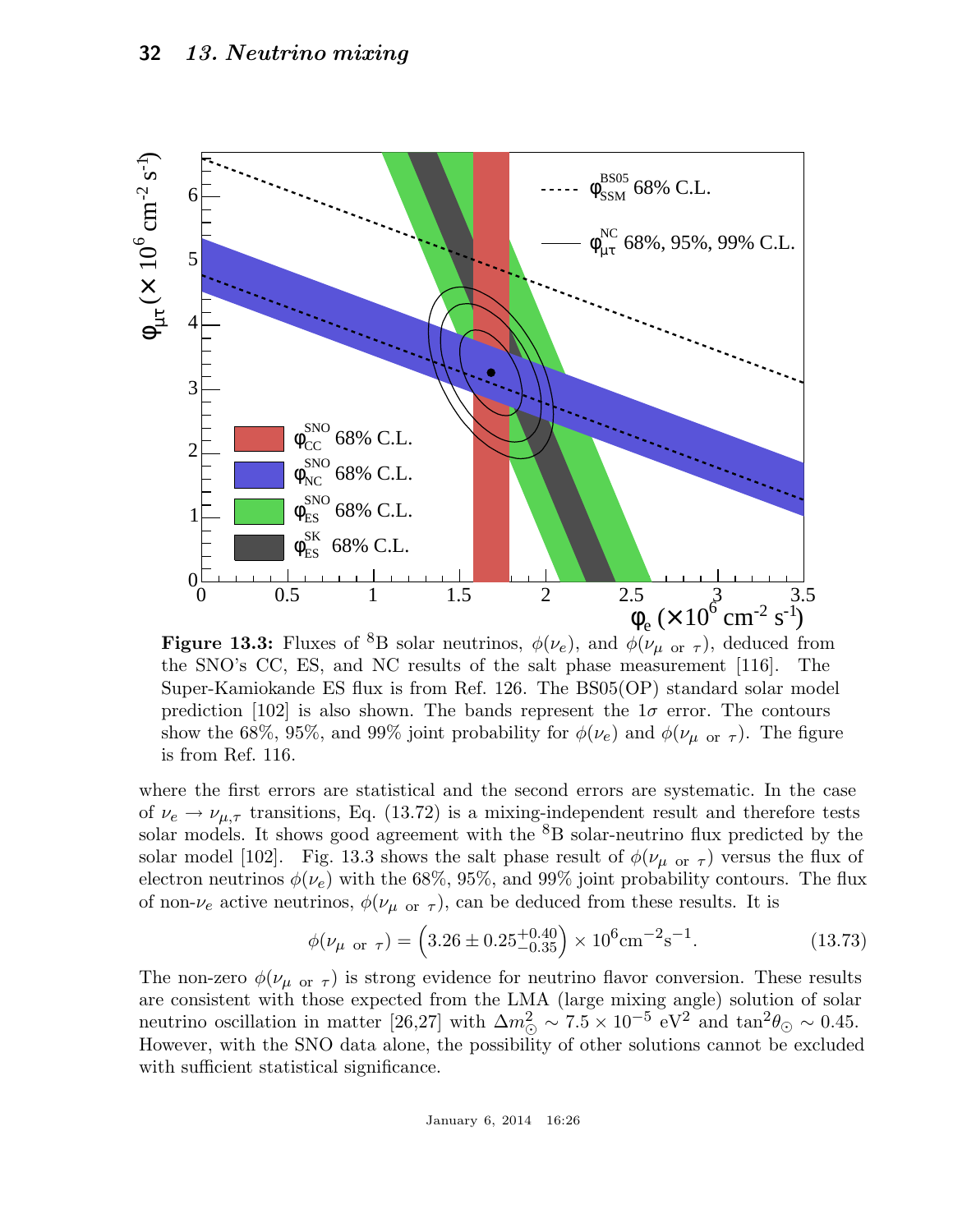**Figure 13.3:** Fluxes of $^8$B solar neutrinos, $\phi(\nu_e)$, and $\phi(\nu_{\mu \text{ or } \tau})$, deduced from the SNO's CC, ES, and NC results of the salt phase measurement [116]. The Super-Kamiokande ES flux is from Ref. 126. The BS05(OP) standard solar model prediction [102] is also shown. The bands represent the $1\sigma$ error. The contours show the 68%, 95%, and 99% joint probability for $\phi(\nu_e)$ and $\phi(\nu_{\mu \text{ or } \tau})$. The figure is from Ref. 116.

where the first errors are statistical and the second errors are systematic. In the case of $\nu_e \to \nu_{\mu,\tau}$ transitions, Eq. (13.72) is a mixing-independent result and therefore tests solar models. It shows good agreement with the $^8$B solar-neutrino flux predicted by the solar model [102]. Fig. 13.3 shows the salt phase result of $\phi(\nu_{\mu \text{ or } \tau})$ versus the flux of electron neutrinos $\phi(\nu_e)$ with the 68%, 95%, and 99% joint probability contours. The flux of non-$\nu_e$ active neutrinos, $\phi(\nu_{\mu \text{ or } \tau})$, can be deduced from these results. It is

$$\phi(\nu_{\mu \text{ or } \tau}) = \left(3.26 \pm 0.25^{+0.40}_{-0.35}\right) \times 10^6 \text{cm}^{-2}\text{s}^{-1}. \tag{13.73}$$

The non-zero $\phi(\nu_{\mu \text{ or } \tau})$ is strong evidence for neutrino flavor conversion. These results are consistent with those expected from the LMA (large mixing angle) solution of solar neutrino oscillation in matter [26,27] with $\Delta m^2_{\odot} \sim 7.5 \times 10^{-5}$ eV$^2$ and $\tan^2\theta_{\odot} \sim 0.45$. However, with the SNO data alone, the possibility of other solutions cannot be excluded with sufficient statistical significance.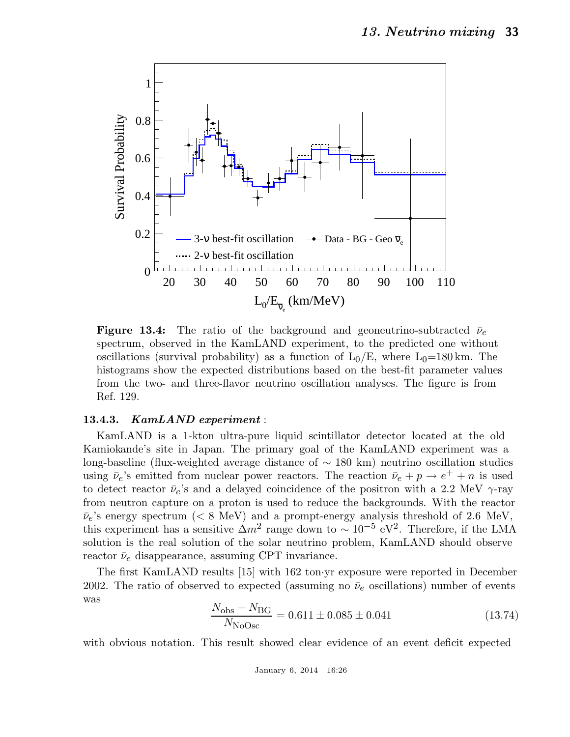**Figure 13.4:** The ratio of the background and geoneutrino-subtracted $\bar{\nu}_e$ spectrum, observed in the KamLAND experiment, to the predicted one without oscillations (survival probability) as a function of $L_0/E$, where $L_0$=180 km. The histograms show the expected distributions based on the best-fit parameter values from the two- and three-flavor neutrino oscillation analyses. The figure is from Ref. 129.

### 13.4.3. *KamLAND experiment* :

KamLAND is a 1-kton ultra-pure liquid scintillator detector located at the old Kamiokande's site in Japan. The primary goal of the KamLAND experiment was a long-baseline (flux-weighted average distance of $\sim$ 180 km) neutrino oscillation studies using $\bar{\nu}_e$'s emitted from nuclear power reactors. The reaction $\bar{\nu}_e + p \rightarrow e^+ + n$ is used to detect reactor $\bar{\nu}_e$'s and a delayed coincidence of the positron with a 2.2 MeV $\gamma$-ray from neutron capture on a proton is used to reduce the backgrounds. With the reactor $\bar{\nu}_e$'s energy spectrum ($<$ 8 MeV) and a prompt-energy analysis threshold of 2.6 MeV, this experiment has a sensitive $\Delta m^2$ range down to $\sim 10^{-5}$ eV$^2$. Therefore, if the LMA solution is the real solution of the solar neutrino problem, KamLAND should observe reactor $\bar{\nu}_e$ disappearance, assuming CPT invariance.

The first KamLAND results [15] with 162 ton·yr exposure were reported in December 2002. The ratio of observed to expected (assuming no $\bar{\nu}_e$ oscillations) number of events was

$$\frac{N_{\text{obs}} - N_{\text{BG}}}{N_{\text{NoOsc}}} = 0.611 \pm 0.085 \pm 0.041 \tag{13.74}$$

with obvious notation. This result showed clear evidence of an event deficit expected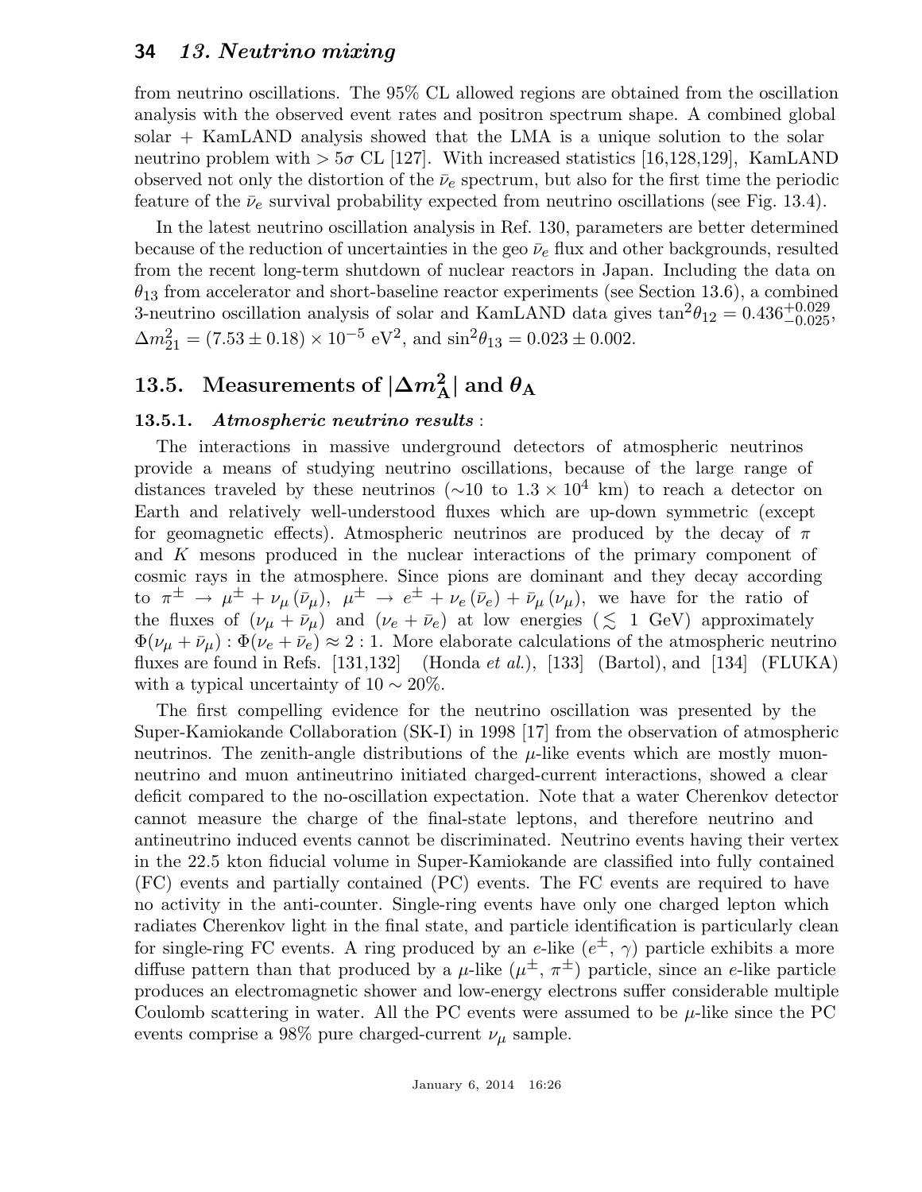from neutrino oscillations. The 95% CL allowed regions are obtained from the oscillation analysis with the observed event rates and positron spectrum shape. A combined global solar + KamLAND analysis showed that the LMA is a unique solution to the solar neutrino problem with $> 5\sigma$ CL [127]. With increased statistics [16,128,129], KamLAND observed not only the distortion of the $\bar{\nu}_e$ spectrum, but also for the first time the periodic feature of the $\bar{\nu}_e$ survival probability expected from neutrino oscillations (see Fig. 13.4).

In the latest neutrino oscillation analysis in Ref. 130, parameters are better determined because of the reduction of uncertainties in the geo $\bar{\nu}_e$ flux and other backgrounds, resulted from the recent long-term shutdown of nuclear reactors in Japan. Including the data on $\theta_{13}$ from accelerator and short-baseline reactor experiments (see Section 13.6), a combined 3-neutrino oscillation analysis of solar and KamLAND data gives $\tan^2\theta_{12} = 0.436^{+0.029}_{-0.025}$, $\Delta m^2_{21} = (7.53 \pm 0.18) \times 10^{-5}$ eV$^2$, and $\sin^2\theta_{13} = 0.023 \pm 0.002$.

## 13.5. Measurements of $|\Delta m^2_{\mathrm{A}}|$ and $\theta_{\mathrm{A}}$

### 13.5.1. *Atmospheric neutrino results* :

The interactions in massive underground detectors of atmospheric neutrinos provide a means of studying neutrino oscillations, because of the large range of distances traveled by these neutrinos ($\sim$10 to $1.3 \times 10^4$ km) to reach a detector on Earth and relatively well-understood fluxes which are up-down symmetric (except for geomagnetic effects). Atmospheric neutrinos are produced by the decay of $\pi$ and $K$ mesons produced in the nuclear interactions of the primary component of cosmic rays in the atmosphere. Since pions are dominant and they decay according to $\pi^\pm \to \mu^\pm + \nu_\mu\,(\bar{\nu}_\mu)$, $\mu^\pm \to e^\pm + \nu_e\,(\bar{\nu}_e) + \bar{\nu}_\mu\,(\nu_\mu)$, we have for the ratio of the fluxes of $(\nu_\mu + \bar{\nu}_\mu)$ and $(\nu_e + \bar{\nu}_e)$ at low energies ($\lesssim$ 1 GeV) approximately $\Phi(\nu_\mu + \bar{\nu}_\mu) : \Phi(\nu_e + \bar{\nu}_e) \approx 2 : 1$. More elaborate calculations of the atmospheric neutrino fluxes are found in Refs. [131,132] (Honda *et al.*), [133] (Bartol), and [134] (FLUKA) with a typical uncertainty of $10 \sim 20\%$.

The first compelling evidence for the neutrino oscillation was presented by the Super-Kamiokande Collaboration (SK-I) in 1998 [17] from the observation of atmospheric neutrinos. The zenith-angle distributions of the $\mu$-like events which are mostly muon-neutrino and muon antineutrino initiated charged-current interactions, showed a clear deficit compared to the no-oscillation expectation. Note that a water Cherenkov detector cannot measure the charge of the final-state leptons, and therefore neutrino and antineutrino induced events cannot be discriminated. Neutrino events having their vertex in the 22.5 kton fiducial volume in Super-Kamiokande are classified into fully contained (FC) events and partially contained (PC) events. The FC events are required to have no activity in the anti-counter. Single-ring events have only one charged lepton which radiates Cherenkov light in the final state, and particle identification is particularly clean for single-ring FC events. A ring produced by an $e$-like ($e^\pm$, $\gamma$) particle exhibits a more diffuse pattern than that produced by a $\mu$-like ($\mu^\pm$, $\pi^\pm$) particle, since an $e$-like particle produces an electromagnetic shower and low-energy electrons suffer considerable multiple Coulomb scattering in water. All the PC events were assumed to be $\mu$-like since the PC events comprise a 98% pure charged-current $\nu_\mu$ sample.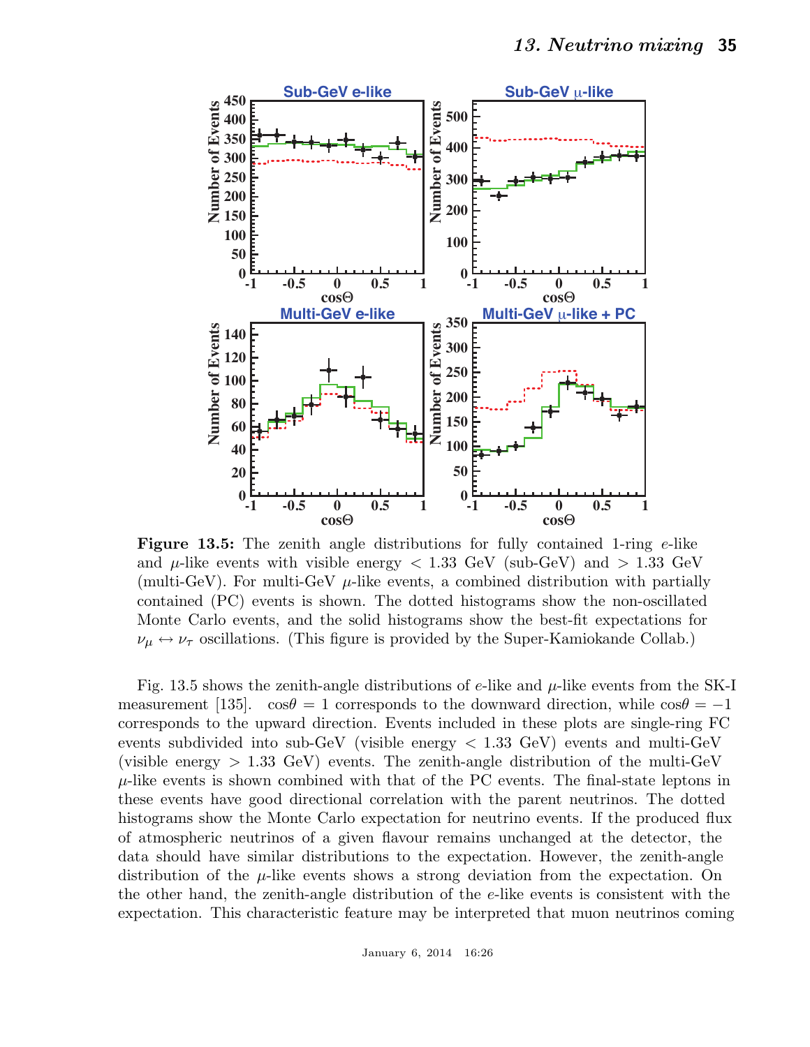**Figure 13.5:** The zenith angle distributions for fully contained 1-ring $e$-like and $\mu$-like events with visible energy $< 1.33$ GeV (sub-GeV) and $> 1.33$ GeV (multi-GeV). For multi-GeV $\mu$-like events, a combined distribution with partially contained (PC) events is shown. The dotted histograms show the non-oscillated Monte Carlo events, and the solid histograms show the best-fit expectations for $\nu_\mu \leftrightarrow \nu_\tau$ oscillations. (This figure is provided by the Super-Kamiokande Collab.)

Fig. 13.5 shows the zenith-angle distributions of $e$-like and $\mu$-like events from the SK-I measurement [135]. $\cos\theta = 1$ corresponds to the downward direction, while $\cos\theta = -1$ corresponds to the upward direction. Events included in these plots are single-ring FC events subdivided into sub-GeV (visible energy $< 1.33$ GeV) events and multi-GeV (visible energy $> 1.33$ GeV) events. The zenith-angle distribution of the multi-GeV $\mu$-like events is shown combined with that of the PC events. The final-state leptons in these events have good directional correlation with the parent neutrinos. The dotted histograms show the Monte Carlo expectation for neutrino events. If the produced flux of atmospheric neutrinos of a given flavour remains unchanged at the detector, the data should have similar distributions to the expectation. However, the zenith-angle distribution of the $\mu$-like events shows a strong deviation from the expectation. On the other hand, the zenith-angle distribution of the $e$-like events is consistent with the expectation. This characteristic feature may be interpreted that muon neutrinos coming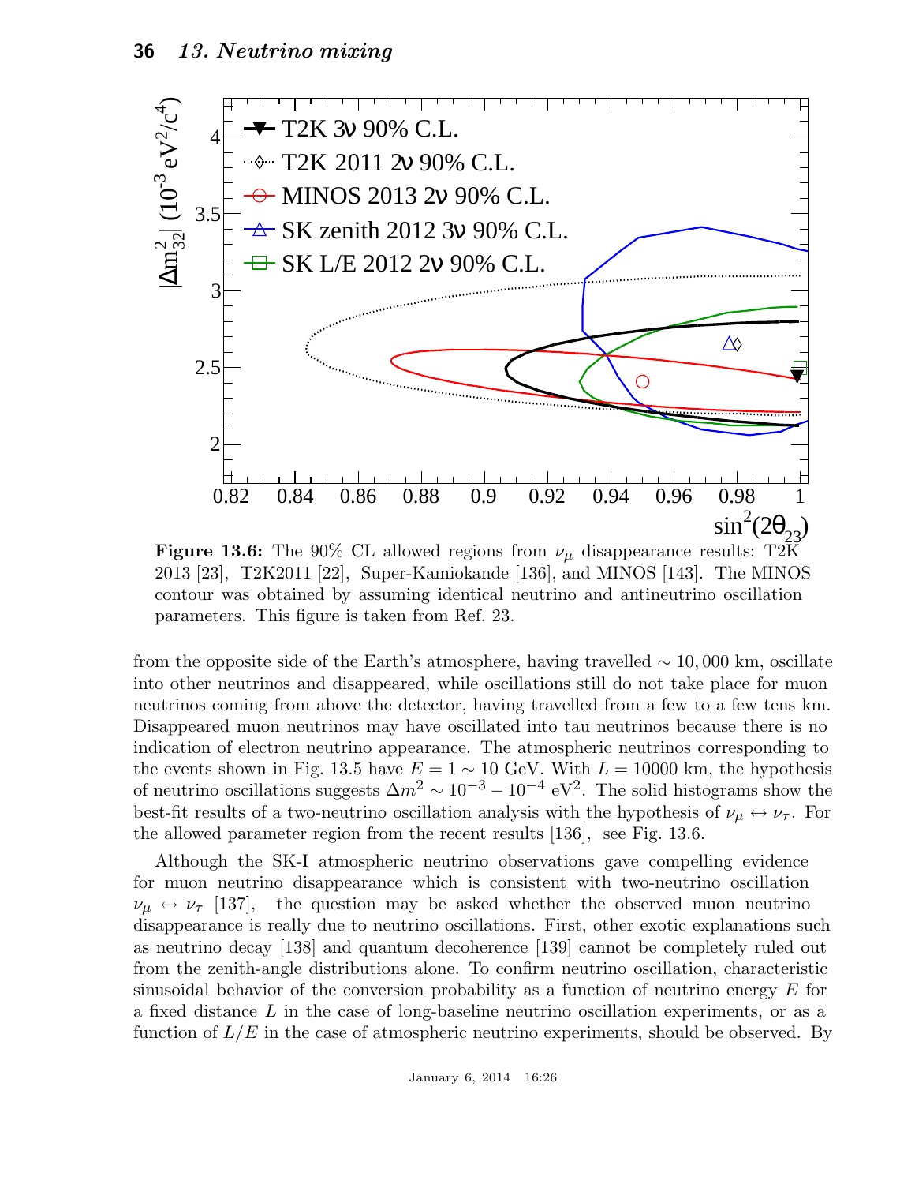**Figure 13.6:** The 90% CL allowed regions from $\nu_\mu$ disappearance results: T2K 2013 [23], T2K2011 [22], Super-Kamiokande [136], and MINOS [143]. The MINOS contour was obtained by assuming identical neutrino and antineutrino oscillation parameters. This figure is taken from Ref. 23.

from the opposite side of the Earth's atmosphere, having travelled $\sim 10,000$ km, oscillate into other neutrinos and disappeared, while oscillations still do not take place for muon neutrinos coming from above the detector, having travelled from a few to a few tens km. Disappeared muon neutrinos may have oscillated into tau neutrinos because there is no indication of electron neutrino appearance. The atmospheric neutrinos corresponding to the events shown in Fig. 13.5 have $E = 1 \sim 10$ GeV. With $L = 10000$ km, the hypothesis of neutrino oscillations suggests $\Delta m^2 \sim 10^{-3} - 10^{-4}$ eV$^2$. The solid histograms show the best-fit results of a two-neutrino oscillation analysis with the hypothesis of $\nu_\mu \leftrightarrow \nu_\tau$. For the allowed parameter region from the recent results [136], see Fig. 13.6.

Although the SK-I atmospheric neutrino observations gave compelling evidence for muon neutrino disappearance which is consistent with two-neutrino oscillation $\nu_\mu \leftrightarrow \nu_\tau$ [137], the question may be asked whether the observed muon neutrino disappearance is really due to neutrino oscillations. First, other exotic explanations such as neutrino decay [138] and quantum decoherence [139] cannot be completely ruled out from the zenith-angle distributions alone. To confirm neutrino oscillation, characteristic sinusoidal behavior of the conversion probability as a function of neutrino energy $E$ for a fixed distance $L$ in the case of long-baseline neutrino oscillation experiments, or as a function of $L/E$ in the case of atmospheric neutrino experiments, should be observed. By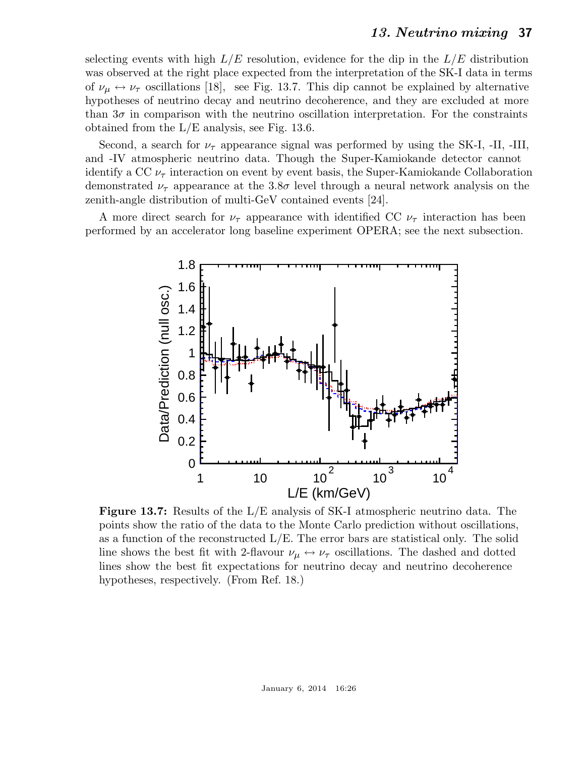selecting events with high $L/E$ resolution, evidence for the dip in the $L/E$ distribution was observed at the right place expected from the interpretation of the SK-I data in terms of $\nu_\mu \leftrightarrow \nu_\tau$ oscillations [18], see Fig. 13.7. This dip cannot be explained by alternative hypotheses of neutrino decay and neutrino decoherence, and they are excluded at more than $3\sigma$ in comparison with the neutrino oscillation interpretation. For the constraints obtained from the L/E analysis, see Fig. 13.6.

Second, a search for $\nu_\tau$ appearance signal was performed by using the SK-I, -II, -III, and -IV atmospheric neutrino data. Though the Super-Kamiokande detector cannot identify a CC $\nu_\tau$ interaction on event by event basis, the Super-Kamiokande Collaboration demonstrated $\nu_\tau$ appearance at the $3.8\sigma$ level through a neural network analysis on the zenith-angle distribution of multi-GeV contained events [24].

A more direct search for $\nu_\tau$ appearance with identified CC $\nu_\tau$ interaction has been performed by an accelerator long baseline experiment OPERA; see the next subsection.

**Figure 13.7:** Results of the L/E analysis of SK-I atmospheric neutrino data. The points show the ratio of the data to the Monte Carlo prediction without oscillations, as a function of the reconstructed L/E. The error bars are statistical only. The solid line shows the best fit with 2-flavour $\nu_\mu \leftrightarrow \nu_\tau$ oscillations. The dashed and dotted lines show the best fit expectations for neutrino decay and neutrino decoherence hypotheses, respectively. (From Ref. 18.)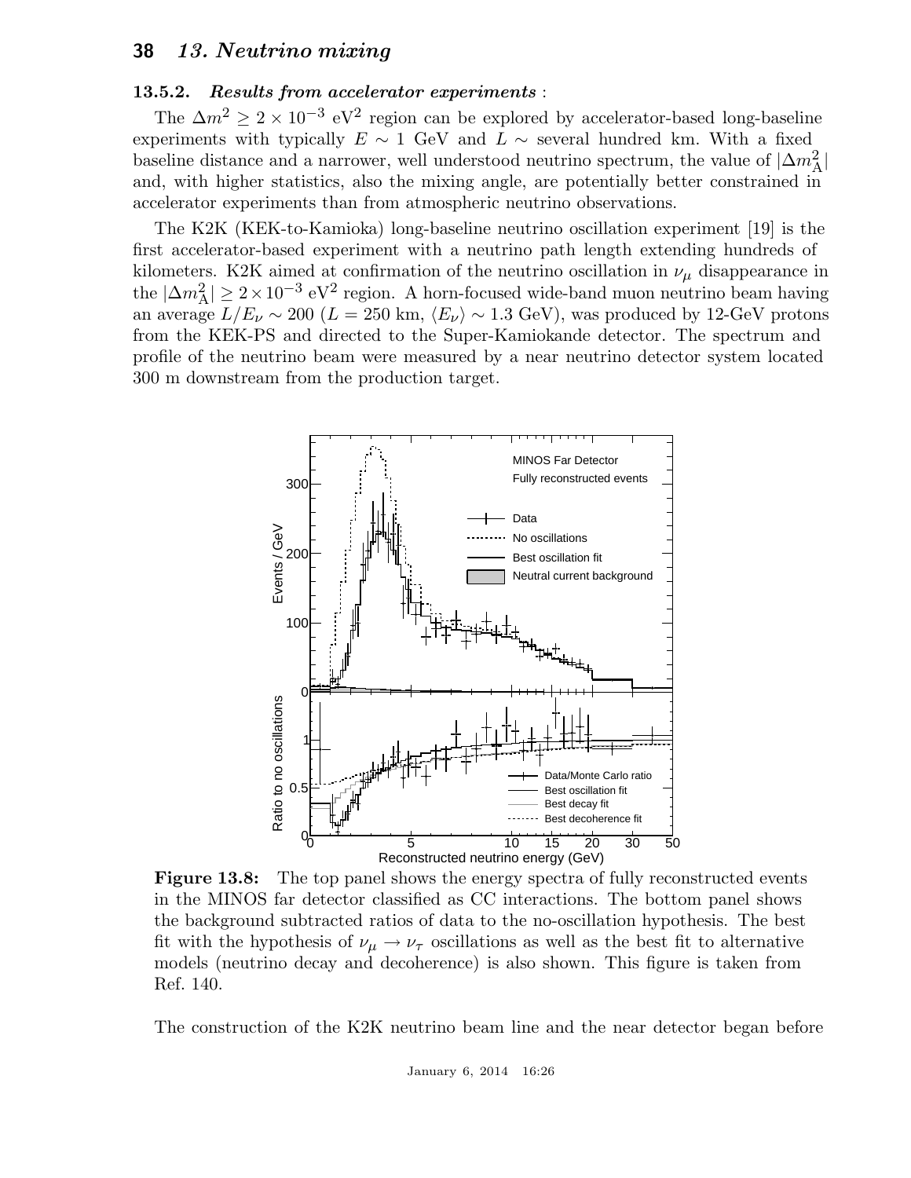#### 13.5.2. *Results from accelerator experiments* :

The $\Delta m^2 \geq 2 \times 10^{-3}$ eV$^2$ region can be explored by accelerator-based long-baseline experiments with typically $E \sim 1$ GeV and $L \sim$ several hundred km. With a fixed baseline distance and a narrower, well understood neutrino spectrum, the value of $|\Delta m^2_{\mathrm{A}}|$ and, with higher statistics, also the mixing angle, are potentially better constrained in accelerator experiments than from atmospheric neutrino observations.

The K2K (KEK-to-Kamioka) long-baseline neutrino oscillation experiment [19] is the first accelerator-based experiment with a neutrino path length extending hundreds of kilometers. K2K aimed at confirmation of the neutrino oscillation in $\nu_\mu$ disappearance in the $|\Delta m^2_{\mathrm{A}}| \geq 2 \times 10^{-3}$ eV$^2$ region. A horn-focused wide-band muon neutrino beam having an average $L/E_\nu \sim 200$ ($L = 250$ km, $\langle E_\nu \rangle \sim 1.3$ GeV), was produced by 12-GeV protons from the KEK-PS and directed to the Super-Kamiokande detector. The spectrum and profile of the neutrino beam were measured by a near neutrino detector system located 300 m downstream from the production target.

**Figure 13.8:** The top panel shows the energy spectra of fully reconstructed events in the MINOS far detector classified as CC interactions. The bottom panel shows the background subtracted ratios of data to the no-oscillation hypothesis. The best fit with the hypothesis of $\nu_\mu \rightarrow \nu_\tau$ oscillations as well as the best fit to alternative models (neutrino decay and decoherence) is also shown. This figure is taken from Ref. 140.

The construction of the K2K neutrino beam line and the near detector began before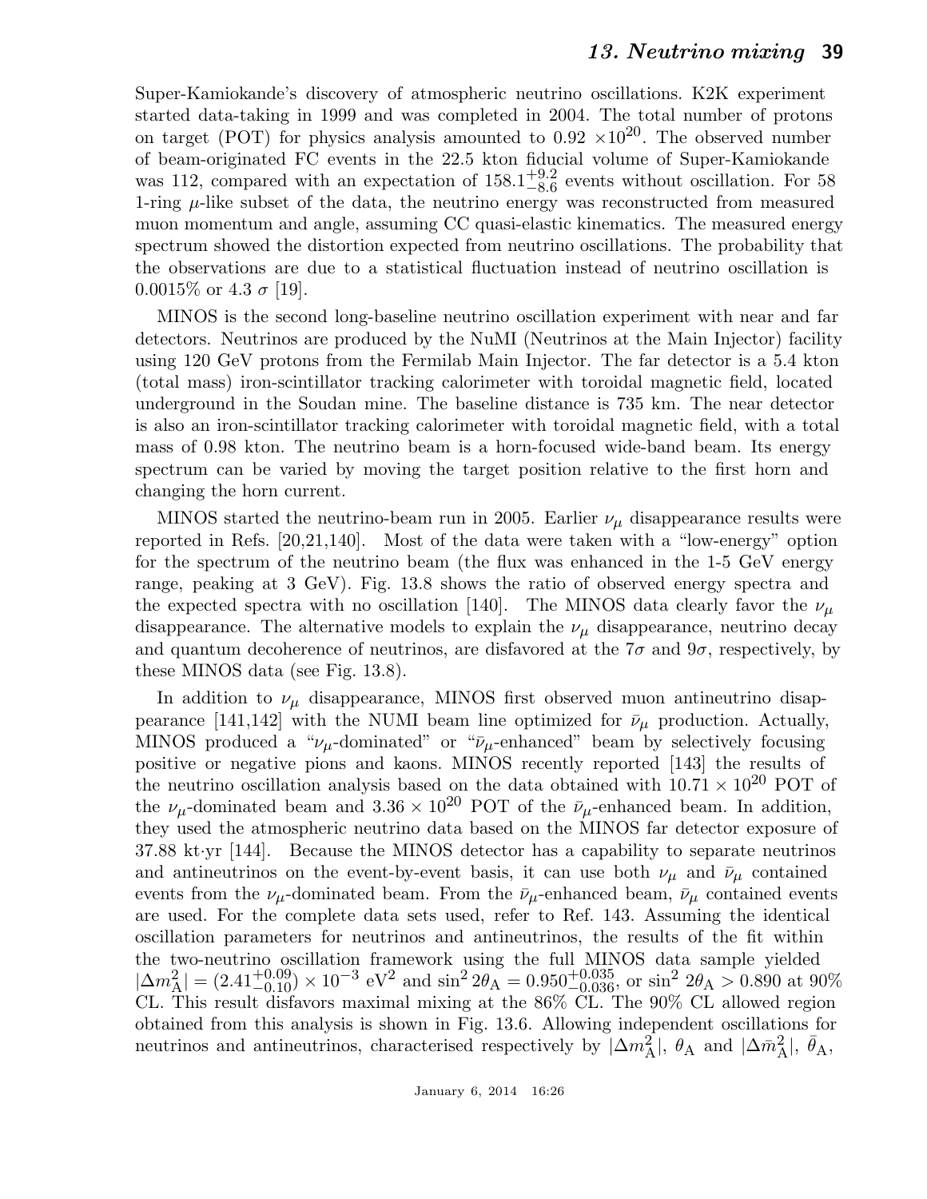Super-Kamiokande's discovery of atmospheric neutrino oscillations. K2K experiment started data-taking in 1999 and was completed in 2004. The total number of protons on target (POT) for physics analysis amounted to $0.92 \times 10^{20}$. The observed number of beam-originated FC events in the 22.5 kton fiducial volume of Super-Kamiokande was 112, compared with an expectation of $158.1^{+9.2}_{-8.6}$ events without oscillation. For 58 1-ring $\mu$-like subset of the data, the neutrino energy was reconstructed from measured muon momentum and angle, assuming CC quasi-elastic kinematics. The measured energy spectrum showed the distortion expected from neutrino oscillations. The probability that the observations are due to a statistical fluctuation instead of neutrino oscillation is 0.0015% or 4.3 $\sigma$ [19].

MINOS is the second long-baseline neutrino oscillation experiment with near and far detectors. Neutrinos are produced by the NuMI (Neutrinos at the Main Injector) facility using 120 GeV protons from the Fermilab Main Injector. The far detector is a 5.4 kton (total mass) iron-scintillator tracking calorimeter with toroidal magnetic field, located underground in the Soudan mine. The baseline distance is 735 km. The near detector is also an iron-scintillator tracking calorimeter with toroidal magnetic field, with a total mass of 0.98 kton. The neutrino beam is a horn-focused wide-band beam. Its energy spectrum can be varied by moving the target position relative to the first horn and changing the horn current.

MINOS started the neutrino-beam run in 2005. Earlier $\nu_\mu$ disappearance results were reported in Refs. [20,21,140]. Most of the data were taken with a "low-energy" option for the spectrum of the neutrino beam (the flux was enhanced in the 1-5 GeV energy range, peaking at 3 GeV). Fig. 13.8 shows the ratio of observed energy spectra and the expected spectra with no oscillation [140]. The MINOS data clearly favor the $\nu_\mu$ disappearance. The alternative models to explain the $\nu_\mu$ disappearance, neutrino decay and quantum decoherence of neutrinos, are disfavored at the $7\sigma$ and $9\sigma$, respectively, by these MINOS data (see Fig. 13.8).

In addition to $\nu_\mu$ disappearance, MINOS first observed muon antineutrino disappearance [141,142] with the NUMI beam line optimized for $\bar{\nu}_\mu$ production. Actually, MINOS produced a "$\nu_\mu$-dominated" or "$\bar{\nu}_\mu$-enhanced" beam by selectively focusing positive or negative pions and kaons. MINOS recently reported [143] the results of the neutrino oscillation analysis based on the data obtained with $10.71 \times 10^{20}$ POT of the $\nu_\mu$-dominated beam and $3.36 \times 10^{20}$ POT of the $\bar{\nu}_\mu$-enhanced beam. In addition, they used the atmospheric neutrino data based on the MINOS far detector exposure of 37.88 kt·yr [144]. Because the MINOS detector has a capability to separate neutrinos and antineutrinos on the event-by-event basis, it can use both $\nu_\mu$ and $\bar{\nu}_\mu$ contained events from the $\nu_\mu$-dominated beam. From the $\bar{\nu}_\mu$-enhanced beam, $\bar{\nu}_\mu$ contained events are used. For the complete data sets used, refer to Ref. 143. Assuming the identical oscillation parameters for neutrinos and antineutrinos, the results of the fit within the two-neutrino oscillation framework using the full MINOS data sample yielded $|\Delta m^2_{\rm A}| = (2.41^{+0.09}_{-0.10}) \times 10^{-3}$ eV$^2$ and $\sin^2 2\theta_{\rm A} = 0.950^{+0.035}_{-0.036}$, or $\sin^2 2\theta_{\rm A} > 0.890$ at 90% CL. This result disfavors maximal mixing at the 86% CL. The 90% CL allowed region obtained from this analysis is shown in Fig. 13.6. Allowing independent oscillations for neutrinos and antineutrinos, characterised respectively by $|\Delta m^2_{\rm A}|$, $\theta_{\rm A}$ and $|\Delta \bar{m}^2_{\rm A}|$, $\bar{\theta}_{\rm A}$,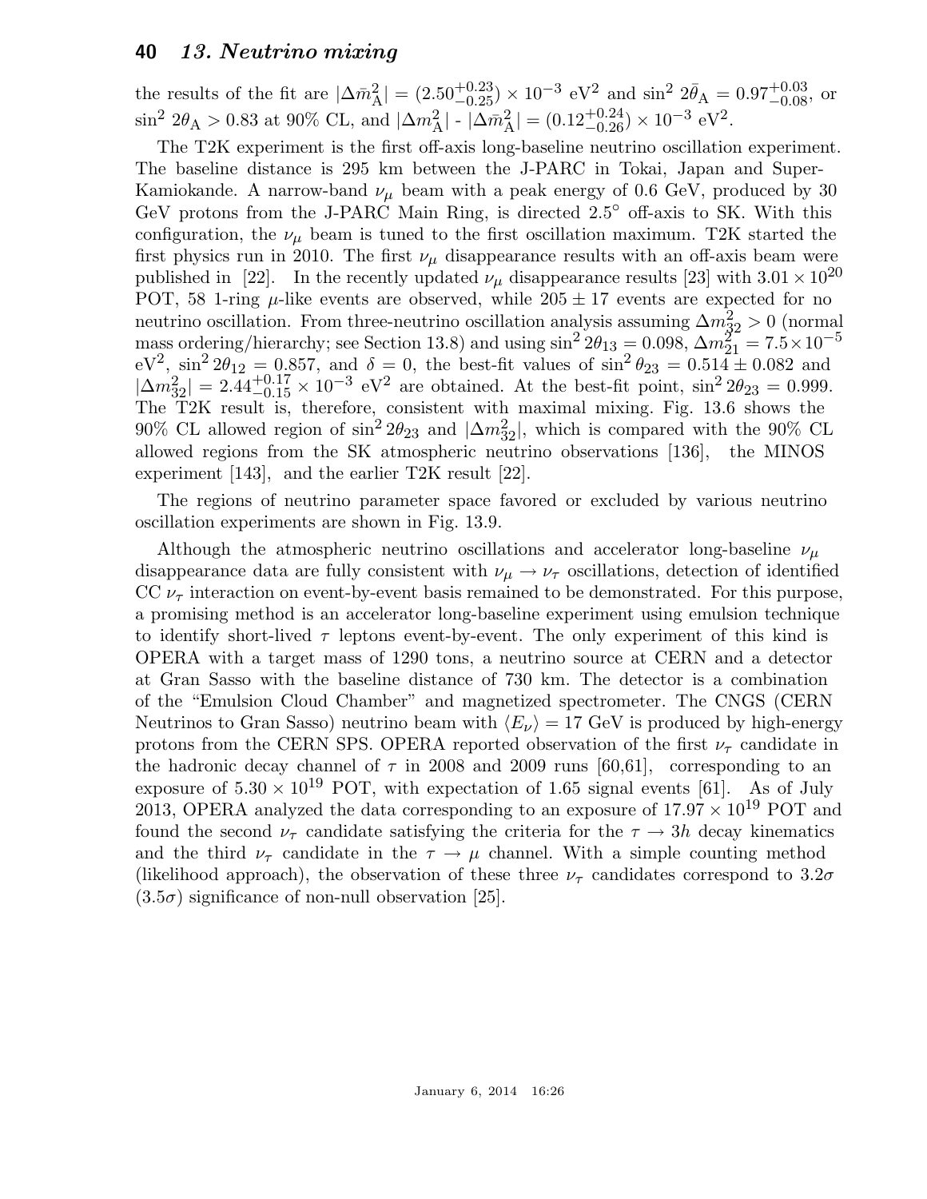the results of the fit are $|\Delta\bar{m}^2_{\rm A}| = (2.50^{+0.23}_{-0.25}) \times 10^{-3}$ eV$^2$ and $\sin^2 2\bar{\theta}_{\rm A} = 0.97^{+0.03}_{-0.08}$, or $\sin^2 2\theta_{\rm A} > 0.83$ at 90% CL, and $|\Delta m^2_{\rm A}|$ - $|\Delta\bar{m}^2_{\rm A}| = (0.12^{+0.24}_{-0.26}) \times 10^{-3}$ eV$^2$.

The T2K experiment is the first off-axis long-baseline neutrino oscillation experiment. The baseline distance is 295 km between the J-PARC in Tokai, Japan and Super-Kamiokande. A narrow-band $\nu_\mu$ beam with a peak energy of 0.6 GeV, produced by 30 GeV protons from the J-PARC Main Ring, is directed 2.5° off-axis to SK. With this configuration, the $\nu_\mu$ beam is tuned to the first oscillation maximum. T2K started the first physics run in 2010. The first $\nu_\mu$ disappearance results with an off-axis beam were published in [22]. In the recently updated $\nu_\mu$ disappearance results [23] with $3.01 \times 10^{20}$ POT, 58 1-ring $\mu$-like events are observed, while $205 \pm 17$ events are expected for no neutrino oscillation. From three-neutrino oscillation analysis assuming $\Delta m^2_{32} > 0$ (normal mass ordering/hierarchy; see Section 13.8) and using $\sin^2 2\theta_{13} = 0.098$, $\Delta m^2_{21} = 7.5 \times 10^{-5}$ eV$^2$, $\sin^2 2\theta_{12} = 0.857$, and $\delta = 0$, the best-fit values of $\sin^2\theta_{23} = 0.514 \pm 0.082$ and $|\Delta m^2_{32}| = 2.44^{+0.17}_{-0.15} \times 10^{-3}$ eV$^2$ are obtained. At the best-fit point, $\sin^2 2\theta_{23} = 0.999$. The T2K result is, therefore, consistent with maximal mixing. Fig. 13.6 shows the 90% CL allowed region of $\sin^2 2\theta_{23}$ and $|\Delta m^2_{32}|$, which is compared with the 90% CL allowed regions from the SK atmospheric neutrino observations [136], the MINOS experiment [143], and the earlier T2K result [22].

The regions of neutrino parameter space favored or excluded by various neutrino oscillation experiments are shown in Fig. 13.9.

Although the atmospheric neutrino oscillations and accelerator long-baseline $\nu_\mu$ disappearance data are fully consistent with $\nu_\mu \to \nu_\tau$ oscillations, detection of identified CC $\nu_\tau$ interaction on event-by-event basis remained to be demonstrated. For this purpose, a promising method is an accelerator long-baseline experiment using emulsion technique to identify short-lived $\tau$ leptons event-by-event. The only experiment of this kind is OPERA with a target mass of 1290 tons, a neutrino source at CERN and a detector at Gran Sasso with the baseline distance of 730 km. The detector is a combination of the "Emulsion Cloud Chamber" and magnetized spectrometer. The CNGS (CERN Neutrinos to Gran Sasso) neutrino beam with $\langle E_\nu \rangle = 17$ GeV is produced by high-energy protons from the CERN SPS. OPERA reported observation of the first $\nu_\tau$ candidate in the hadronic decay channel of $\tau$ in 2008 and 2009 runs [60,61], corresponding to an exposure of $5.30 \times 10^{19}$ POT, with expectation of 1.65 signal events [61]. As of July 2013, OPERA analyzed the data corresponding to an exposure of $17.97 \times 10^{19}$ POT and found the second $\nu_\tau$ candidate satisfying the criteria for the $\tau \to 3h$ decay kinematics and the third $\nu_\tau$ candidate in the $\tau \to \mu$ channel. With a simple counting method (likelihood approach), the observation of these three $\nu_\tau$ candidates correspond to $3.2\sigma$ ($3.5\sigma$) significance of non-null observation [25].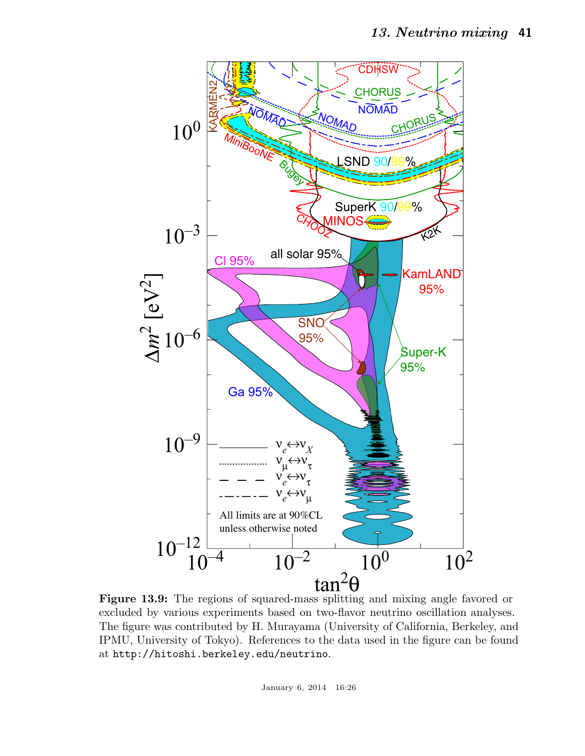**Figure 13.9:** The regions of squared-mass splitting and mixing angle favored or excluded by various experiments based on two-flavor neutrino oscillation analyses. The figure was contributed by H. Murayama (University of California, Berkeley, and IPMU, University of Tokyo). References to the data used in the figure can be found at `http://hitoshi.berkeley.edu/neutrino`.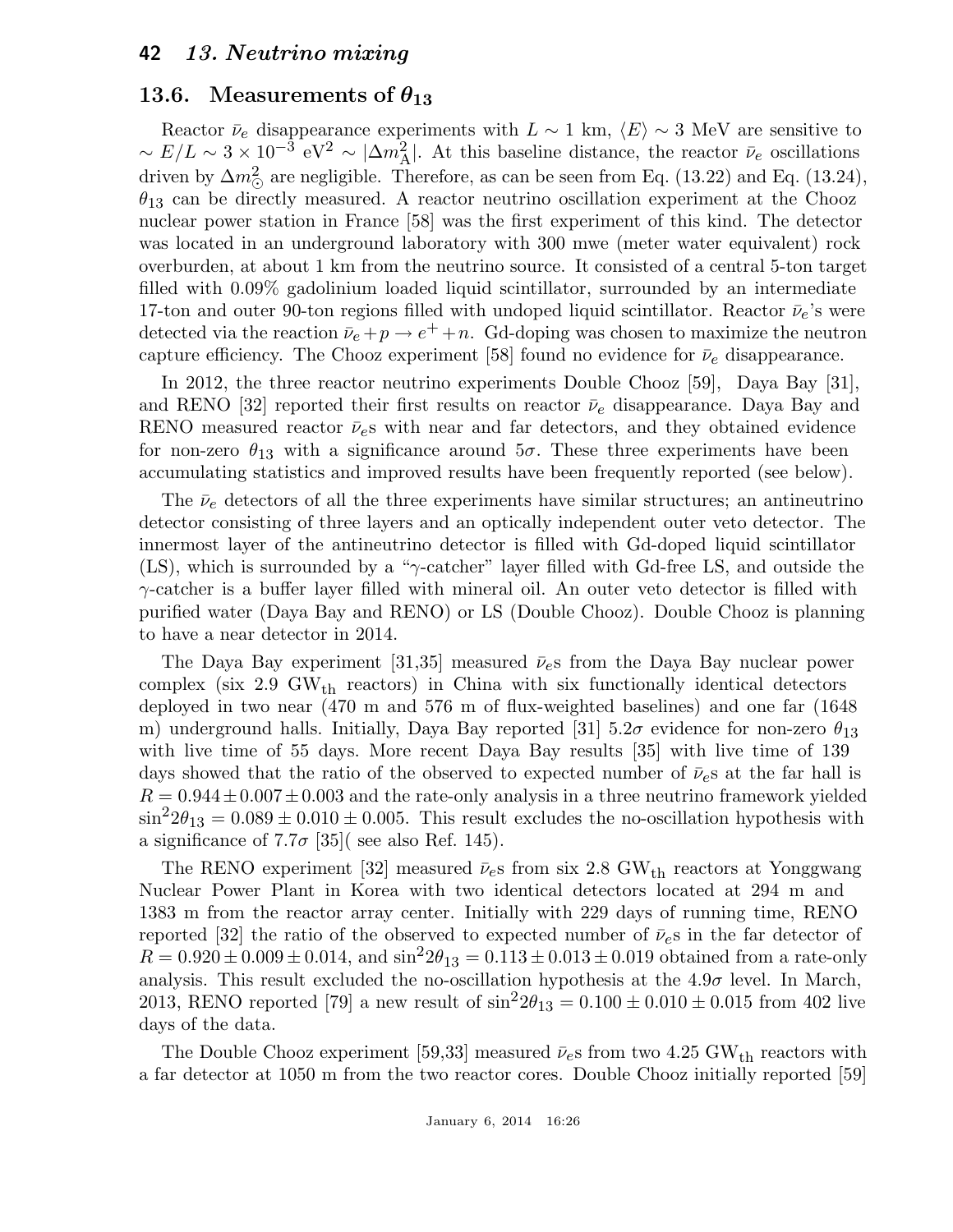## 13.6. Measurements of $\theta_{13}$

Reactor $\bar{\nu}_e$ disappearance experiments with $L \sim 1$ km, $\langle E \rangle \sim 3$ MeV are sensitive to $\sim E/L \sim 3 \times 10^{-3}$ eV$^2$ $\sim |\Delta m^2_{\rm A}|$. At this baseline distance, the reactor $\bar{\nu}_e$ oscillations driven by $\Delta m^2_{\odot}$ are negligible. Therefore, as can be seen from Eq. (13.22) and Eq. (13.24), $\theta_{13}$ can be directly measured. A reactor neutrino oscillation experiment at the Chooz nuclear power station in France [58] was the first experiment of this kind. The detector was located in an underground laboratory with 300 mwe (meter water equivalent) rock overburden, at about 1 km from the neutrino source. It consisted of a central 5-ton target filled with 0.09% gadolinium loaded liquid scintillator, surrounded by an intermediate 17-ton and outer 90-ton regions filled with undoped liquid scintillator. Reactor $\bar{\nu}_e$'s were detected via the reaction $\bar{\nu}_e + p \to e^+ + n$. Gd-doping was chosen to maximize the neutron capture efficiency. The Chooz experiment [58] found no evidence for $\bar{\nu}_e$ disappearance.

In 2012, the three reactor neutrino experiments Double Chooz [59], Daya Bay [31], and RENO [32] reported their first results on reactor $\bar{\nu}_e$ disappearance. Daya Bay and RENO measured reactor $\bar{\nu}_e$s with near and far detectors, and they obtained evidence for non-zero $\theta_{13}$ with a significance around $5\sigma$. These three experiments have been accumulating statistics and improved results have been frequently reported (see below).

The $\bar{\nu}_e$ detectors of all the three experiments have similar structures; an antineutrino detector consisting of three layers and an optically independent outer veto detector. The innermost layer of the antineutrino detector is filled with Gd-doped liquid scintillator (LS), which is surrounded by a "$\gamma$-catcher" layer filled with Gd-free LS, and outside the $\gamma$-catcher is a buffer layer filled with mineral oil. An outer veto detector is filled with purified water (Daya Bay and RENO) or LS (Double Chooz). Double Chooz is planning to have a near detector in 2014.

The Daya Bay experiment [31,35] measured $\bar{\nu}_e$s from the Daya Bay nuclear power complex (six 2.9 GW$_{\rm th}$ reactors) in China with six functionally identical detectors deployed in two near (470 m and 576 m of flux-weighted baselines) and one far (1648 m) underground halls. Initially, Daya Bay reported [31] $5.2\sigma$ evidence for non-zero $\theta_{13}$ with live time of 55 days. More recent Daya Bay results [35] with live time of 139 days showed that the ratio of the observed to expected number of $\bar{\nu}_e$s at the far hall is $R = 0.944 \pm 0.007 \pm 0.003$ and the rate-only analysis in a three neutrino framework yielded $\sin^2 2\theta_{13} = 0.089 \pm 0.010 \pm 0.005$. This result excludes the no-oscillation hypothesis with a significance of $7.7\sigma$ [35]( see also Ref. 145).

The RENO experiment [32] measured $\bar{\nu}_e$s from six 2.8 GW$_{\rm th}$ reactors at Yonggwang Nuclear Power Plant in Korea with two identical detectors located at 294 m and 1383 m from the reactor array center. Initially with 229 days of running time, RENO reported [32] the ratio of the observed to expected number of $\bar{\nu}_e$s in the far detector of $R = 0.920 \pm 0.009 \pm 0.014$, and $\sin^2 2\theta_{13} = 0.113 \pm 0.013 \pm 0.019$ obtained from a rate-only analysis. This result excluded the no-oscillation hypothesis at the $4.9\sigma$ level. In March, 2013, RENO reported [79] a new result of $\sin^2 2\theta_{13} = 0.100 \pm 0.010 \pm 0.015$ from 402 live days of the data.

The Double Chooz experiment [59,33] measured $\bar{\nu}_e$s from two 4.25 GW$_{\rm th}$ reactors with a far detector at 1050 m from the two reactor cores. Double Chooz initially reported [59]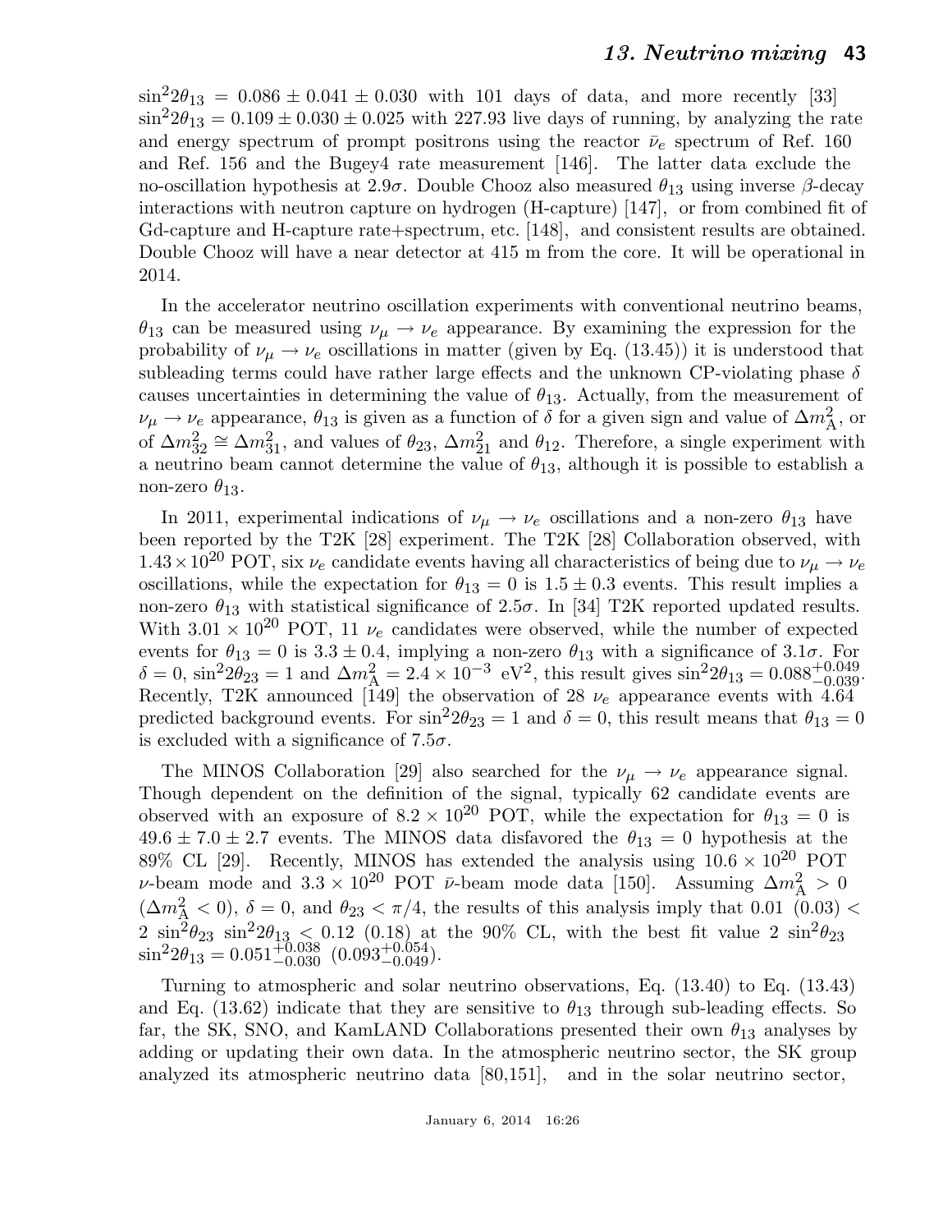$\sin^2 2\theta_{13} = 0.086 \pm 0.041 \pm 0.030$ with 101 days of data, and more recently [33] $\sin^2 2\theta_{13} = 0.109 \pm 0.030 \pm 0.025$ with 227.93 live days of running, by analyzing the rate and energy spectrum of prompt positrons using the reactor $\bar{\nu}_e$ spectrum of Ref. 160 and Ref. 156 and the Bugey4 rate measurement [146]. The latter data exclude the no-oscillation hypothesis at $2.9\sigma$. Double Chooz also measured $\theta_{13}$ using inverse $\beta$-decay interactions with neutron capture on hydrogen (H-capture) [147], or from combined fit of Gd-capture and H-capture rate+spectrum, etc. [148], and consistent results are obtained. Double Chooz will have a near detector at 415 m from the core. It will be operational in 2014.

In the accelerator neutrino oscillation experiments with conventional neutrino beams, $\theta_{13}$ can be measured using $\nu_\mu \to \nu_e$ appearance. By examining the expression for the probability of $\nu_\mu \to \nu_e$ oscillations in matter (given by Eq. (13.45)) it is understood that subleading terms could have rather large effects and the unknown CP-violating phase $\delta$ causes uncertainties in determining the value of $\theta_{13}$. Actually, from the measurement of $\nu_\mu \to \nu_e$ appearance, $\theta_{13}$ is given as a function of $\delta$ for a given sign and value of $\Delta m^2_{\rm A}$, or of $\Delta m^2_{32} \cong \Delta m^2_{31}$, and values of $\theta_{23}$, $\Delta m^2_{21}$ and $\theta_{12}$. Therefore, a single experiment with a neutrino beam cannot determine the value of $\theta_{13}$, although it is possible to establish a non-zero $\theta_{13}$.

In 2011, experimental indications of $\nu_\mu \to \nu_e$ oscillations and a non-zero $\theta_{13}$ have been reported by the T2K [28] experiment. The T2K [28] Collaboration observed, with $1.43 \times 10^{20}$ POT, six $\nu_e$ candidate events having all characteristics of being due to $\nu_\mu \to \nu_e$ oscillations, while the expectation for $\theta_{13} = 0$ is $1.5 \pm 0.3$ events. This result implies a non-zero $\theta_{13}$ with statistical significance of $2.5\sigma$. In [34] T2K reported updated results. With $3.01 \times 10^{20}$ POT, 11 $\nu_e$ candidates were observed, while the number of expected events for $\theta_{13} = 0$ is $3.3 \pm 0.4$, implying a non-zero $\theta_{13}$ with a significance of $3.1\sigma$. For $\delta = 0$, $\sin^2 2\theta_{23} = 1$ and $\Delta m^2_{\rm A} = 2.4 \times 10^{-3}$ eV$^2$, this result gives $\sin^2 2\theta_{13} = 0.088^{+0.049}_{-0.039}$. Recently, T2K announced [149] the observation of 28 $\nu_e$ appearance events with 4.64 predicted background events. For $\sin^2 2\theta_{23} = 1$ and $\delta = 0$, this result means that $\theta_{13} = 0$ is excluded with a significance of $7.5\sigma$.

The MINOS Collaboration [29] also searched for the $\nu_\mu \to \nu_e$ appearance signal. Though dependent on the definition of the signal, typically 62 candidate events are observed with an exposure of $8.2 \times 10^{20}$ POT, while the expectation for $\theta_{13} = 0$ is $49.6 \pm 7.0 \pm 2.7$ events. The MINOS data disfavored the $\theta_{13} = 0$ hypothesis at the 89% CL [29]. Recently, MINOS has extended the analysis using $10.6 \times 10^{20}$ POT $\nu$-beam mode and $3.3 \times 10^{20}$ POT $\bar{\nu}$-beam mode data [150]. Assuming $\Delta m^2_{\rm A} > 0$ ($\Delta m^2_{\rm A} < 0$), $\delta = 0$, and $\theta_{23} < \pi/4$, the results of this analysis imply that $0.01$ $(0.03) <$ $2 \sin^2\theta_{23} \sin^2 2\theta_{13} < 0.12$ $(0.18)$ at the 90% CL, with the best fit value $2 \sin^2\theta_{23} \sin^2 2\theta_{13} = 0.051^{+0.038}_{-0.030}$ $(0.093^{+0.054}_{-0.049})$.

Turning to atmospheric and solar neutrino observations, Eq. (13.40) to Eq. (13.43) and Eq. (13.62) indicate that they are sensitive to $\theta_{13}$ through sub-leading effects. So far, the SK, SNO, and KamLAND Collaborations presented their own $\theta_{13}$ analyses by adding or updating their own data. In the atmospheric neutrino sector, the SK group analyzed its atmospheric neutrino data [80,151], and in the solar neutrino sector,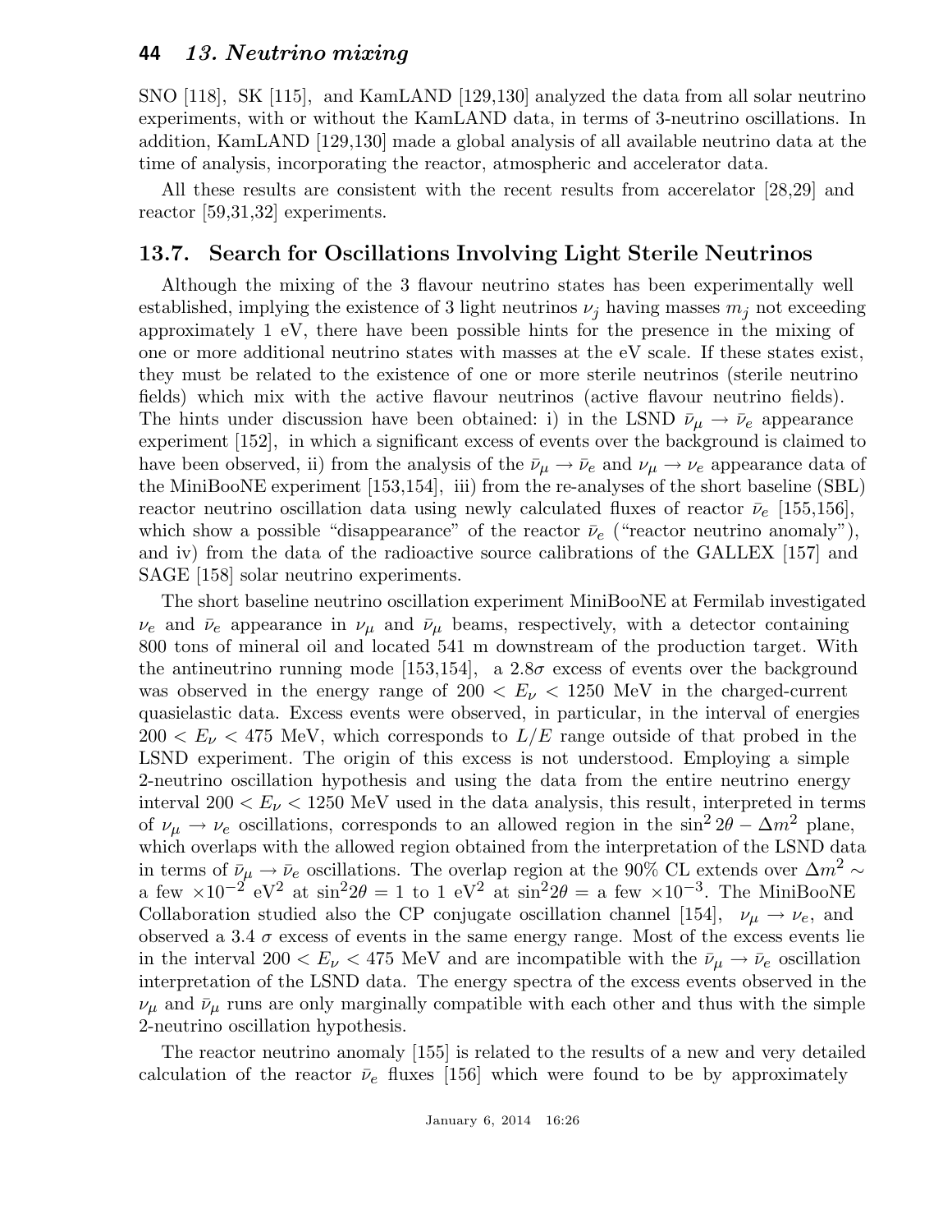SNO [118], SK [115], and KamLAND [129,130] analyzed the data from all solar neutrino experiments, with or without the KamLAND data, in terms of 3-neutrino oscillations. In addition, KamLAND [129,130] made a global analysis of all available neutrino data at the time of analysis, incorporating the reactor, atmospheric and accelerator data.

All these results are consistent with the recent results from accelerator [28,29] and reactor [59,31,32] experiments.

## 13.7. Search for Oscillations Involving Light Sterile Neutrinos

Although the mixing of the 3 flavour neutrino states has been experimentally well established, implying the existence of 3 light neutrinos $\nu_j$ having masses $m_j$ not exceeding approximately 1 eV, there have been possible hints for the presence in the mixing of one or more additional neutrino states with masses at the eV scale. If these states exist, they must be related to the existence of one or more sterile neutrinos (sterile neutrino fields) which mix with the active flavour neutrinos (active flavour neutrino fields). The hints under discussion have been obtained: i) in the LSND $\bar{\nu}_\mu \to \bar{\nu}_e$ appearance experiment [152], in which a significant excess of events over the background is claimed to have been observed, ii) from the analysis of the $\bar{\nu}_\mu \to \bar{\nu}_e$ and $\nu_\mu \to \nu_e$ appearance data of the MiniBooNE experiment [153,154], iii) from the re-analyses of the short baseline (SBL) reactor neutrino oscillation data using newly calculated fluxes of reactor $\bar{\nu}_e$ [155,156], which show a possible "disappearance" of the reactor $\bar{\nu}_e$ ("reactor neutrino anomaly"), and iv) from the data of the radioactive source calibrations of the GALLEX [157] and SAGE [158] solar neutrino experiments.

The short baseline neutrino oscillation experiment MiniBooNE at Fermilab investigated $\nu_e$ and $\bar{\nu}_e$ appearance in $\nu_\mu$ and $\bar{\nu}_\mu$ beams, respectively, with a detector containing 800 tons of mineral oil and located 541 m downstream of the production target. With the antineutrino running mode [153,154], a $2.8\sigma$ excess of events over the background was observed in the energy range of $200 < E_\nu < 1250$ MeV in the charged-current quasielastic data. Excess events were observed, in particular, in the interval of energies $200 < E_\nu < 475$ MeV, which corresponds to $L/E$ range outside of that probed in the LSND experiment. The origin of this excess is not understood. Employing a simple 2-neutrino oscillation hypothesis and using the data from the entire neutrino energy interval $200 < E_\nu < 1250$ MeV used in the data analysis, this result, interpreted in terms of $\nu_\mu \to \nu_e$ oscillations, corresponds to an allowed region in the $\sin^2 2\theta - \Delta m^2$ plane, which overlaps with the allowed region obtained from the interpretation of the LSND data in terms of $\bar{\nu}_\mu \to \bar{\nu}_e$ oscillations. The overlap region at the 90% CL extends over $\Delta m^2 \sim$ a few $\times 10^{-2}$ eV$^2$ at $\sin^2 2\theta = 1$ to 1 eV$^2$ at $\sin^2 2\theta =$ a few $\times 10^{-3}$. The MiniBooNE Collaboration studied also the CP conjugate oscillation channel [154], $\nu_\mu \to \nu_e$, and observed a 3.4 $\sigma$ excess of events in the same energy range. Most of the excess events lie in the interval $200 < E_\nu < 475$ MeV and are incompatible with the $\bar{\nu}_\mu \to \bar{\nu}_e$ oscillation interpretation of the LSND data. The energy spectra of the excess events observed in the $\nu_\mu$ and $\bar{\nu}_\mu$ runs are only marginally compatible with each other and thus with the simple 2-neutrino oscillation hypothesis.

The reactor neutrino anomaly [155] is related to the results of a new and very detailed calculation of the reactor $\bar{\nu}_e$ fluxes [156] which were found to be by approximately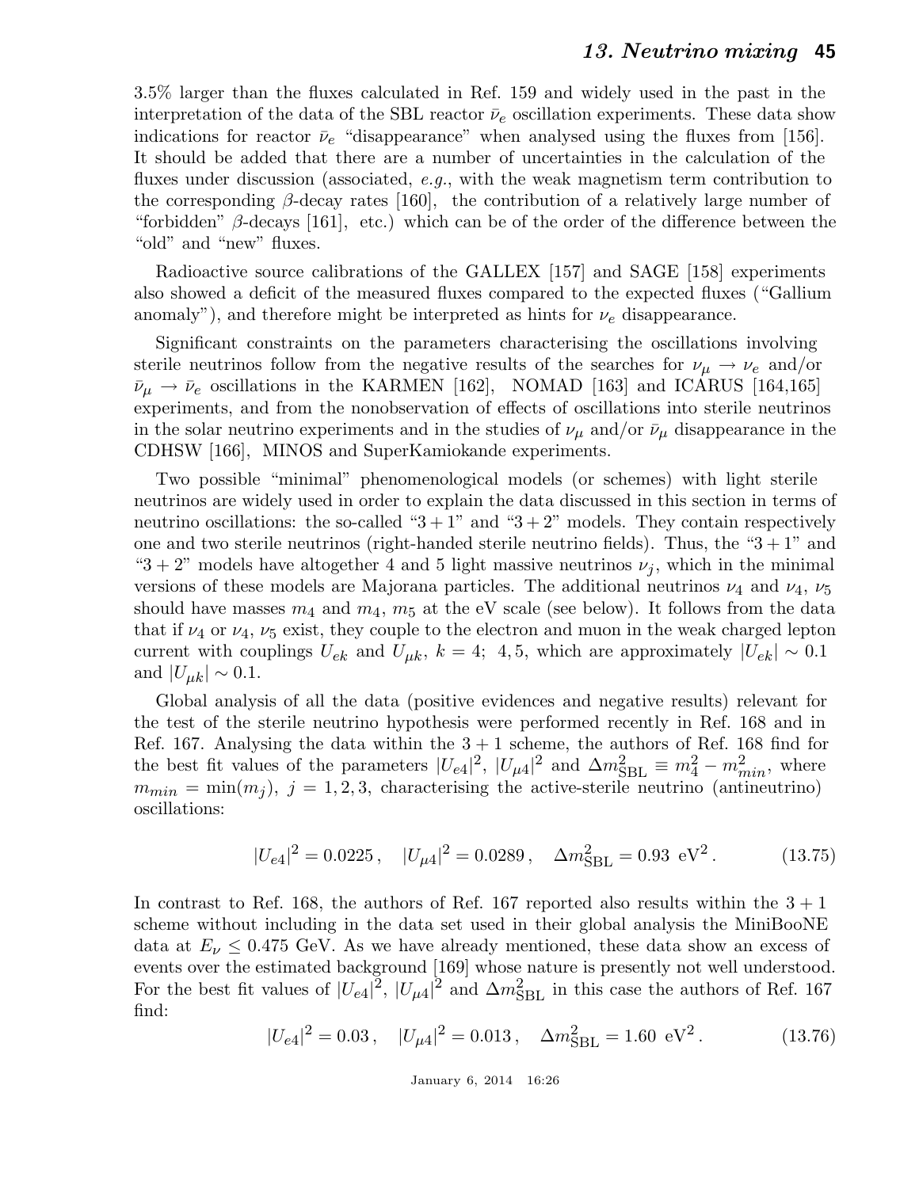3.5% larger than the fluxes calculated in Ref. 159 and widely used in the past in the interpretation of the data of the SBL reactor $\bar{\nu}_e$ oscillation experiments. These data show indications for reactor $\bar{\nu}_e$ "disappearance" when analysed using the fluxes from [156]. It should be added that there are a number of uncertainties in the calculation of the fluxes under discussion (associated, *e.g.*, with the weak magnetism term contribution to the corresponding $\beta$-decay rates [160], the contribution of a relatively large number of "forbidden" $\beta$-decays [161], etc.) which can be of the order of the difference between the "old" and "new" fluxes.

Radioactive source calibrations of the GALLEX [157] and SAGE [158] experiments also showed a deficit of the measured fluxes compared to the expected fluxes ("Gallium anomaly"), and therefore might be interpreted as hints for $\nu_e$ disappearance.

Significant constraints on the parameters characterising the oscillations involving sterile neutrinos follow from the negative results of the searches for $\nu_\mu \rightarrow \nu_e$ and/or $\bar{\nu}_\mu \rightarrow \bar{\nu}_e$ oscillations in the KARMEN [162], NOMAD [163] and ICARUS [164,165] experiments, and from the nonobservation of effects of oscillations into sterile neutrinos in the solar neutrino experiments and in the studies of $\nu_\mu$ and/or $\bar{\nu}_\mu$ disappearance in the CDHSW [166], MINOS and SuperKamiokande experiments.

Two possible "minimal" phenomenological models (or schemes) with light sterile neutrinos are widely used in order to explain the data discussed in this section in terms of neutrino oscillations: the so-called "$3+1$" and "$3+2$" models. They contain respectively one and two sterile neutrinos (right-handed sterile neutrino fields). Thus, the "$3+1$" and "$3+2$" models have altogether 4 and 5 light massive neutrinos $\nu_j$, which in the minimal versions of these models are Majorana particles. The additional neutrinos $\nu_4$ and $\nu_4$, $\nu_5$ should have masses $m_4$ and $m_4$, $m_5$ at the eV scale (see below). It follows from the data that if $\nu_4$ or $\nu_4$, $\nu_5$ exist, they couple to the electron and muon in the weak charged lepton current with couplings $U_{ek}$ and $U_{\mu k}$, $k = 4;\ 4,5$, which are approximately $|U_{ek}| \sim 0.1$ and $|U_{\mu k}| \sim 0.1$.

Global analysis of all the data (positive evidences and negative results) relevant for the test of the sterile neutrino hypothesis were performed recently in Ref. 168 and in Ref. 167. Analysing the data within the $3+1$ scheme, the authors of Ref. 168 find for the best fit values of the parameters $|U_{e4}|^2$, $|U_{\mu 4}|^2$ and $\Delta m^2_{\rm SBL} \equiv m_4^2 - m_{min}^2$, where $m_{min} = \min(m_j)$, $j = 1,2,3$, characterising the active-sterile neutrino (antineutrino) oscillations:

$$|U_{e4}|^2 = 0.0225\,, \quad |U_{\mu 4}|^2 = 0.0289\,, \quad \Delta m^2_{\rm SBL} = 0.93~{\rm eV}^2\,. \tag{13.75}$$

In contrast to Ref. 168, the authors of Ref. 167 reported also results within the $3+1$ scheme without including in the data set used in their global analysis the MiniBooNE data at $E_\nu \leq 0.475$ GeV. As we have already mentioned, these data show an excess of events over the estimated background [169] whose nature is presently not well understood. For the best fit values of $|U_{e4}|^2$, $|U_{\mu 4}|^2$ and $\Delta m^2_{\rm SBL}$ in this case the authors of Ref. 167 find:

$$|U_{e4}|^2 = 0.03\,, \quad |U_{\mu 4}|^2 = 0.013\,, \quad \Delta m^2_{\rm SBL} = 1.60~{\rm eV}^2\,. \tag{13.76}$$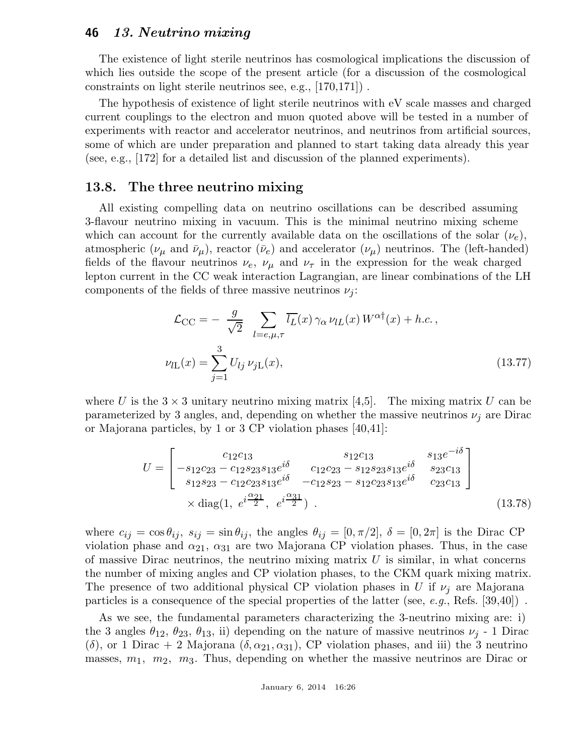The existence of light sterile neutrinos has cosmological implications the discussion of which lies outside the scope of the present article (for a discussion of the cosmological constraints on light sterile neutrinos see, e.g., [170,171]) .

The hypothesis of existence of light sterile neutrinos with eV scale masses and charged current couplings to the electron and muon quoted above will be tested in a number of experiments with reactor and accelerator neutrinos, and neutrinos from artificial sources, some of which are under preparation and planned to start taking data already this year (see, e.g., [172] for a detailed list and discussion of the planned experiments).

## 13.8. The three neutrino mixing

All existing compelling data on neutrino oscillations can be described assuming 3-flavour neutrino mixing in vacuum. This is the minimal neutrino mixing scheme which can account for the currently available data on the oscillations of the solar ($\nu_e$), atmospheric ($\nu_\mu$ and $\bar{\nu}_\mu$), reactor ($\bar{\nu}_e$) and accelerator ($\nu_\mu$) neutrinos. The (left-handed) fields of the flavour neutrinos $\nu_e$, $\nu_\mu$ and $\nu_\tau$ in the expression for the weak charged lepton current in the CC weak interaction Lagrangian, are linear combinations of the LH components of the fields of three massive neutrinos $\nu_j$:

$$\mathcal{L}_{\rm CC} = -\,\frac{g}{\sqrt{2}} \sum_{l=e,\mu,\tau} \overline{l_L}(x)\,\gamma_\alpha\,\nu_{lL}(x)\,W^{\alpha\dagger}(x) + h.c.\,,$$

$$\nu_{l\rm L}(x) = \sum_{j=1}^{3} U_{lj}\,\nu_{j\rm L}(x), \tag{13.77}$$

where $U$ is the $3 \times 3$ unitary neutrino mixing matrix [4,5]. The mixing matrix $U$ can be parameterized by 3 angles, and, depending on whether the massive neutrinos $\nu_j$ are Dirac or Majorana particles, by 1 or 3 CP violation phases [40,41]:

$$U = \begin{bmatrix} c_{12}c_{13} & s_{12}c_{13} & s_{13}e^{-i\delta} \\ -s_{12}c_{23} - c_{12}s_{23}s_{13}e^{i\delta} & c_{12}c_{23} - s_{12}s_{23}s_{13}e^{i\delta} & s_{23}c_{13} \\ s_{12}s_{23} - c_{12}c_{23}s_{13}e^{i\delta} & -c_{12}s_{23} - s_{12}c_{23}s_{13}e^{i\delta} & c_{23}c_{13} \end{bmatrix}$$
$$\times\, {\rm diag}(1,\ e^{i\frac{\alpha_{21}}{2}},\ e^{i\frac{\alpha_{31}}{2}})\ . \tag{13.78}$$

where $c_{ij} = \cos\theta_{ij}$, $s_{ij} = \sin\theta_{ij}$, the angles $\theta_{ij} = [0, \pi/2]$, $\delta = [0, 2\pi]$ is the Dirac CP violation phase and $\alpha_{21}$, $\alpha_{31}$ are two Majorana CP violation phases. Thus, in the case of massive Dirac neutrinos, the neutrino mixing matrix $U$ is similar, in what concerns the number of mixing angles and CP violation phases, to the CKM quark mixing matrix. The presence of two additional physical CP violation phases in $U$ if $\nu_j$ are Majorana particles is a consequence of the special properties of the latter (see, *e.g.*, Refs. [39,40]) .

As we see, the fundamental parameters characterizing the 3-neutrino mixing are: i) the 3 angles $\theta_{12}$, $\theta_{23}$, $\theta_{13}$, ii) depending on the nature of massive neutrinos $\nu_j$ - 1 Dirac ($\delta$), or 1 Dirac + 2 Majorana ($\delta, \alpha_{21}, \alpha_{31}$), CP violation phases, and iii) the 3 neutrino masses, $m_1$, $m_2$, $m_3$. Thus, depending on whether the massive neutrinos are Dirac or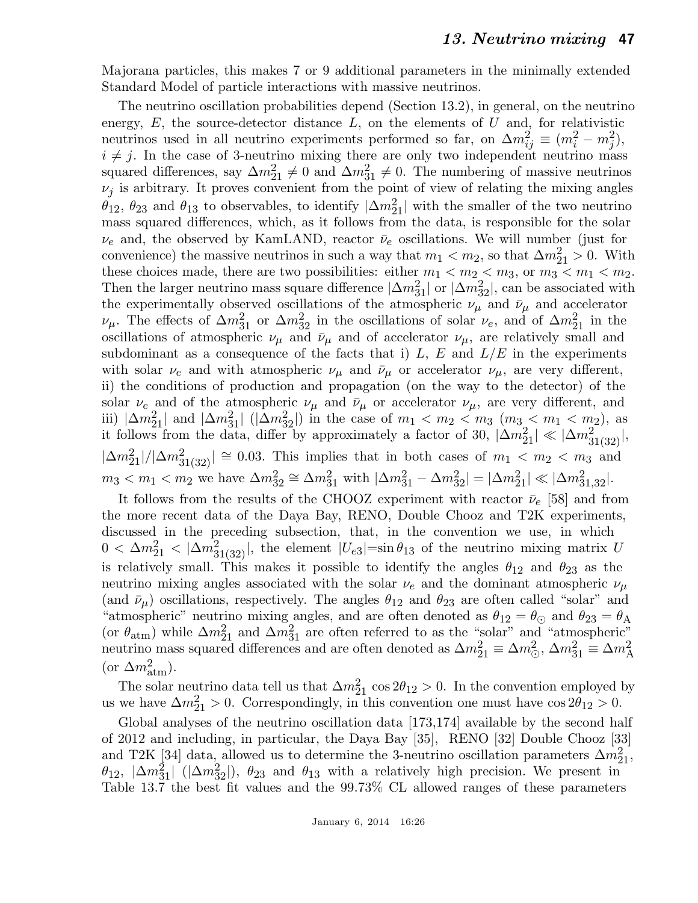Majorana particles, this makes 7 or 9 additional parameters in the minimally extended Standard Model of particle interactions with massive neutrinos.

The neutrino oscillation probabilities depend (Section 13.2), in general, on the neutrino energy, $E$, the source-detector distance $L$, on the elements of $U$ and, for relativistic neutrinos used in all neutrino experiments performed so far, on $\Delta m^2_{ij} \equiv (m_i^2 - m_j^2)$, $i \neq j$. In the case of 3-neutrino mixing there are only two independent neutrino mass squared differences, say $\Delta m^2_{21} \neq 0$ and $\Delta m^2_{31} \neq 0$. The numbering of massive neutrinos $\nu_j$ is arbitrary. It proves convenient from the point of view of relating the mixing angles $\theta_{12}$, $\theta_{23}$ and $\theta_{13}$ to observables, to identify $|\Delta m^2_{21}|$ with the smaller of the two neutrino mass squared differences, which, as it follows from the data, is responsible for the solar $\nu_e$ and, the observed by KamLAND, reactor $\bar{\nu}_e$ oscillations. We will number (just for convenience) the massive neutrinos in such a way that $m_1 < m_2$, so that $\Delta m^2_{21} > 0$. With these choices made, there are two possibilities: either $m_1 < m_2 < m_3$, or $m_3 < m_1 < m_2$. Then the larger neutrino mass square difference $|\Delta m^2_{31}|$ or $|\Delta m^2_{32}|$, can be associated with the experimentally observed oscillations of the atmospheric $\nu_\mu$ and $\bar{\nu}_\mu$ and accelerator $\nu_\mu$. The effects of $\Delta m^2_{31}$ or $\Delta m^2_{32}$ in the oscillations of solar $\nu_e$, and of $\Delta m^2_{21}$ in the oscillations of atmospheric $\nu_\mu$ and $\bar{\nu}_\mu$ and of accelerator $\nu_\mu$, are relatively small and subdominant as a consequence of the facts that i) $L$, $E$ and $L/E$ in the experiments with solar $\nu_e$ and with atmospheric $\nu_\mu$ and $\bar{\nu}_\mu$ or accelerator $\nu_\mu$, are very different, ii) the conditions of production and propagation (on the way to the detector) of the solar $\nu_e$ and of the atmospheric $\nu_\mu$ and $\bar{\nu}_\mu$ or accelerator $\nu_\mu$, are very different, and iii) $|\Delta m^2_{21}|$ and $|\Delta m^2_{31}|$ ($|\Delta m^2_{32}|$) in the case of $m_1 < m_2 < m_3$ ($m_3 < m_1 < m_2$), as it follows from the data, differ by approximately a factor of 30, $|\Delta m^2_{21}| \ll |\Delta m^2_{31(32)}|$, $|\Delta m^2_{21}|/|\Delta m^2_{31(32)}| \cong 0.03$. This implies that in both cases of $m_1 < m_2 < m_3$ and $m_3 < m_1 < m_2$ we have $\Delta m^2_{32} \cong \Delta m^2_{31}$ with $|\Delta m^2_{31} - \Delta m^2_{32}| = |\Delta m^2_{21}| \ll |\Delta m^2_{31,32}|$.

It follows from the results of the CHOOZ experiment with reactor $\bar{\nu}_e$ [58] and from the more recent data of the Daya Bay, RENO, Double Chooz and T2K experiments, discussed in the preceding subsection, that, in the convention we use, in which $0 < \Delta m^2_{21} < |\Delta m^2_{31(32)}|$, the element $|U_{e3}|=\sin\theta_{13}$ of the neutrino mixing matrix $U$ is relatively small. This makes it possible to identify the angles $\theta_{12}$ and $\theta_{23}$ as the neutrino mixing angles associated with the solar $\nu_e$ and the dominant atmospheric $\nu_\mu$ (and $\bar{\nu}_\mu$) oscillations, respectively. The angles $\theta_{12}$ and $\theta_{23}$ are often called "solar" and "atmospheric" neutrino mixing angles, and are often denoted as $\theta_{12} = \theta_\odot$ and $\theta_{23} = \theta_{\rm A}$ (or $\theta_{\rm atm}$) while $\Delta m^2_{21}$ and $\Delta m^2_{31}$ are often referred to as the "solar" and "atmospheric" neutrino mass squared differences and are often denoted as $\Delta m^2_{21} \equiv \Delta m^2_\odot$, $\Delta m^2_{31} \equiv \Delta m^2_{\rm A}$ (or $\Delta m^2_{\rm atm}$).

The solar neutrino data tell us that $\Delta m^2_{21}\cos 2\theta_{12} > 0$. In the convention employed by us we have $\Delta m^2_{21} > 0$. Correspondingly, in this convention one must have $\cos 2\theta_{12} > 0$.

Global analyses of the neutrino oscillation data [173,174] available by the second half of 2012 and including, in particular, the Daya Bay [35], RENO [32] Double Chooz [33] and T2K [34] data, allowed us to determine the 3-neutrino oscillation parameters $\Delta m^2_{21}$, $\theta_{12}$, $|\Delta m^2_{31}|$ ($|\Delta m^2_{32}|$), $\theta_{23}$ and $\theta_{13}$ with a relatively high precision. We present in Table 13.7 the best fit values and the 99.73% CL allowed ranges of these parameters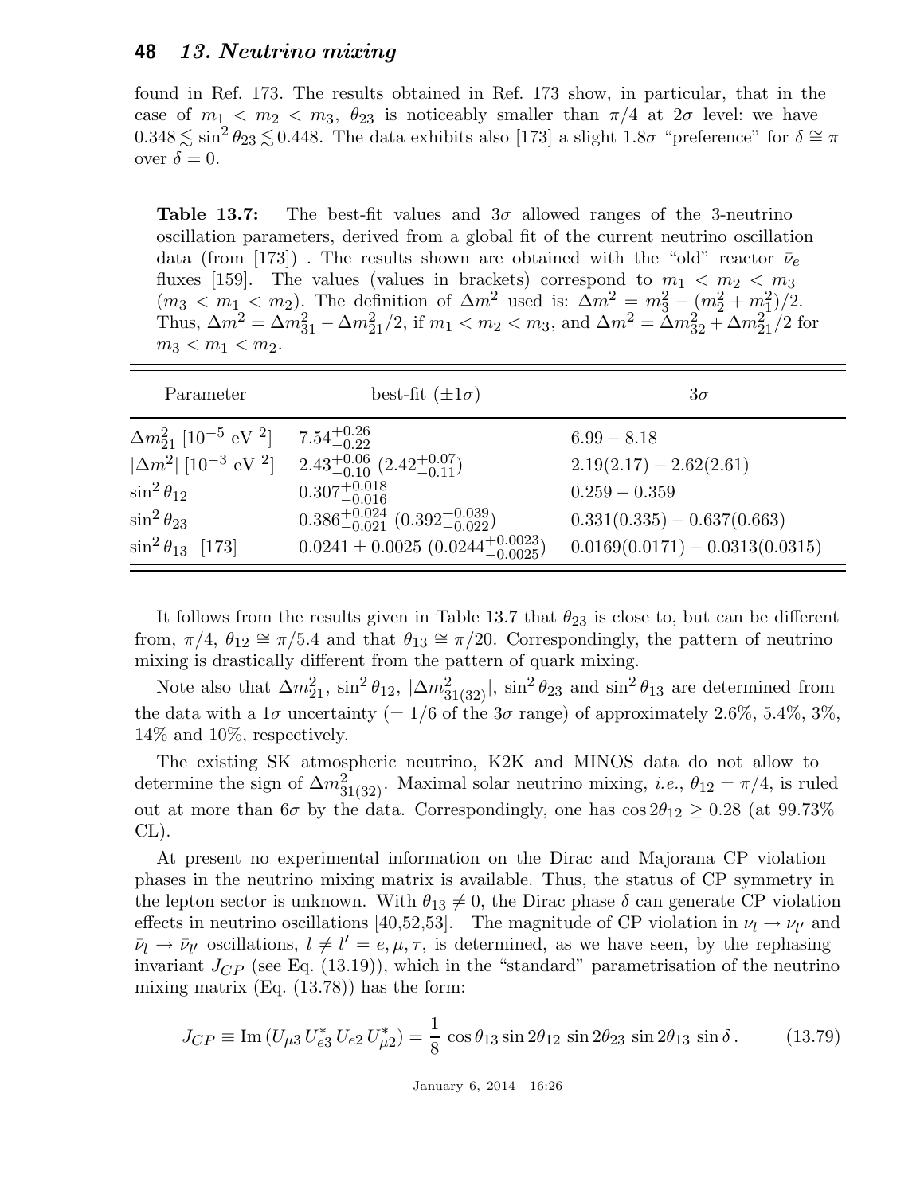found in Ref. 173. The results obtained in Ref. 173 show, in particular, that in the case of $m_1 < m_2 < m_3$, $\theta_{23}$ is noticeably smaller than $\pi/4$ at $2\sigma$ level: we have $0.348 \lesssim \sin^2\theta_{23} \lesssim 0.448$. The data exhibits also [173] a slight $1.8\sigma$ "preference" for $\delta \cong \pi$ over $\delta = 0$.

**Table 13.7:** The best-fit values and $3\sigma$ allowed ranges of the 3-neutrino oscillation parameters, derived from a global fit of the current neutrino oscillation data (from [173]) . The results shown are obtained with the "old" reactor $\bar{\nu}_e$ fluxes [159]. The values (values in brackets) correspond to $m_1 < m_2 < m_3$ ($m_3 < m_1 < m_2$). The definition of $\Delta m^2$ used is: $\Delta m^2 = m_3^2 - (m_2^2 + m_1^2)/2$. Thus, $\Delta m^2 = \Delta m_{31}^2 - \Delta m_{21}^2/2$, if $m_1 < m_2 < m_3$, and $\Delta m^2 = \Delta m_{32}^2 + \Delta m_{21}^2/2$ for $m_3 < m_1 < m_2$.

| Parameter | best-fit ($\pm 1\sigma$) | $3\sigma$ |
|---|---|---|
| $\Delta m_{21}^2$ [$10^{-5}$ eV $^2$] | $7.54^{+0.26}_{-0.22}$ | $6.99 - 8.18$ |
| $\lvert\Delta m^2\rvert$ [$10^{-3}$ eV $^2$] | $2.43^{+0.06}_{-0.10}$ $(2.42^{+0.07}_{-0.11})$ | $2.19(2.17) - 2.62(2.61)$ |
| $\sin^2\theta_{12}$ | $0.307^{+0.018}_{-0.016}$ | $0.259 - 0.359$ |
| $\sin^2\theta_{23}$ | $0.386^{+0.024}_{-0.021}$ $(0.392^{+0.039}_{-0.022})$ | $0.331(0.335) - 0.637(0.663)$ |
| $\sin^2\theta_{13}$ [173] | $0.0241 \pm 0.0025$ $(0.0244^{+0.0023}_{-0.0025})$ | $0.0169(0.0171) - 0.0313(0.0315)$ |

It follows from the results given in Table 13.7 that $\theta_{23}$ is close to, but can be different from, $\pi/4$, $\theta_{12} \cong \pi/5.4$ and that $\theta_{13} \cong \pi/20$. Correspondingly, the pattern of neutrino mixing is drastically different from the pattern of quark mixing.

Note also that $\Delta m_{21}^2$, $\sin^2\theta_{12}$, $|\Delta m_{31(32)}^2|$, $\sin^2\theta_{23}$ and $\sin^2\theta_{13}$ are determined from the data with a $1\sigma$ uncertainty (= 1/6 of the $3\sigma$ range) of approximately 2.6%, 5.4%, 3%, 14% and 10%, respectively.

The existing SK atmospheric neutrino, K2K and MINOS data do not allow to determine the sign of $\Delta m_{31(32)}^2$. Maximal solar neutrino mixing, *i.e.*, $\theta_{12} = \pi/4$, is ruled out at more than $6\sigma$ by the data. Correspondingly, one has $\cos 2\theta_{12} \geq 0.28$ (at 99.73% CL).

At present no experimental information on the Dirac and Majorana CP violation phases in the neutrino mixing matrix is available. Thus, the status of CP symmetry in the lepton sector is unknown. With $\theta_{13} \neq 0$, the Dirac phase $\delta$ can generate CP violation effects in neutrino oscillations [40,52,53]. The magnitude of CP violation in $\nu_l \to \nu_{l'}$ and $\bar{\nu}_l \to \bar{\nu}_{l'}$ oscillations, $l \neq l' = e, \mu, \tau$, is determined, as we have seen, by the rephasing invariant $J_{CP}$ (see Eq. (13.19)), which in the "standard" parametrisation of the neutrino mixing matrix (Eq. (13.78)) has the form:

$$J_{CP} \equiv \mathrm{Im}\,(U_{\mu 3}\,U_{e3}^*\,U_{e2}\,U_{\mu 2}^*) = \frac{1}{8}\,\cos\theta_{13}\sin 2\theta_{12}\,\sin 2\theta_{23}\,\sin 2\theta_{13}\,\sin\delta\,. \tag{13.79}$$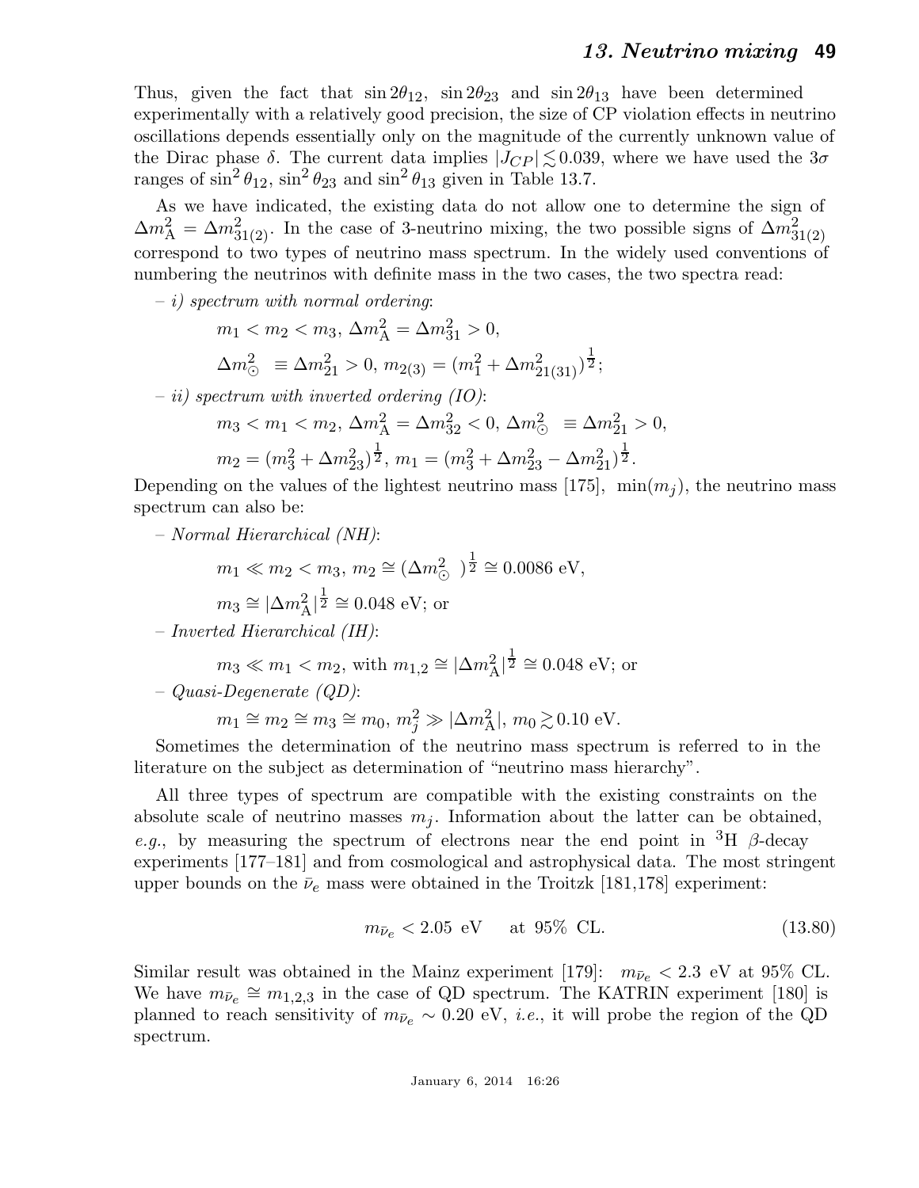Thus, given the fact that $\sin 2\theta_{12}$, $\sin 2\theta_{23}$ and $\sin 2\theta_{13}$ have been determined experimentally with a relatively good precision, the size of CP violation effects in neutrino oscillations depends essentially only on the magnitude of the currently unknown value of the Dirac phase $\delta$. The current data implies $|J_{CP}| \lesssim 0.039$, where we have used the $3\sigma$ ranges of $\sin^2\theta_{12}$, $\sin^2\theta_{23}$ and $\sin^2\theta_{13}$ given in Table 13.7.

As we have indicated, the existing data do not allow one to determine the sign of $\Delta m^2_{\rm A} = \Delta m^2_{31(2)}$. In the case of 3-neutrino mixing, the two possible signs of $\Delta m^2_{31(2)}$ correspond to two types of neutrino mass spectrum. In the widely used conventions of numbering the neutrinos with definite mass in the two cases, the two spectra read:

– *i) spectrum with normal ordering*:

$$m_1 < m_2 < m_3,\ \Delta m^2_{\rm A} = \Delta m^2_{31} > 0,$$

$$\Delta m^2_{\odot} \equiv \Delta m^2_{21} > 0,\ m_{2(3)} = (m_1^2 + \Delta m^2_{21(31)})^{\frac{1}{2}};$$

– *ii) spectrum with inverted ordering (IO)*:

$$m_3 < m_1 < m_2,\ \Delta m^2_{\rm A} = \Delta m^2_{32} < 0,\ \Delta m^2_{\odot} \equiv \Delta m^2_{21} > 0,$$

$$m_2 = (m_3^2 + \Delta m^2_{23})^{\frac{1}{2}},\ m_1 = (m_3^2 + \Delta m^2_{23} - \Delta m^2_{21})^{\frac{1}{2}}.$$

Depending on the values of the lightest neutrino mass [175], $\min(m_j)$, the neutrino mass spectrum can also be:

– *Normal Hierarchical (NH)*:

$$m_1 \ll m_2 < m_3,\ m_2 \cong (\Delta m^2_{\odot})^{\frac{1}{2}} \cong 0.0086\ \text{eV},$$

$$m_3 \cong |\Delta m^2_{\rm A}|^{\frac{1}{2}} \cong 0.048\ \text{eV; or}$$

– *Inverted Hierarchical (IH)*:

$$m_3 \ll m_1 < m_2,\ \text{with}\ m_{1,2} \cong |\Delta m^2_{\rm A}|^{\frac{1}{2}} \cong 0.048\ \text{eV; or}$$

– *Quasi-Degenerate (QD)*:

$$m_1 \cong m_2 \cong m_3 \cong m_0,\ m_j^2 \gg |\Delta m^2_{\rm A}|,\ m_0 \gtrsim 0.10\ \text{eV}.$$

Sometimes the determination of the neutrino mass spectrum is referred to in the literature on the subject as determination of "neutrino mass hierarchy".

All three types of spectrum are compatible with the existing constraints on the absolute scale of neutrino masses $m_j$. Information about the latter can be obtained, *e.g.*, by measuring the spectrum of electrons near the end point in $^3$H $\beta$-decay experiments [177–181] and from cosmological and astrophysical data. The most stringent upper bounds on the $\bar{\nu}_e$ mass were obtained in the Troitzk [181,178] experiment:

$$m_{\bar{\nu}_e} < 2.05\ \text{eV} \quad \text{at 95\% CL.} \tag{13.80}$$

Similar result was obtained in the Mainz experiment [179]: $m_{\bar{\nu}_e} < 2.3$ eV at 95% CL. We have $m_{\bar{\nu}_e} \cong m_{1,2,3}$ in the case of QD spectrum. The KATRIN experiment [180] is planned to reach sensitivity of $m_{\bar{\nu}_e} \sim 0.20$ eV, *i.e.*, it will probe the region of the QD spectrum.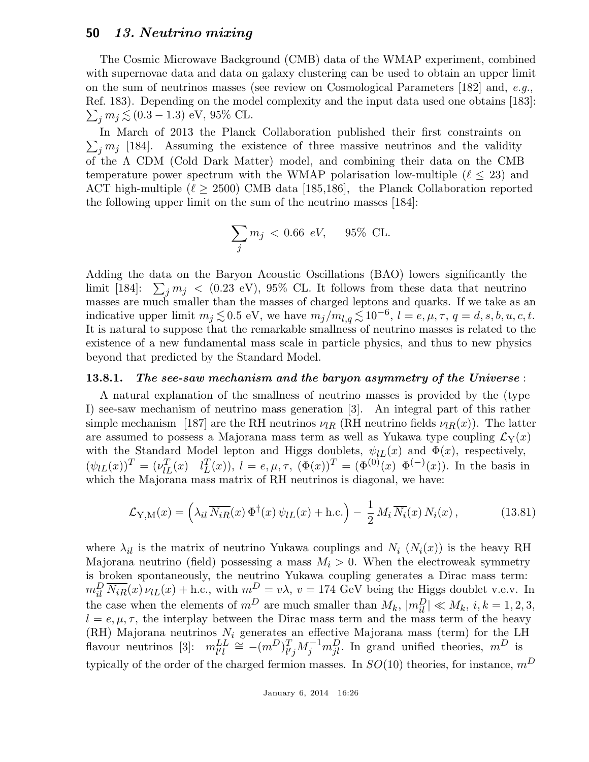The Cosmic Microwave Background (CMB) data of the WMAP experiment, combined with supernovae data and data on galaxy clustering can be used to obtain an upper limit on the sum of neutrinos masses (see review on Cosmological Parameters [182] and, *e.g.*, Ref. 183). Depending on the model complexity and the input data used one obtains [183]: $\sum_j m_j \lesssim (0.3 - 1.3)$ eV, 95% CL.

In March of 2013 the Planck Collaboration published their first constraints on $\sum_j m_j$ [184]. Assuming the existence of three massive neutrinos and the validity of the Λ CDM (Cold Dark Matter) model, and combining their data on the CMB temperature power spectrum with the WMAP polarisation low-multiple ($\ell \leq 23$) and ACT high-multiple ($\ell \geq 2500$) CMB data [185,186], the Planck Collaboration reported the following upper limit on the sum of the neutrino masses [184]:

$$\sum_j m_j \, < \, 0.66 \;\; eV, \qquad 95\% \;\; \text{CL}.$$

Adding the data on the Baryon Acoustic Oscillations (BAO) lowers significantly the limit [184]: $\sum_j m_j \, < \, (0.23 \text{ eV})$, 95% CL. It follows from these data that neutrino masses are much smaller than the masses of charged leptons and quarks. If we take as an indicative upper limit $m_j \lesssim 0.5$ eV, we have $m_j/m_{l,q} \lesssim 10^{-6}$, $l = e, \mu, \tau$, $q = d, s, b, u, c, t$. It is natural to suppose that the remarkable smallness of neutrino masses is related to the existence of a new fundamental mass scale in particle physics, and thus to new physics beyond that predicted by the Standard Model.

### 13.8.1. *The see-saw mechanism and the baryon asymmetry of the Universe* :

A natural explanation of the smallness of neutrino masses is provided by the (type I) see-saw mechanism of neutrino mass generation [3]. An integral part of this rather simple mechanism [187] are the RH neutrinos $\nu_{lR}$ (RH neutrino fields $\nu_{lR}(x)$). The latter are assumed to possess a Majorana mass term as well as Yukawa type coupling $\mathcal{L}_{\rm Y}(x)$ with the Standard Model lepton and Higgs doublets, $\psi_{lL}(x)$ and $\Phi(x)$, respectively, $(\psi_{lL}(x))^T = (\nu^T_{lL}(x) \;\;\; l^T_L(x))$, $l = e, \mu, \tau$, $(\Phi(x))^T = (\Phi^{(0)}(x) \;\; \Phi^{(-)}(x))$. In the basis in which the Majorana mass matrix of RH neutrinos is diagonal, we have:

$$\mathcal{L}_{\rm Y,M}(x) = \left( \lambda_{il} \, \overline{N_{iR}}(x) \, \Phi^{\dagger}(x) \, \psi_{lL}(x) + \text{h.c.} \right) - \frac{1}{2} \, M_i \, \overline{N_i}(x) \, N_i(x) \, , \tag{13.81}$$

where $\lambda_{il}$ is the matrix of neutrino Yukawa couplings and $N_i$ ($N_i(x)$) is the heavy RH Majorana neutrino (field) possessing a mass $M_i > 0$. When the electroweak symmetry is broken spontaneously, the neutrino Yukawa coupling generates a Dirac mass term: $m^D_{il} \, \overline{N_{iR}}(x) \, \nu_{lL}(x) + \text{h.c.}$, with $m^D = v\lambda$, $v = 174$ GeV being the Higgs doublet v.e.v. In the case when the elements of $m^D$ are much smaller than $M_k$, $|m^D_{il}| \ll M_k$, $i, k = 1, 2, 3$, $l = e, \mu, \tau$, the interplay between the Dirac mass term and the mass term of the heavy (RH) Majorana neutrinos $N_i$ generates an effective Majorana mass (term) for the LH flavour neutrinos [3]: $m^{LL}_{l'l} \cong -(m^D)^T_{l'j} M^{-1}_j m^D_{jl}$. In grand unified theories, $m^D$ is typically of the order of the charged fermion masses. In $SO(10)$ theories, for instance, $m^D$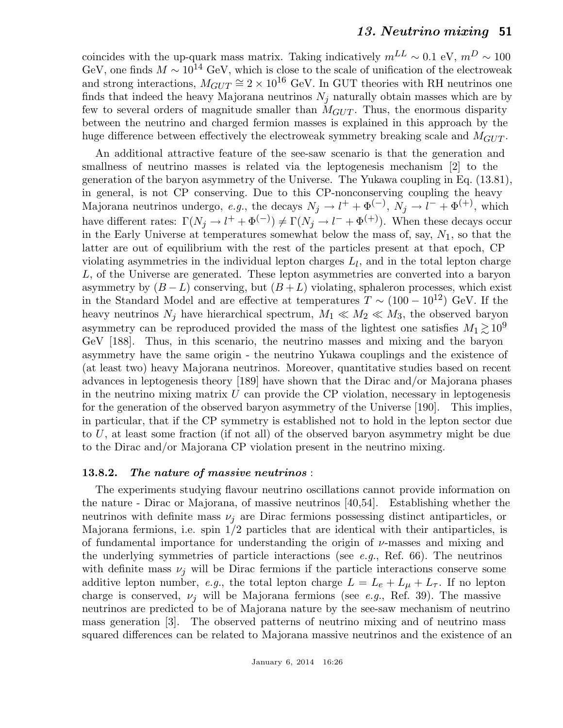coincides with the up-quark mass matrix. Taking indicatively $m^{LL} \sim 0.1$ eV, $m^D \sim 100$ GeV, one finds $M \sim 10^{14}$ GeV, which is close to the scale of unification of the electroweak and strong interactions, $M_{GUT} \cong 2 \times 10^{16}$ GeV. In GUT theories with RH neutrinos one finds that indeed the heavy Majorana neutrinos $N_j$ naturally obtain masses which are by few to several orders of magnitude smaller than $M_{GUT}$. Thus, the enormous disparity between the neutrino and charged fermion masses is explained in this approach by the huge difference between effectively the electroweak symmetry breaking scale and $M_{GUT}$.

An additional attractive feature of the see-saw scenario is that the generation and smallness of neutrino masses is related via the leptogenesis mechanism [2] to the generation of the baryon asymmetry of the Universe. The Yukawa coupling in Eq. (13.81), in general, is not CP conserving. Due to this CP-nonconserving coupling the heavy Majorana neutrinos undergo, *e.g.*, the decays $N_j \to l^+ + \Phi^{(-)}$, $N_j \to l^- + \Phi^{(+)}$, which have different rates: $\Gamma(N_j \to l^+ + \Phi^{(-)}) \neq \Gamma(N_j \to l^- + \Phi^{(+)})$. When these decays occur in the Early Universe at temperatures somewhat below the mass of, say, $N_1$, so that the latter are out of equilibrium with the rest of the particles present at that epoch, CP violating asymmetries in the individual lepton charges $L_l$, and in the total lepton charge $L$, of the Universe are generated. These lepton asymmetries are converted into a baryon asymmetry by $(B - L)$ conserving, but $(B + L)$ violating, sphaleron processes, which exist in the Standard Model and are effective at temperatures $T \sim (100 - 10^{12})$ GeV. If the heavy neutrinos $N_j$ have hierarchical spectrum, $M_1 \ll M_2 \ll M_3$, the observed baryon asymmetry can be reproduced provided the mass of the lightest one satisfies $M_1 \gtrsim 10^9$ GeV [188]. Thus, in this scenario, the neutrino masses and mixing and the baryon asymmetry have the same origin - the neutrino Yukawa couplings and the existence of (at least two) heavy Majorana neutrinos. Moreover, quantitative studies based on recent advances in leptogenesis theory [189] have shown that the Dirac and/or Majorana phases in the neutrino mixing matrix $U$ can provide the CP violation, necessary in leptogenesis for the generation of the observed baryon asymmetry of the Universe [190]. This implies, in particular, that if the CP symmetry is established not to hold in the lepton sector due to $U$, at least some fraction (if not all) of the observed baryon asymmetry might be due to the Dirac and/or Majorana CP violation present in the neutrino mixing.

### 13.8.2. *The nature of massive neutrinos* :

The experiments studying flavour neutrino oscillations cannot provide information on the nature - Dirac or Majorana, of massive neutrinos [40,54]. Establishing whether the neutrinos with definite mass $\nu_j$ are Dirac fermions possessing distinct antiparticles, or Majorana fermions, i.e. spin 1/2 particles that are identical with their antiparticles, is of fundamental importance for understanding the origin of $\nu$-masses and mixing and the underlying symmetries of particle interactions (see *e.g.*, Ref. 66). The neutrinos with definite mass $\nu_j$ will be Dirac fermions if the particle interactions conserve some additive lepton number, *e.g.*, the total lepton charge $L = L_e + L_\mu + L_\tau$. If no lepton charge is conserved, $\nu_j$ will be Majorana fermions (see *e.g.*, Ref. 39). The massive neutrinos are predicted to be of Majorana nature by the see-saw mechanism of neutrino mass generation [3]. The observed patterns of neutrino mixing and of neutrino mass squared differences can be related to Majorana massive neutrinos and the existence of an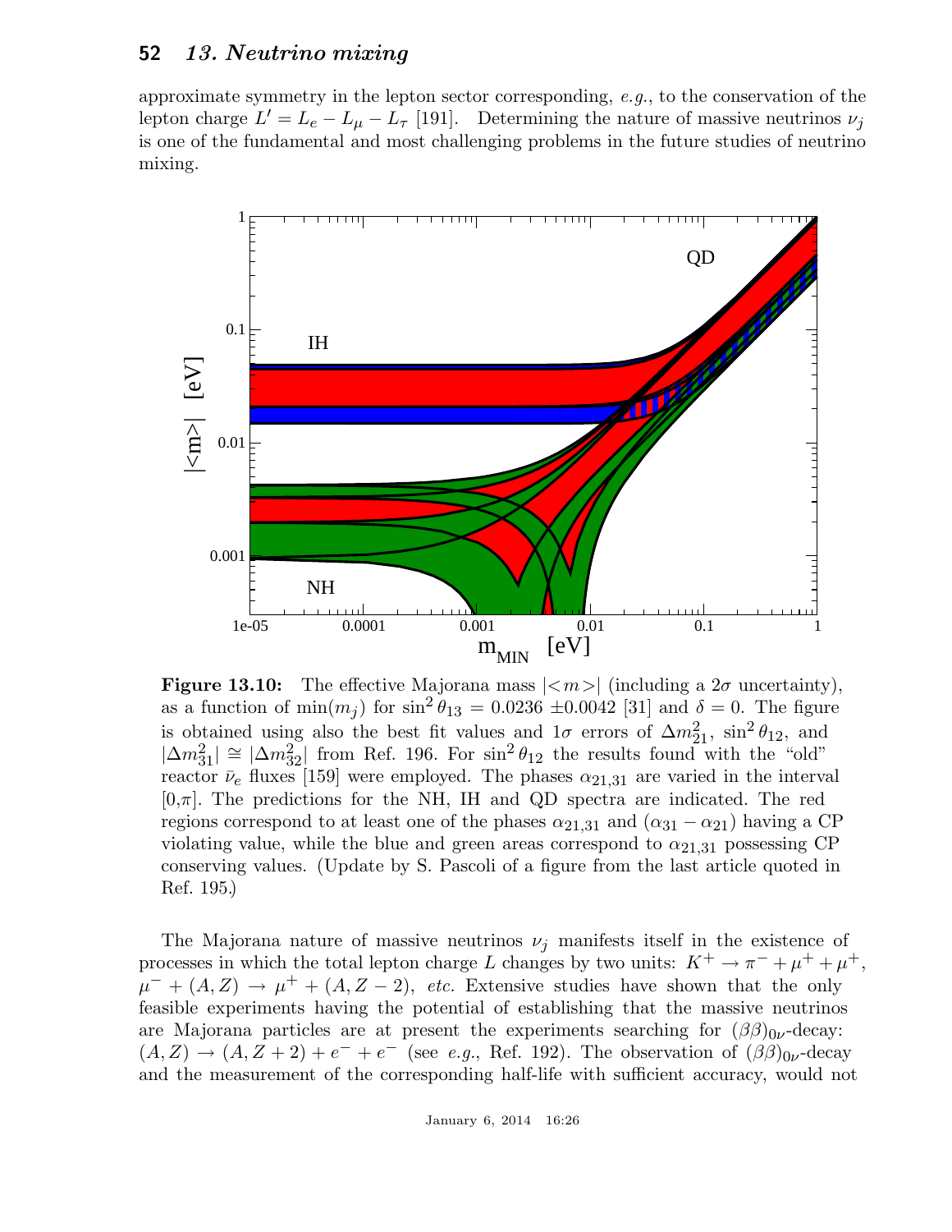approximate symmetry in the lepton sector corresponding, *e.g.*, to the conservation of the lepton charge $L' = L_e - L_\mu - L_\tau$ [191]. Determining the nature of massive neutrinos $\nu_j$ is one of the fundamental and most challenging problems in the future studies of neutrino mixing.

**Figure 13.10:** The effective Majorana mass $|<m>|$ (including a $2\sigma$ uncertainty), as a function of $\min(m_j)$ for $\sin^2\theta_{13} = 0.0236 \pm 0.0042$ [31] and $\delta = 0$. The figure is obtained using also the best fit values and $1\sigma$ errors of $\Delta m^2_{21}$, $\sin^2\theta_{12}$, and $|\Delta m^2_{31}| \cong |\Delta m^2_{32}|$ from Ref. 196. For $\sin^2\theta_{12}$ the results found with the "old" reactor $\bar{\nu}_e$ fluxes [159] were employed. The phases $\alpha_{21,31}$ are varied in the interval $[0,\pi]$. The predictions for the NH, IH and QD spectra are indicated. The red regions correspond to at least one of the phases $\alpha_{21,31}$ and $(\alpha_{31} - \alpha_{21})$ having a CP violating value, while the blue and green areas correspond to $\alpha_{21,31}$ possessing CP conserving values. (Update by S. Pascoli of a figure from the last article quoted in Ref. 195.)

The Majorana nature of massive neutrinos $\nu_j$ manifests itself in the existence of processes in which the total lepton charge $L$ changes by two units: $K^+ \to \pi^- + \mu^+ + \mu^+$, $\mu^- + (A, Z) \to \mu^+ + (A, Z-2)$, *etc.* Extensive studies have shown that the only feasible experiments having the potential of establishing that the massive neutrinos are Majorana particles are at present the experiments searching for $(\beta\beta)_{0\nu}$-decay: $(A, Z) \to (A, Z+2) + e^- + e^-$ (see *e.g.*, Ref. 192). The observation of $(\beta\beta)_{0\nu}$-decay and the measurement of the corresponding half-life with sufficient accuracy, would not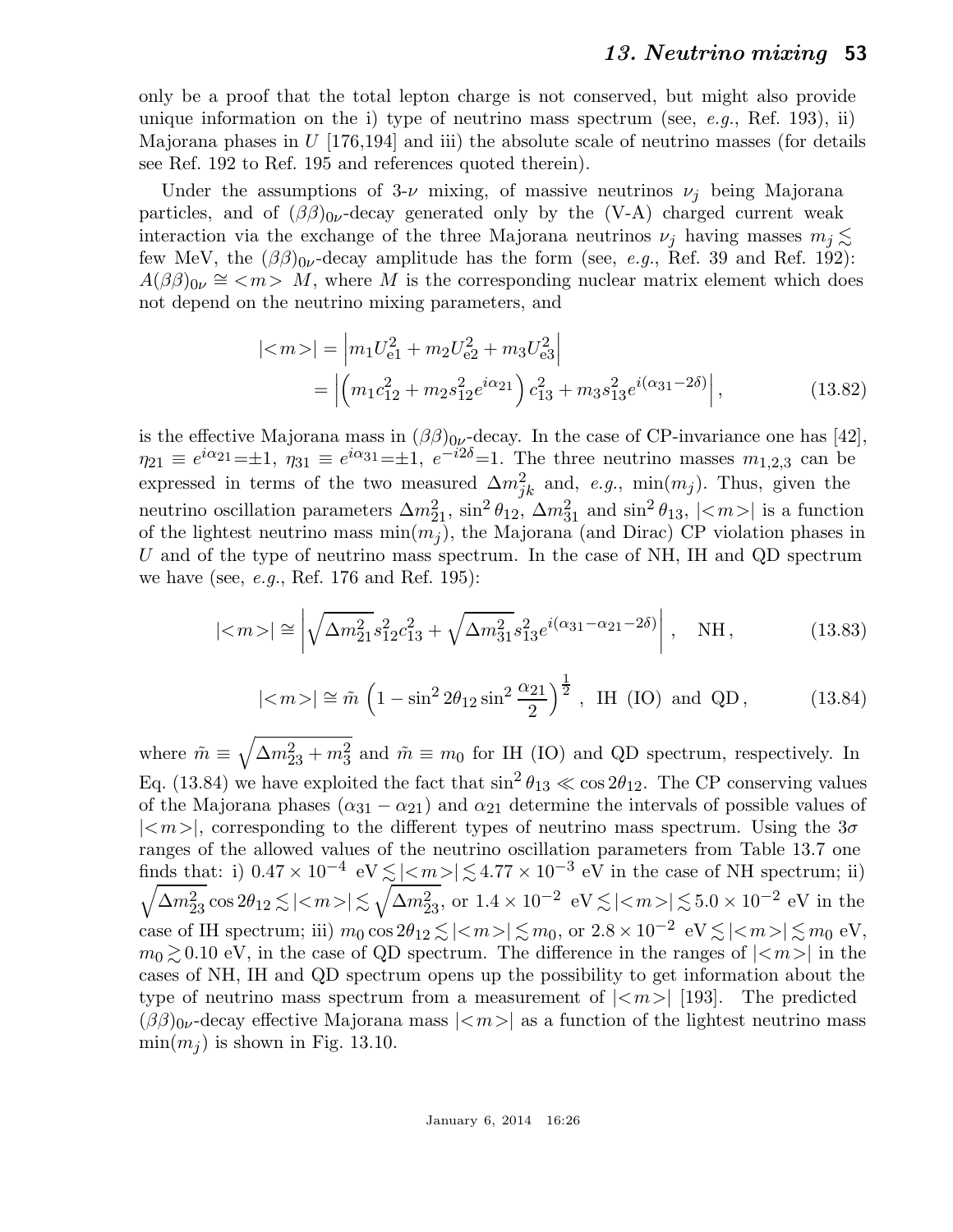only be a proof that the total lepton charge is not conserved, but might also provide unique information on the i) type of neutrino mass spectrum (see, *e.g.*, Ref. 193), ii) Majorana phases in $U$ [176,194] and iii) the absolute scale of neutrino masses (for details see Ref. 192 to Ref. 195 and references quoted therein).

Under the assumptions of 3-$\nu$ mixing, of massive neutrinos $\nu_j$ being Majorana particles, and of $(\beta\beta)_{0\nu}$-decay generated only by the (V-A) charged current weak interaction via the exchange of the three Majorana neutrinos $\nu_j$ having masses $m_j \lesssim$ few MeV, the $(\beta\beta)_{0\nu}$-decay amplitude has the form (see, *e.g.*, Ref. 39 and Ref. 192): $A(\beta\beta)_{0\nu} \cong \, <m> \, M$, where $M$ is the corresponding nuclear matrix element which does not depend on the neutrino mixing parameters, and

$$
\begin{aligned}
|{<}m{>}| &= \left| m_1 U_{e1}^2 + m_2 U_{e2}^2 + m_3 U_{e3}^2 \right| \\
&= \left| \left( m_1 c_{12}^2 + m_2 s_{12}^2 e^{i\alpha_{21}} \right) c_{13}^2 + m_3 s_{13}^2 e^{i(\alpha_{31} - 2\delta)} \right| ,
\end{aligned}
\tag{13.82}
$$

is the effective Majorana mass in $(\beta\beta)_{0\nu}$-decay. In the case of CP-invariance one has [42], $\eta_{21} \equiv e^{i\alpha_{21}} = \pm 1$, $\eta_{31} \equiv e^{i\alpha_{31}} = \pm 1$, $e^{-i2\delta} = 1$. The three neutrino masses $m_{1,2,3}$ can be expressed in terms of the two measured $\Delta m^2_{jk}$ and, *e.g.*, $\min(m_j)$. Thus, given the neutrino oscillation parameters $\Delta m^2_{21}$, $\sin^2\theta_{12}$, $\Delta m^2_{31}$ and $\sin^2\theta_{13}$, $|{<}m{>}|$ is a function of the lightest neutrino mass $\min(m_j)$, the Majorana (and Dirac) CP violation phases in $U$ and of the type of neutrino mass spectrum. In the case of NH, IH and QD spectrum we have (see, *e.g.*, Ref. 176 and Ref. 195):

$$
|{<}m{>}| \cong \left| \sqrt{\Delta m^2_{21}}\, s_{12}^2 c_{13}^2 + \sqrt{\Delta m^2_{31}}\, s_{13}^2 e^{i(\alpha_{31} - \alpha_{21} - 2\delta)} \right| , \quad \text{NH} ,
\tag{13.83}
$$

$$
|{<}m{>}| \cong \tilde{m} \, \left( 1 - \sin^2 2\theta_{12} \sin^2 \frac{\alpha_{21}}{2} \right)^{\frac{1}{2}} \, , \ \text{IH (IO) and QD} ,
\tag{13.84}
$$

where $\tilde{m} \equiv \sqrt{\Delta m^2_{23} + m_3^2}$ and $\tilde{m} \equiv m_0$ for IH (IO) and QD spectrum, respectively. In Eq. (13.84) we have exploited the fact that $\sin^2\theta_{13} \ll \cos 2\theta_{12}$. The CP conserving values of the Majorana phases $(\alpha_{31} - \alpha_{21})$ and $\alpha_{21}$ determine the intervals of possible values of $|{<}m{>}|$, corresponding to the different types of neutrino mass spectrum. Using the $3\sigma$ ranges of the allowed values of the neutrino oscillation parameters from Table 13.7 one finds that: i) $0.47 \times 10^{-4}$ eV $\lesssim |{<}m{>}| \lesssim 4.77 \times 10^{-3}$ eV in the case of NH spectrum; ii) $\sqrt{\Delta m^2_{23}} \cos 2\theta_{12} \lesssim |{<}m{>}| \lesssim \sqrt{\Delta m^2_{23}}$, or $1.4 \times 10^{-2}$ eV $\lesssim |{<}m{>}| \lesssim 5.0 \times 10^{-2}$ eV in the case of IH spectrum; iii) $m_0 \cos 2\theta_{12} \lesssim |{<}m{>}| \lesssim m_0$, or $2.8 \times 10^{-2}$ eV $\lesssim |{<}m{>}| \lesssim m_0$ eV, $m_0 \gtrsim 0.10$ eV, in the case of QD spectrum. The difference in the ranges of $|{<}m{>}|$ in the cases of NH, IH and QD spectrum opens up the possibility to get information about the type of neutrino mass spectrum from a measurement of $|{<}m{>}|$ [193]. The predicted $(\beta\beta)_{0\nu}$-decay effective Majorana mass $|{<}m{>}|$ as a function of the lightest neutrino mass $\min(m_j)$ is shown in Fig. 13.10.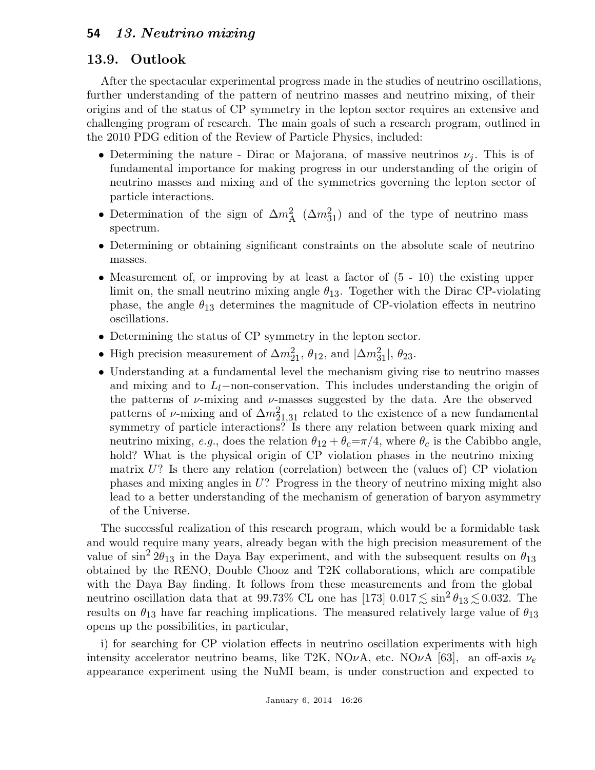## 13.9. Outlook

After the spectacular experimental progress made in the studies of neutrino oscillations, further understanding of the pattern of neutrino masses and neutrino mixing, of their origins and of the status of CP symmetry in the lepton sector requires an extensive and challenging program of research. The main goals of such a research program, outlined in the 2010 PDG edition of the Review of Particle Physics, included:

- Determining the nature - Dirac or Majorana, of massive neutrinos $\nu_j$. This is of fundamental importance for making progress in our understanding of the origin of neutrino masses and mixing and of the symmetries governing the lepton sector of particle interactions.
- Determination of the sign of $\Delta m^2_{\rm A}$ ($\Delta m^2_{31}$) and of the type of neutrino mass spectrum.
- Determining or obtaining significant constraints on the absolute scale of neutrino masses.
- Measurement of, or improving by at least a factor of (5 - 10) the existing upper limit on, the small neutrino mixing angle $\theta_{13}$. Together with the Dirac CP-violating phase, the angle $\theta_{13}$ determines the magnitude of CP-violation effects in neutrino oscillations.
- Determining the status of CP symmetry in the lepton sector.
- High precision measurement of $\Delta m^2_{21}$, $\theta_{12}$, and $|\Delta m^2_{31}|$, $\theta_{23}$.
- Understanding at a fundamental level the mechanism giving rise to neutrino masses and mixing and to $L_l$−non-conservation. This includes understanding the origin of the patterns of $\nu$-mixing and $\nu$-masses suggested by the data. Are the observed patterns of $\nu$-mixing and of $\Delta m^2_{21,31}$ related to the existence of a new fundamental symmetry of particle interactions? Is there any relation between quark mixing and neutrino mixing, *e.g.*, does the relation $\theta_{12} + \theta_c = \pi/4$, where $\theta_c$ is the Cabibbo angle, hold? What is the physical origin of CP violation phases in the neutrino mixing matrix $U$? Is there any relation (correlation) between the (values of) CP violation phases and mixing angles in $U$? Progress in the theory of neutrino mixing might also lead to a better understanding of the mechanism of generation of baryon asymmetry of the Universe.

The successful realization of this research program, which would be a formidable task and would require many years, already began with the high precision measurement of the value of $\sin^2 2\theta_{13}$ in the Daya Bay experiment, and with the subsequent results on $\theta_{13}$ obtained by the RENO, Double Chooz and T2K collaborations, which are compatible with the Daya Bay finding. It follows from these measurements and from the global neutrino oscillation data that at 99.73% CL one has [173] $0.017 \lesssim \sin^2\theta_{13} \lesssim 0.032$. The results on $\theta_{13}$ have far reaching implications. The measured relatively large value of $\theta_{13}$ opens up the possibilities, in particular,

i) for searching for CP violation effects in neutrino oscillation experiments with high intensity accelerator neutrino beams, like T2K, NO$\nu$A, etc. NO$\nu$A [63], an off-axis $\nu_e$ appearance experiment using the NuMI beam, is under construction and expected to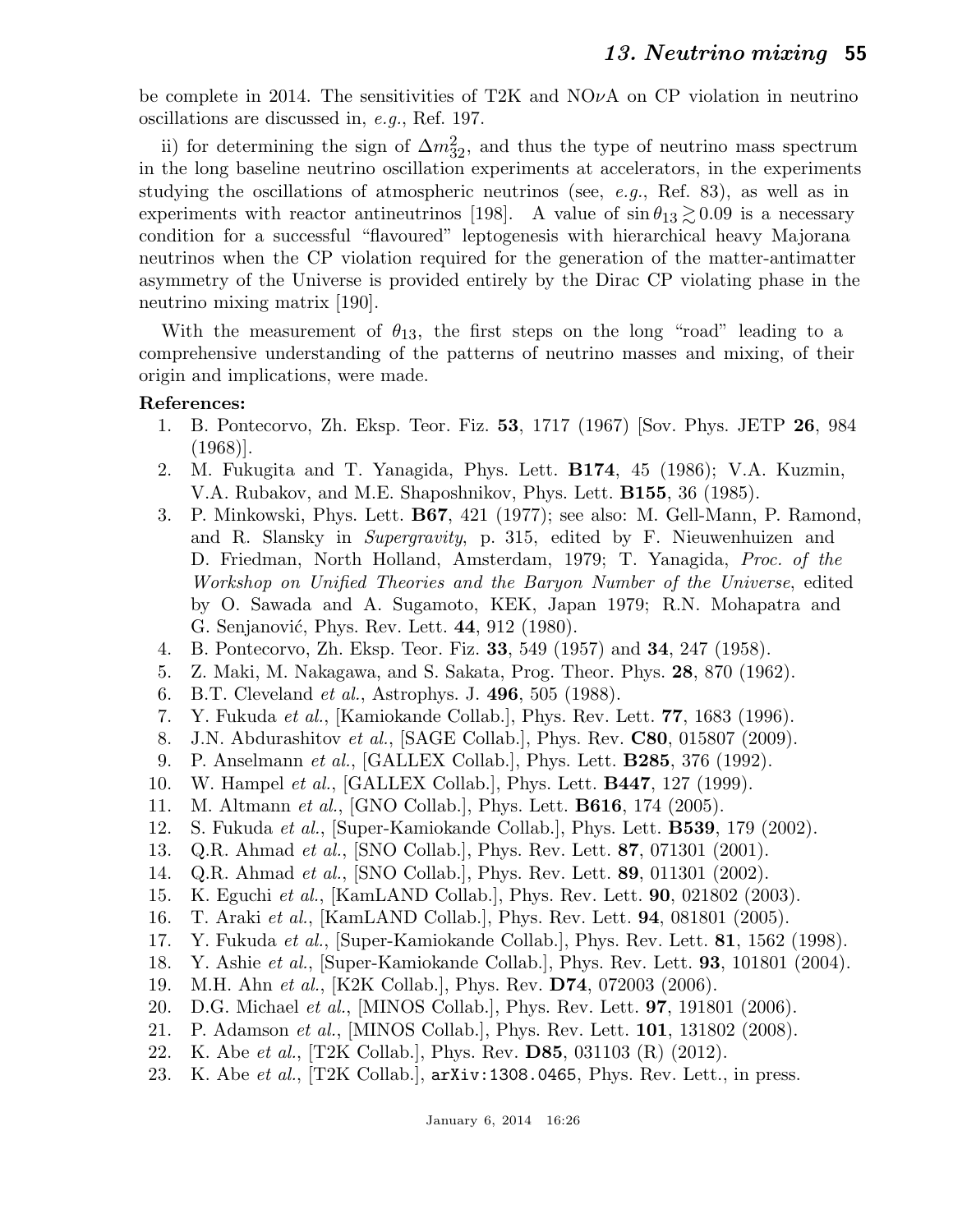be complete in 2014. The sensitivities of T2K and NO$\nu$A on CP violation in neutrino oscillations are discussed in, *e.g.*, Ref. 197.

ii) for determining the sign of $\Delta m^2_{32}$, and thus the type of neutrino mass spectrum in the long baseline neutrino oscillation experiments at accelerators, in the experiments studying the oscillations of atmospheric neutrinos (see, *e.g.*, Ref. 83), as well as in experiments with reactor antineutrinos [198]. A value of $\sin\theta_{13} \gtrsim 0.09$ is a necessary condition for a successful "flavoured" leptogenesis with hierarchical heavy Majorana neutrinos when the CP violation required for the generation of the matter-antimatter asymmetry of the Universe is provided entirely by the Dirac CP violating phase in the neutrino mixing matrix [190].

With the measurement of $\theta_{13}$, the first steps on the long "road" leading to a comprehensive understanding of the patterns of neutrino masses and mixing, of their origin and implications, were made.

**References:**

1. B. Pontecorvo, Zh. Eksp. Teor. Fiz. **53**, 1717 (1967) [Sov. Phys. JETP **26**, 984 (1968)].
2. M. Fukugita and T. Yanagida, Phys. Lett. **B174**, 45 (1986); V.A. Kuzmin, V.A. Rubakov, and M.E. Shaposhnikov, Phys. Lett. **B155**, 36 (1985).
3. P. Minkowski, Phys. Lett. **B67**, 421 (1977); see also: M. Gell-Mann, P. Ramond, and R. Slansky in *Supergravity*, p. 315, edited by F. Nieuwenhuizen and D. Friedman, North Holland, Amsterdam, 1979; T. Yanagida, *Proc. of the Workshop on Unified Theories and the Baryon Number of the Universe*, edited by O. Sawada and A. Sugamoto, KEK, Japan 1979; R.N. Mohapatra and G. Senjanović, Phys. Rev. Lett. **44**, 912 (1980).
4. B. Pontecorvo, Zh. Eksp. Teor. Fiz. **33**, 549 (1957) and **34**, 247 (1958).
5. Z. Maki, M. Nakagawa, and S. Sakata, Prog. Theor. Phys. **28**, 870 (1962).
6. B.T. Cleveland *et al.*, Astrophys. J. **496**, 505 (1988).
7. Y. Fukuda *et al.*, [Kamiokande Collab.], Phys. Rev. Lett. **77**, 1683 (1996).
8. J.N. Abdurashitov *et al.*, [SAGE Collab.], Phys. Rev. **C80**, 015807 (2009).
9. P. Anselmann *et al.*, [GALLEX Collab.], Phys. Lett. **B285**, 376 (1992).
10. W. Hampel *et al.*, [GALLEX Collab.], Phys. Lett. **B447**, 127 (1999).
11. M. Altmann *et al.*, [GNO Collab.], Phys. Lett. **B616**, 174 (2005).
12. S. Fukuda *et al.*, [Super-Kamiokande Collab.], Phys. Lett. **B539**, 179 (2002).
13. Q.R. Ahmad *et al.*, [SNO Collab.], Phys. Rev. Lett. **87**, 071301 (2001).
14. Q.R. Ahmad *et al.*, [SNO Collab.], Phys. Rev. Lett. **89**, 011301 (2002).
15. K. Eguchi *et al.*, [KamLAND Collab.], Phys. Rev. Lett. **90**, 021802 (2003).
16. T. Araki *et al.*, [KamLAND Collab.], Phys. Rev. Lett. **94**, 081801 (2005).
17. Y. Fukuda *et al.*, [Super-Kamiokande Collab.], Phys. Rev. Lett. **81**, 1562 (1998).
18. Y. Ashie *et al.*, [Super-Kamiokande Collab.], Phys. Rev. Lett. **93**, 101801 (2004).
19. M.H. Ahn *et al.*, [K2K Collab.], Phys. Rev. **D74**, 072003 (2006).
20. D.G. Michael *et al.*, [MINOS Collab.], Phys. Rev. Lett. **97**, 191801 (2006).
21. P. Adamson *et al.*, [MINOS Collab.], Phys. Rev. Lett. **101**, 131802 (2008).
22. K. Abe *et al.*, [T2K Collab.], Phys. Rev. **D85**, 031103 (R) (2012).
23. K. Abe *et al.*, [T2K Collab.], `arXiv:1308.0465`, Phys. Rev. Lett., in press.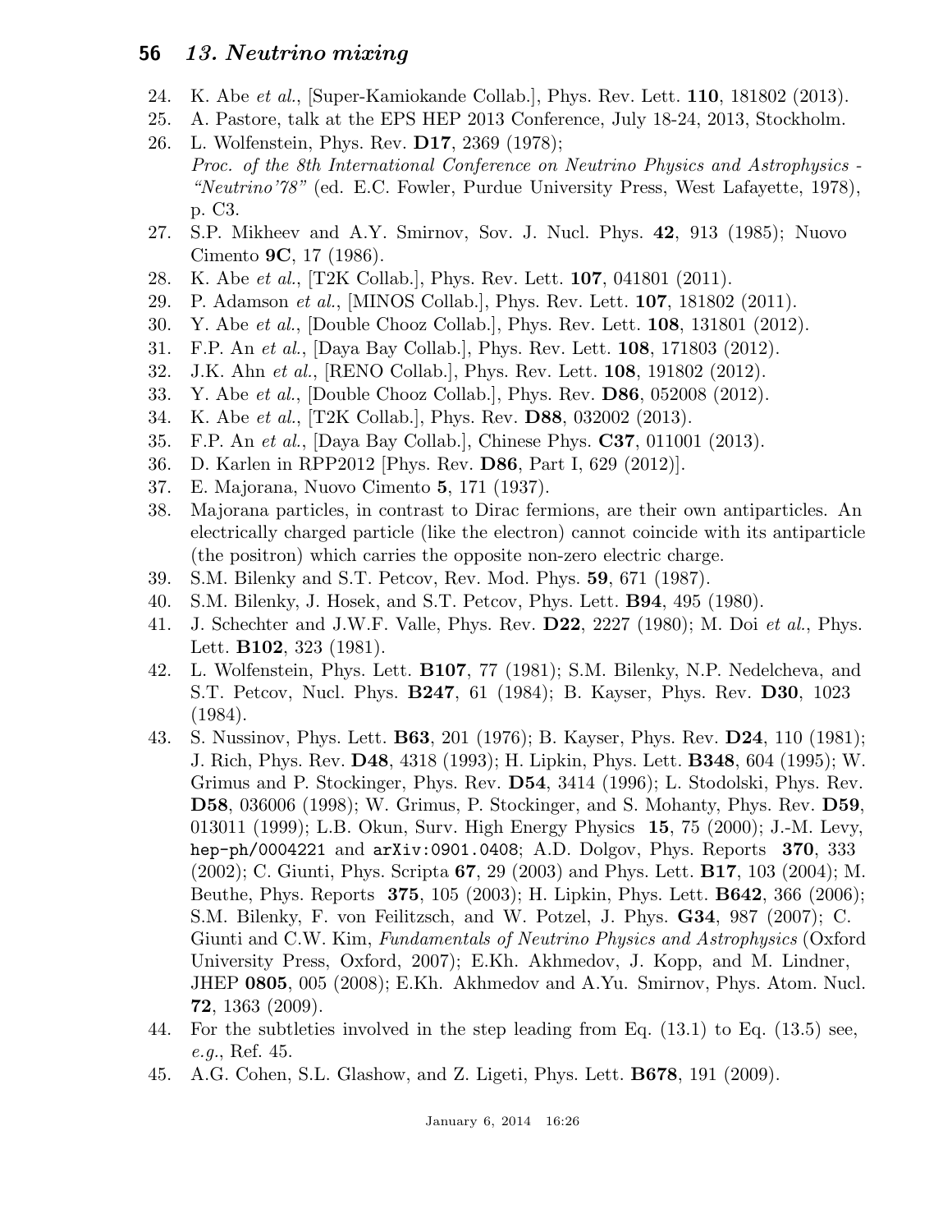24. K. Abe *et al.*, [Super-Kamiokande Collab.], Phys. Rev. Lett. **110**, 181802 (2013).
25. A. Pastore, talk at the EPS HEP 2013 Conference, July 18-24, 2013, Stockholm.
26. L. Wolfenstein, Phys. Rev. **D17**, 2369 (1978); *Proc. of the 8th International Conference on Neutrino Physics and Astrophysics - "Neutrino'78"* (ed. E.C. Fowler, Purdue University Press, West Lafayette, 1978), p. C3.
27. S.P. Mikheev and A.Y. Smirnov, Sov. J. Nucl. Phys. **42**, 913 (1985); Nuovo Cimento **9C**, 17 (1986).
28. K. Abe *et al.*, [T2K Collab.], Phys. Rev. Lett. **107**, 041801 (2011).
29. P. Adamson *et al.*, [MINOS Collab.], Phys. Rev. Lett. **107**, 181802 (2011).
30. Y. Abe *et al.*, [Double Chooz Collab.], Phys. Rev. Lett. **108**, 131801 (2012).
31. F.P. An *et al.*, [Daya Bay Collab.], Phys. Rev. Lett. **108**, 171803 (2012).
32. J.K. Ahn *et al.*, [RENO Collab.], Phys. Rev. Lett. **108**, 191802 (2012).
33. Y. Abe *et al.*, [Double Chooz Collab.], Phys. Rev. **D86**, 052008 (2012).
34. K. Abe *et al.*, [T2K Collab.], Phys. Rev. **D88**, 032002 (2013).
35. F.P. An *et al.*, [Daya Bay Collab.], Chinese Phys. **C37**, 011001 (2013).
36. D. Karlen in RPP2012 [Phys. Rev. **D86**, Part I, 629 (2012)].
37. E. Majorana, Nuovo Cimento **5**, 171 (1937).
38. Majorana particles, in contrast to Dirac fermions, are their own antiparticles. An electrically charged particle (like the electron) cannot coincide with its antiparticle (the positron) which carries the opposite non-zero electric charge.
39. S.M. Bilenky and S.T. Petcov, Rev. Mod. Phys. **59**, 671 (1987).
40. S.M. Bilenky, J. Hosek, and S.T. Petcov, Phys. Lett. **B94**, 495 (1980).
41. J. Schechter and J.W.F. Valle, Phys. Rev. **D22**, 2227 (1980); M. Doi *et al.*, Phys. Lett. **B102**, 323 (1981).
42. L. Wolfenstein, Phys. Lett. **B107**, 77 (1981); S.M. Bilenky, N.P. Nedelcheva, and S.T. Petcov, Nucl. Phys. **B247**, 61 (1984); B. Kayser, Phys. Rev. **D30**, 1023 (1984).
43. S. Nussinov, Phys. Lett. **B63**, 201 (1976); B. Kayser, Phys. Rev. **D24**, 110 (1981); J. Rich, Phys. Rev. **D48**, 4318 (1993); H. Lipkin, Phys. Lett. **B348**, 604 (1995); W. Grimus and P. Stockinger, Phys. Rev. **D54**, 3414 (1996); L. Stodolski, Phys. Rev. **D58**, 036006 (1998); W. Grimus, P. Stockinger, and S. Mohanty, Phys. Rev. **D59**, 013011 (1999); L.B. Okun, Surv. High Energy Physics **15**, 75 (2000); J.-M. Levy, `hep-ph/0004221` and `arXiv:0901.0408`; A.D. Dolgov, Phys. Reports **370**, 333 (2002); C. Giunti, Phys. Scripta **67**, 29 (2003) and Phys. Lett. **B17**, 103 (2004); M. Beuthe, Phys. Reports **375**, 105 (2003); H. Lipkin, Phys. Lett. **B642**, 366 (2006); S.M. Bilenky, F. von Feilitzsch, and W. Potzel, J. Phys. **G34**, 987 (2007); C. Giunti and C.W. Kim, *Fundamentals of Neutrino Physics and Astrophysics* (Oxford University Press, Oxford, 2007); E.Kh. Akhmedov, J. Kopp, and M. Lindner, JHEP **0805**, 005 (2008); E.Kh. Akhmedov and A.Yu. Smirnov, Phys. Atom. Nucl. **72**, 1363 (2009).
44. For the subtleties involved in the step leading from Eq. (13.1) to Eq. (13.5) see, *e.g.*, Ref. 45.
45. A.G. Cohen, S.L. Glashow, and Z. Ligeti, Phys. Lett. **B678**, 191 (2009).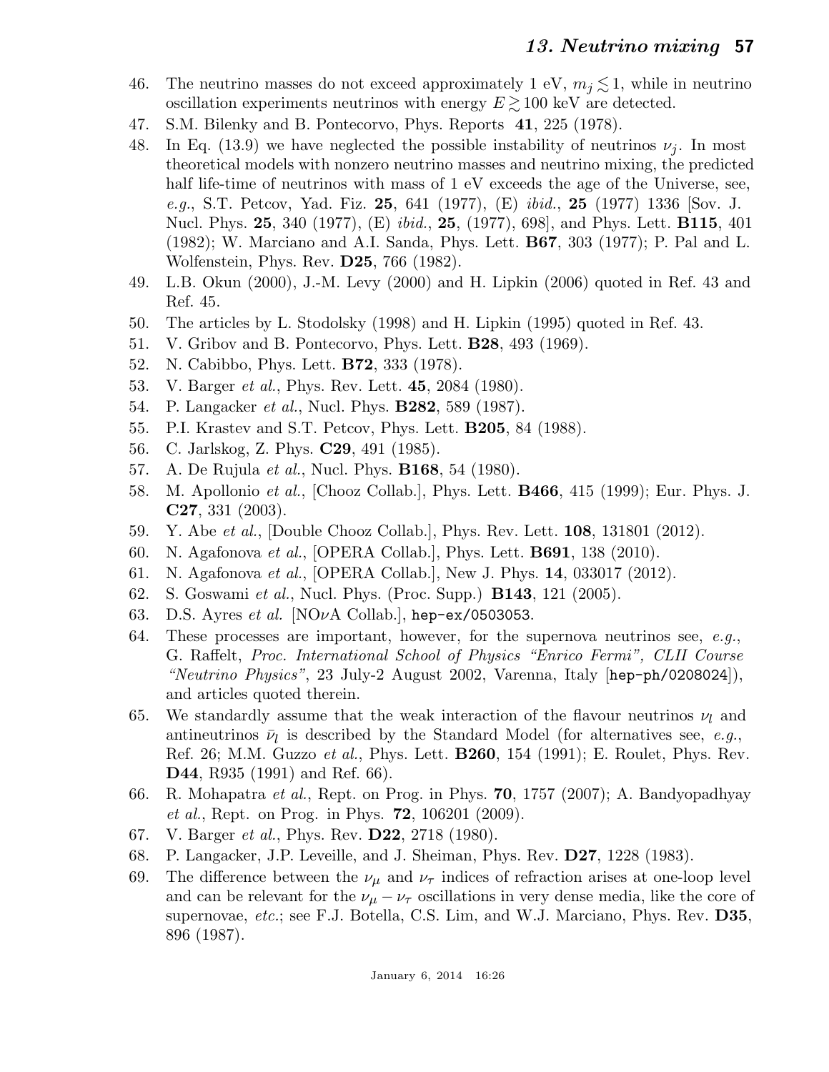46. The neutrino masses do not exceed approximately 1 eV, $m_j \lesssim 1$, while in neutrino oscillation experiments neutrinos with energy $E \gtrsim 100$ keV are detected.
47. S.M. Bilenky and B. Pontecorvo, Phys. Reports **41**, 225 (1978).
48. In Eq. (13.9) we have neglected the possible instability of neutrinos $\nu_j$. In most theoretical models with nonzero neutrino masses and neutrino mixing, the predicted half life-time of neutrinos with mass of 1 eV exceeds the age of the Universe, see, *e.g.*, S.T. Petcov, Yad. Fiz. **25**, 641 (1977), (E) *ibid.*, **25** (1977) 1336 [Sov. J. Nucl. Phys. **25**, 340 (1977), (E) *ibid.*, **25**, (1977), 698], and Phys. Lett. **B115**, 401 (1982); W. Marciano and A.I. Sanda, Phys. Lett. **B67**, 303 (1977); P. Pal and L. Wolfenstein, Phys. Rev. **D25**, 766 (1982).
49. L.B. Okun (2000), J.-M. Levy (2000) and H. Lipkin (2006) quoted in Ref. 43 and Ref. 45.
50. The articles by L. Stodolsky (1998) and H. Lipkin (1995) quoted in Ref. 43.
51. V. Gribov and B. Pontecorvo, Phys. Lett. **B28**, 493 (1969).
52. N. Cabibbo, Phys. Lett. **B72**, 333 (1978).
53. V. Barger *et al.*, Phys. Rev. Lett. **45**, 2084 (1980).
54. P. Langacker *et al.*, Nucl. Phys. **B282**, 589 (1987).
55. P.I. Krastev and S.T. Petcov, Phys. Lett. **B205**, 84 (1988).
56. C. Jarlskog, Z. Phys. **C29**, 491 (1985).
57. A. De Rujula *et al.*, Nucl. Phys. **B168**, 54 (1980).
58. M. Apollonio *et al.*, [Chooz Collab.], Phys. Lett. **B466**, 415 (1999); Eur. Phys. J. **C27**, 331 (2003).
59. Y. Abe *et al.*, [Double Chooz Collab.], Phys. Rev. Lett. **108**, 131801 (2012).
60. N. Agafonova *et al.*, [OPERA Collab.], Phys. Lett. **B691**, 138 (2010).
61. N. Agafonova *et al.*, [OPERA Collab.], New J. Phys. **14**, 033017 (2012).
62. S. Goswami *et al.*, Nucl. Phys. (Proc. Supp.) **B143**, 121 (2005).
63. D.S. Ayres *et al.* [NO$\nu$A Collab.], `hep-ex/0503053`.
64. These processes are important, however, for the supernova neutrinos see, *e.g.*, G. Raffelt, *Proc. International School of Physics "Enrico Fermi", CLII Course "Neutrino Physics"*, 23 July-2 August 2002, Varenna, Italy [`hep-ph/0208024`]), and articles quoted therein.
65. We standardly assume that the weak interaction of the flavour neutrinos $\nu_l$ and antineutrinos $\bar{\nu}_l$ is described by the Standard Model (for alternatives see, *e.g.*, Ref. 26; M.M. Guzzo *et al.*, Phys. Lett. **B260**, 154 (1991); E. Roulet, Phys. Rev. **D44**, R935 (1991) and Ref. 66).
66. R. Mohapatra *et al.*, Rept. on Prog. in Phys. **70**, 1757 (2007); A. Bandyopadhyay *et al.*, Rept. on Prog. in Phys. **72**, 106201 (2009).
67. V. Barger *et al.*, Phys. Rev. **D22**, 2718 (1980).
68. P. Langacker, J.P. Leveille, and J. Sheiman, Phys. Rev. **D27**, 1228 (1983).
69. The difference between the $\nu_\mu$ and $\nu_\tau$ indices of refraction arises at one-loop level and can be relevant for the $\nu_\mu - \nu_\tau$ oscillations in very dense media, like the core of supernovae, *etc.*; see F.J. Botella, C.S. Lim, and W.J. Marciano, Phys. Rev. **D35**, 896 (1987).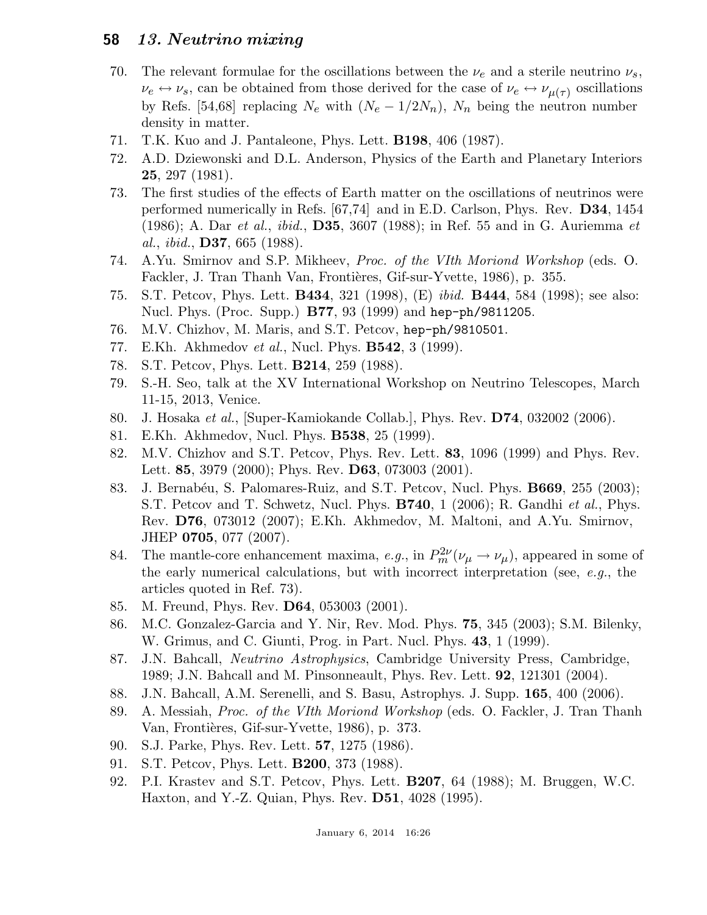70. The relevant formulae for the oscillations between the $\nu_e$ and a sterile neutrino $\nu_s$, $\nu_e \leftrightarrow \nu_s$, can be obtained from those derived for the case of $\nu_e \leftrightarrow \nu_{\mu(\tau)}$ oscillations by Refs. [54,68] replacing $N_e$ with $(N_e - 1/2N_n)$, $N_n$ being the neutron number density in matter.
71. T.K. Kuo and J. Pantaleone, Phys. Lett. **B198**, 406 (1987).
72. A.D. Dziewonski and D.L. Anderson, Physics of the Earth and Planetary Interiors **25**, 297 (1981).
73. The first studies of the effects of Earth matter on the oscillations of neutrinos were performed numerically in Refs. [67,74] and in E.D. Carlson, Phys. Rev. **D34**, 1454 (1986); A. Dar *et al.*, *ibid.*, **D35**, 3607 (1988); in Ref. 55 and in G. Auriemma *et al.*, *ibid.*, **D37**, 665 (1988).
74. A.Yu. Smirnov and S.P. Mikheev, *Proc. of the VIth Moriond Workshop* (eds. O. Fackler, J. Tran Thanh Van, Frontières, Gif-sur-Yvette, 1986), p. 355.
75. S.T. Petcov, Phys. Lett. **B434**, 321 (1998), (E) *ibid.* **B444**, 584 (1998); see also: Nucl. Phys. (Proc. Supp.) **B77**, 93 (1999) and `hep-ph/9811205`.
76. M.V. Chizhov, M. Maris, and S.T. Petcov, `hep-ph/9810501`.
77. E.Kh. Akhmedov *et al.*, Nucl. Phys. **B542**, 3 (1999).
78. S.T. Petcov, Phys. Lett. **B214**, 259 (1988).
79. S.-H. Seo, talk at the XV International Workshop on Neutrino Telescopes, March 11-15, 2013, Venice.
80. J. Hosaka *et al.*, [Super-Kamiokande Collab.], Phys. Rev. **D74**, 032002 (2006).
81. E.Kh. Akhmedov, Nucl. Phys. **B538**, 25 (1999).
82. M.V. Chizhov and S.T. Petcov, Phys. Rev. Lett. **83**, 1096 (1999) and Phys. Rev. Lett. **85**, 3979 (2000); Phys. Rev. **D63**, 073003 (2001).
83. J. Bernabéu, S. Palomares-Ruiz, and S.T. Petcov, Nucl. Phys. **B669**, 255 (2003); S.T. Petcov and T. Schwetz, Nucl. Phys. **B740**, 1 (2006); R. Gandhi *et al.*, Phys. Rev. **D76**, 073012 (2007); E.Kh. Akhmedov, M. Maltoni, and A.Yu. Smirnov, JHEP **0705**, 077 (2007).
84. The mantle-core enhancement maxima, *e.g.*, in $P_m^{2\nu}(\nu_\mu \rightarrow \nu_\mu)$, appeared in some of the early numerical calculations, but with incorrect interpretation (see, *e.g.*, the articles quoted in Ref. 73).
85. M. Freund, Phys. Rev. **D64**, 053003 (2001).
86. M.C. Gonzalez-Garcia and Y. Nir, Rev. Mod. Phys. **75**, 345 (2003); S.M. Bilenky, W. Grimus, and C. Giunti, Prog. in Part. Nucl. Phys. **43**, 1 (1999).
87. J.N. Bahcall, *Neutrino Astrophysics*, Cambridge University Press, Cambridge, 1989; J.N. Bahcall and M. Pinsonneault, Phys. Rev. Lett. **92**, 121301 (2004).
88. J.N. Bahcall, A.M. Serenelli, and S. Basu, Astrophys. J. Supp. **165**, 400 (2006).
89. A. Messiah, *Proc. of the VIth Moriond Workshop* (eds. O. Fackler, J. Tran Thanh Van, Frontières, Gif-sur-Yvette, 1986), p. 373.
90. S.J. Parke, Phys. Rev. Lett. **57**, 1275 (1986).
91. S.T. Petcov, Phys. Lett. **B200**, 373 (1988).
92. P.I. Krastev and S.T. Petcov, Phys. Lett. **B207**, 64 (1988); M. Bruggen, W.C. Haxton, and Y.-Z. Quian, Phys. Rev. **D51**, 4028 (1995).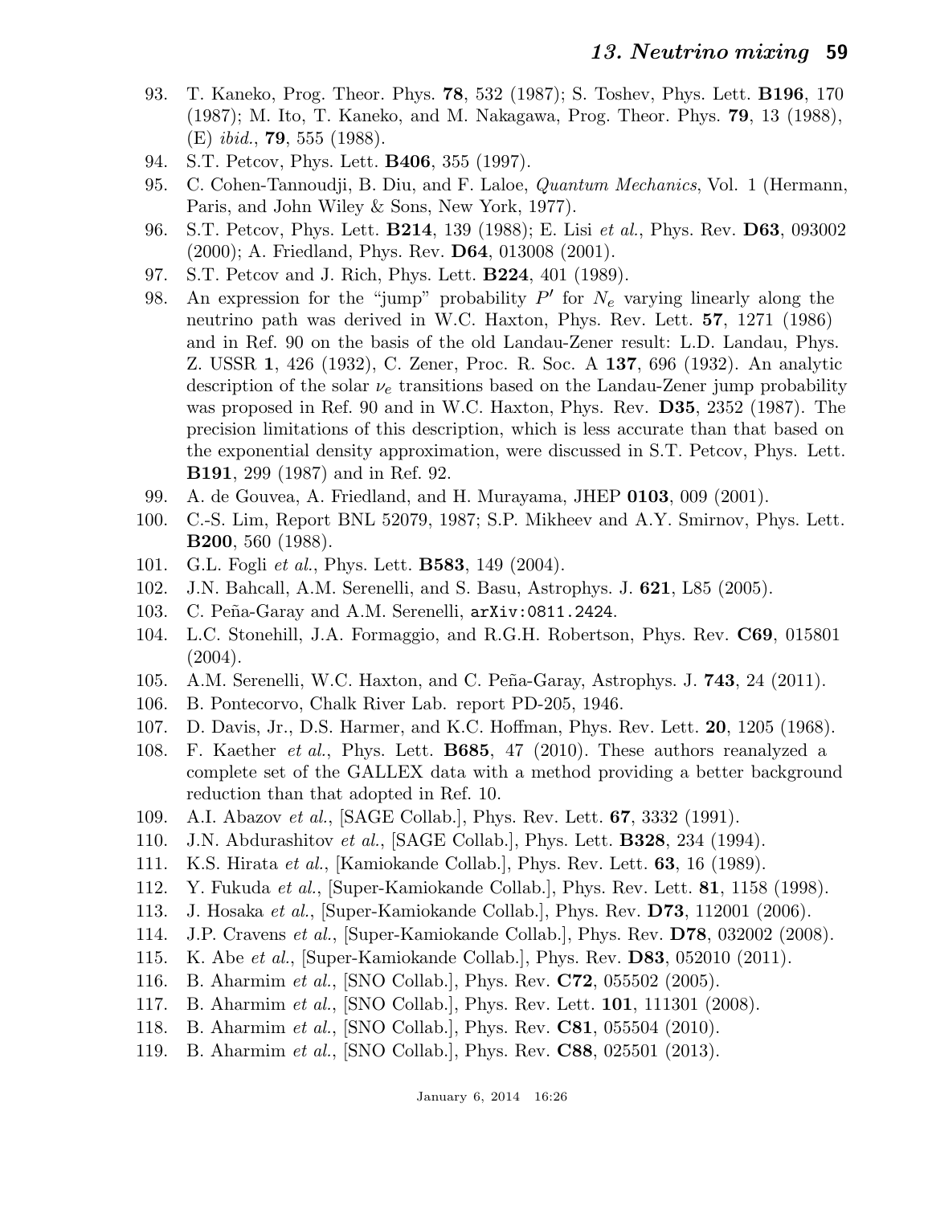93. T. Kaneko, Prog. Theor. Phys. **78**, 532 (1987); S. Toshev, Phys. Lett. **B196**, 170 (1987); M. Ito, T. Kaneko, and M. Nakagawa, Prog. Theor. Phys. **79**, 13 (1988), (E) *ibid.*, **79**, 555 (1988).
94. S.T. Petcov, Phys. Lett. **B406**, 355 (1997).
95. C. Cohen-Tannoudji, B. Diu, and F. Laloe, *Quantum Mechanics*, Vol. 1 (Hermann, Paris, and John Wiley & Sons, New York, 1977).
96. S.T. Petcov, Phys. Lett. **B214**, 139 (1988); E. Lisi *et al.*, Phys. Rev. **D63**, 093002 (2000); A. Friedland, Phys. Rev. **D64**, 013008 (2001).
97. S.T. Petcov and J. Rich, Phys. Lett. **B224**, 401 (1989).
98. An expression for the "jump" probability $P'$ for $N_e$ varying linearly along the neutrino path was derived in W.C. Haxton, Phys. Rev. Lett. **57**, 1271 (1986) and in Ref. 90 on the basis of the old Landau-Zener result: L.D. Landau, Phys. Z. USSR **1**, 426 (1932), C. Zener, Proc. R. Soc. A **137**, 696 (1932). An analytic description of the solar $\nu_e$ transitions based on the Landau-Zener jump probability was proposed in Ref. 90 and in W.C. Haxton, Phys. Rev. **D35**, 2352 (1987). The precision limitations of this description, which is less accurate than that based on the exponential density approximation, were discussed in S.T. Petcov, Phys. Lett. **B191**, 299 (1987) and in Ref. 92.
99. A. de Gouvea, A. Friedland, and H. Murayama, JHEP **0103**, 009 (2001).
100. C.-S. Lim, Report BNL 52079, 1987; S.P. Mikheev and A.Y. Smirnov, Phys. Lett. **B200**, 560 (1988).
101. G.L. Fogli *et al.*, Phys. Lett. **B583**, 149 (2004).
102. J.N. Bahcall, A.M. Serenelli, and S. Basu, Astrophys. J. **621**, L85 (2005).
103. C. Peña-Garay and A.M. Serenelli, arXiv:0811.2424.
104. L.C. Stonehill, J.A. Formaggio, and R.G.H. Robertson, Phys. Rev. **C69**, 015801 (2004).
105. A.M. Serenelli, W.C. Haxton, and C. Peña-Garay, Astrophys. J. **743**, 24 (2011).
106. B. Pontecorvo, Chalk River Lab. report PD-205, 1946.
107. D. Davis, Jr., D.S. Harmer, and K.C. Hoffman, Phys. Rev. Lett. **20**, 1205 (1968).
108. F. Kaether *et al.*, Phys. Lett. **B685**, 47 (2010). These authors reanalyzed a complete set of the GALLEX data with a method providing a better background reduction than that adopted in Ref. 10.
109. A.I. Abazov *et al.*, [SAGE Collab.], Phys. Rev. Lett. **67**, 3332 (1991).
110. J.N. Abdurashitov *et al.*, [SAGE Collab.], Phys. Lett. **B328**, 234 (1994).
111. K.S. Hirata *et al.*, [Kamiokande Collab.], Phys. Rev. Lett. **63**, 16 (1989).
112. Y. Fukuda *et al.*, [Super-Kamiokande Collab.], Phys. Rev. Lett. **81**, 1158 (1998).
113. J. Hosaka *et al.*, [Super-Kamiokande Collab.], Phys. Rev. **D73**, 112001 (2006).
114. J.P. Cravens *et al.*, [Super-Kamiokande Collab.], Phys. Rev. **D78**, 032002 (2008).
115. K. Abe *et al.*, [Super-Kamiokande Collab.], Phys. Rev. **D83**, 052010 (2011).
116. B. Aharmim *et al.*, [SNO Collab.], Phys. Rev. **C72**, 055502 (2005).
117. B. Aharmim *et al.*, [SNO Collab.], Phys. Rev. Lett. **101**, 111301 (2008).
118. B. Aharmim *et al.*, [SNO Collab.], Phys. Rev. **C81**, 055504 (2010).
119. B. Aharmim *et al.*, [SNO Collab.], Phys. Rev. **C88**, 025501 (2013).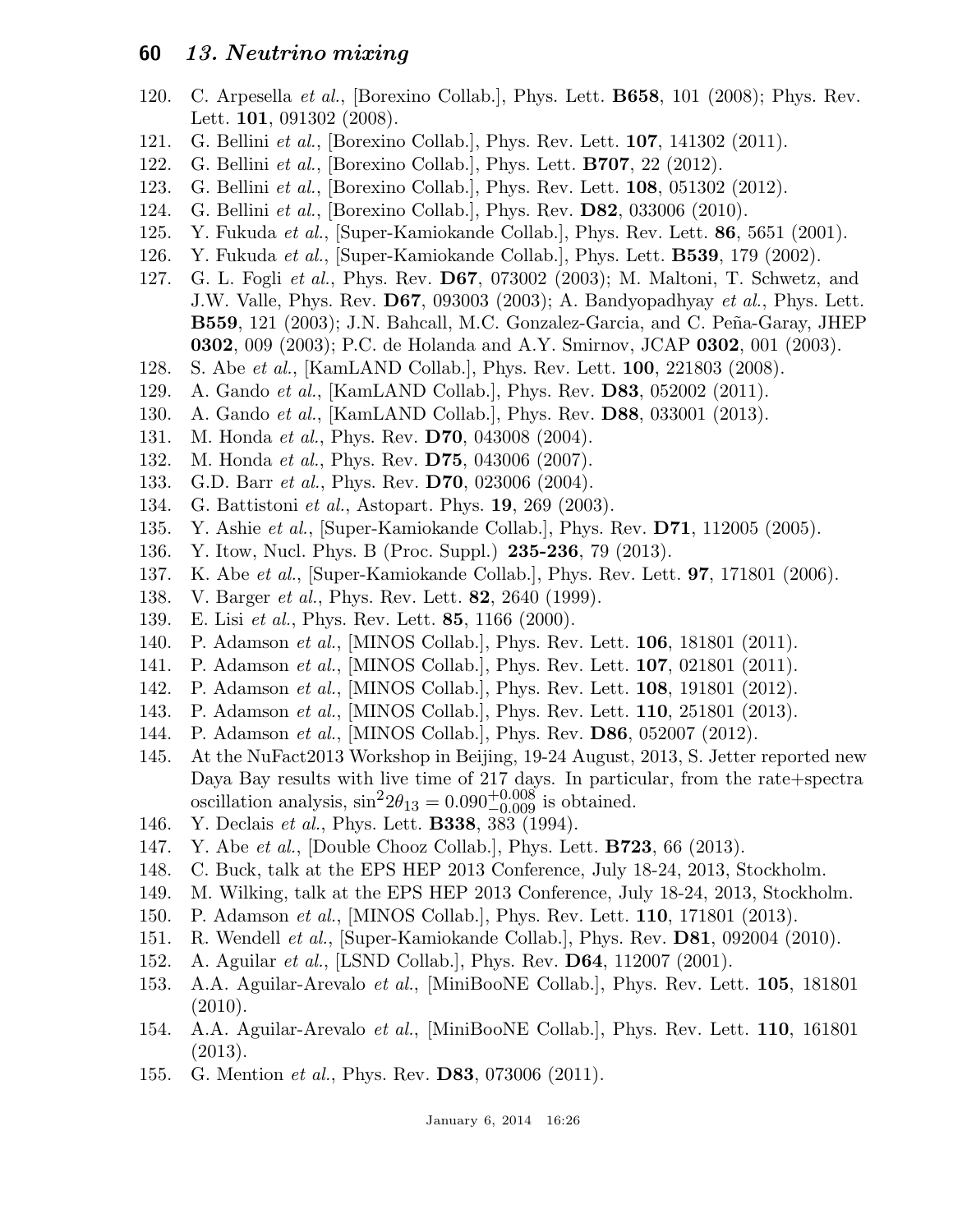120. C. Arpesella *et al.*, [Borexino Collab.], Phys. Lett. **B658**, 101 (2008); Phys. Rev. Lett. **101**, 091302 (2008).
121. G. Bellini *et al.*, [Borexino Collab.], Phys. Rev. Lett. **107**, 141302 (2011).
122. G. Bellini *et al.*, [Borexino Collab.], Phys. Lett. **B707**, 22 (2012).
123. G. Bellini *et al.*, [Borexino Collab.], Phys. Rev. Lett. **108**, 051302 (2012).
124. G. Bellini *et al.*, [Borexino Collab.], Phys. Rev. **D82**, 033006 (2010).
125. Y. Fukuda *et al.*, [Super-Kamiokande Collab.], Phys. Rev. Lett. **86**, 5651 (2001).
126. Y. Fukuda *et al.*, [Super-Kamiokande Collab.], Phys. Lett. **B539**, 179 (2002).
127. G. L. Fogli *et al.*, Phys. Rev. **D67**, 073002 (2003); M. Maltoni, T. Schwetz, and J.W. Valle, Phys. Rev. **D67**, 093003 (2003); A. Bandyopadhyay *et al.*, Phys. Lett. **B559**, 121 (2003); J.N. Bahcall, M.C. Gonzalez-Garcia, and C. Peña-Garay, JHEP **0302**, 009 (2003); P.C. de Holanda and A.Y. Smirnov, JCAP **0302**, 001 (2003).
128. S. Abe *et al.*, [KamLAND Collab.], Phys. Rev. Lett. **100**, 221803 (2008).
129. A. Gando *et al.*, [KamLAND Collab.], Phys. Rev. **D83**, 052002 (2011).
130. A. Gando *et al.*, [KamLAND Collab.], Phys. Rev. **D88**, 033001 (2013).
131. M. Honda *et al.*, Phys. Rev. **D70**, 043008 (2004).
132. M. Honda *et al.*, Phys. Rev. **D75**, 043006 (2007).
133. G.D. Barr *et al.*, Phys. Rev. **D70**, 023006 (2004).
134. G. Battistoni *et al.*, Astopart. Phys. **19**, 269 (2003).
135. Y. Ashie *et al.*, [Super-Kamiokande Collab.], Phys. Rev. **D71**, 112005 (2005).
136. Y. Itow, Nucl. Phys. B (Proc. Suppl.) **235-236**, 79 (2013).
137. K. Abe *et al.*, [Super-Kamiokande Collab.], Phys. Rev. Lett. **97**, 171801 (2006).
138. V. Barger *et al.*, Phys. Rev. Lett. **82**, 2640 (1999).
139. E. Lisi *et al.*, Phys. Rev. Lett. **85**, 1166 (2000).
140. P. Adamson *et al.*, [MINOS Collab.], Phys. Rev. Lett. **106**, 181801 (2011).
141. P. Adamson *et al.*, [MINOS Collab.], Phys. Rev. Lett. **107**, 021801 (2011).
142. P. Adamson *et al.*, [MINOS Collab.], Phys. Rev. Lett. **108**, 191801 (2012).
143. P. Adamson *et al.*, [MINOS Collab.], Phys. Rev. Lett. **110**, 251801 (2013).
144. P. Adamson *et al.*, [MINOS Collab.], Phys. Rev. **D86**, 052007 (2012).
145. At the NuFact2013 Workshop in Beijing, 19-24 August, 2013, S. Jetter reported new Daya Bay results with live time of 217 days. In particular, from the rate+spectra oscillation analysis, $\sin^2 2\theta_{13} = 0.090^{+0.008}_{-0.009}$ is obtained.
146. Y. Declais *et al.*, Phys. Lett. **B338**, 383 (1994).
147. Y. Abe *et al.*, [Double Chooz Collab.], Phys. Lett. **B723**, 66 (2013).
148. C. Buck, talk at the EPS HEP 2013 Conference, July 18-24, 2013, Stockholm.
149. M. Wilking, talk at the EPS HEP 2013 Conference, July 18-24, 2013, Stockholm.
150. P. Adamson *et al.*, [MINOS Collab.], Phys. Rev. Lett. **110**, 171801 (2013).
151. R. Wendell *et al.*, [Super-Kamiokande Collab.], Phys. Rev. **D81**, 092004 (2010).
152. A. Aguilar *et al.*, [LSND Collab.], Phys. Rev. **D64**, 112007 (2001).
153. A.A. Aguilar-Arevalo *et al.*, [MiniBooNE Collab.], Phys. Rev. Lett. **105**, 181801 (2010).
154. A.A. Aguilar-Arevalo *et al.*, [MiniBooNE Collab.], Phys. Rev. Lett. **110**, 161801 (2013).
155. G. Mention *et al.*, Phys. Rev. **D83**, 073006 (2011).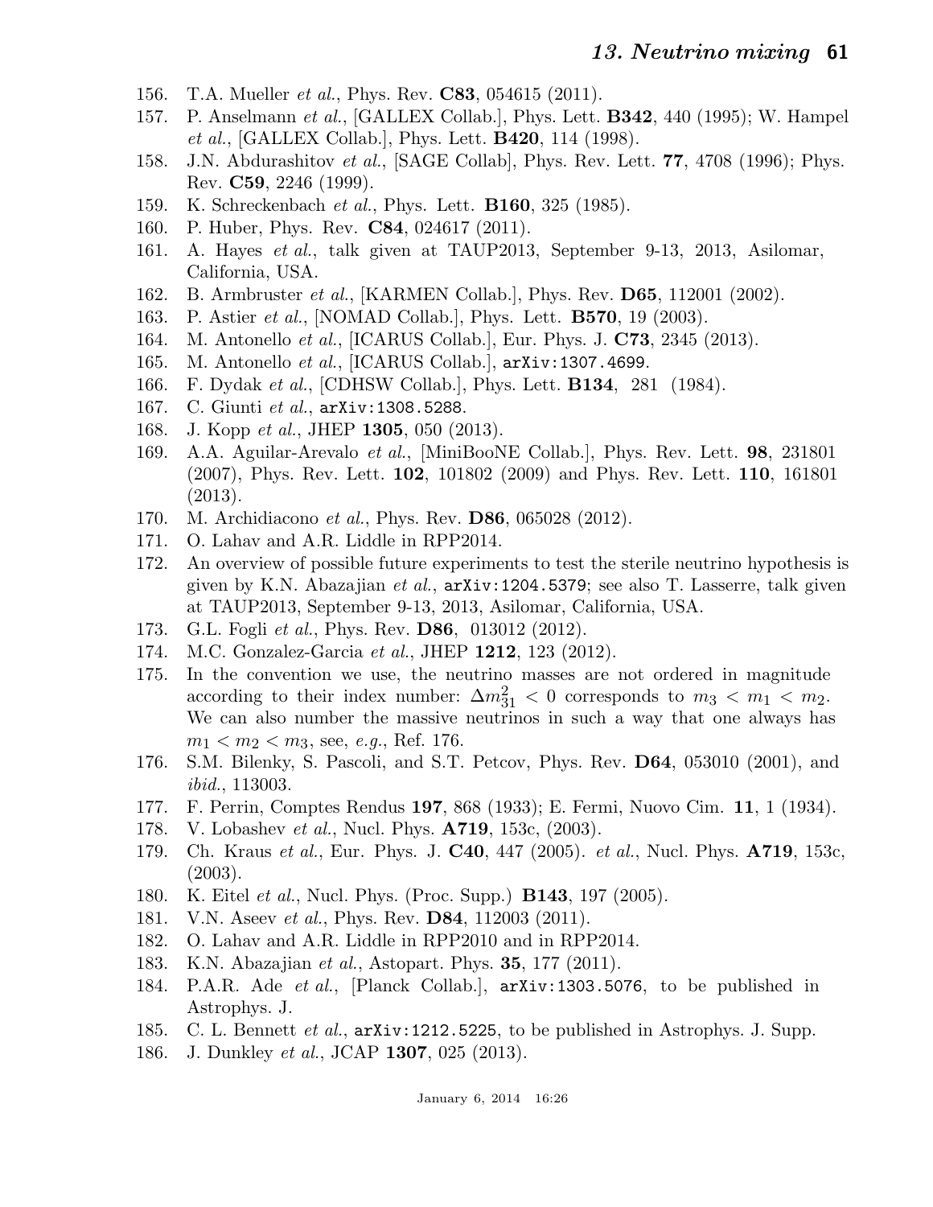156. T.A. Mueller *et al.*, Phys. Rev. **C83**, 054615 (2011).
157. P. Anselmann *et al.*, [GALLEX Collab.], Phys. Lett. **B342**, 440 (1995); W. Hampel *et al.*, [GALLEX Collab.], Phys. Lett. **B420**, 114 (1998).
158. J.N. Abdurashitov *et al.*, [SAGE Collab], Phys. Rev. Lett. **77**, 4708 (1996); Phys. Rev. **C59**, 2246 (1999).
159. K. Schreckenbach *et al.*, Phys. Lett. **B160**, 325 (1985).
160. P. Huber, Phys. Rev. **C84**, 024617 (2011).
161. A. Hayes *et al.*, talk given at TAUP2013, September 9-13, 2013, Asilomar, California, USA.
162. B. Armbruster *et al.*, [KARMEN Collab.], Phys. Rev. **D65**, 112001 (2002).
163. P. Astier *et al.*, [NOMAD Collab.], Phys. Lett. **B570**, 19 (2003).
164. M. Antonello *et al.*, [ICARUS Collab.], Eur. Phys. J. **C73**, 2345 (2013).
165. M. Antonello *et al.*, [ICARUS Collab.], `arXiv:1307.4699`.
166. F. Dydak *et al.*, [CDHSW Collab.], Phys. Lett. **B134**, 281 (1984).
167. C. Giunti *et al.*, `arXiv:1308.5288`.
168. J. Kopp *et al.*, JHEP **1305**, 050 (2013).
169. A.A. Aguilar-Arevalo *et al.*, [MiniBooNE Collab.], Phys. Rev. Lett. **98**, 231801 (2007), Phys. Rev. Lett. **102**, 101802 (2009) and Phys. Rev. Lett. **110**, 161801 (2013).
170. M. Archidiacono *et al.*, Phys. Rev. **D86**, 065028 (2012).
171. O. Lahav and A.R. Liddle in RPP2014.
172. An overview of possible future experiments to test the sterile neutrino hypothesis is given by K.N. Abazajian *et al.*, `arXiv:1204.5379`; see also T. Lasserre, talk given at TAUP2013, September 9-13, 2013, Asilomar, California, USA.
173. G.L. Fogli *et al.*, Phys. Rev. **D86**, 013012 (2012).
174. M.C. Gonzalez-Garcia *et al.*, JHEP **1212**, 123 (2012).
175. In the convention we use, the neutrino masses are not ordered in magnitude according to their index number: $\Delta m^2_{31} < 0$ corresponds to $m_3 < m_1 < m_2$. We can also number the massive neutrinos in such a way that one always has $m_1 < m_2 < m_3$, see, *e.g.*, Ref. 176.
176. S.M. Bilenky, S. Pascoli, and S.T. Petcov, Phys. Rev. **D64**, 053010 (2001), and *ibid.*, 113003.
177. F. Perrin, Comptes Rendus **197**, 868 (1933); E. Fermi, Nuovo Cim. **11**, 1 (1934).
178. V. Lobashev *et al.*, Nucl. Phys. **A719**, 153c, (2003).
179. Ch. Kraus *et al.*, Eur. Phys. J. **C40**, 447 (2005). *et al.*, Nucl. Phys. **A719**, 153c, (2003).
180. K. Eitel *et al.*, Nucl. Phys. (Proc. Supp.) **B143**, 197 (2005).
181. V.N. Aseev *et al.*, Phys. Rev. **D84**, 112003 (2011).
182. O. Lahav and A.R. Liddle in RPP2010 and in RPP2014.
183. K.N. Abazajian *et al.*, Astopart. Phys. **35**, 177 (2011).
184. P.A.R. Ade *et al.*, [Planck Collab.], `arXiv:1303.5076`, to be published in Astrophys. J.
185. C. L. Bennett *et al.*, `arXiv:1212.5225`, to be published in Astrophys. J. Supp.
186. J. Dunkley *et al.*, JCAP **1307**, 025 (2013).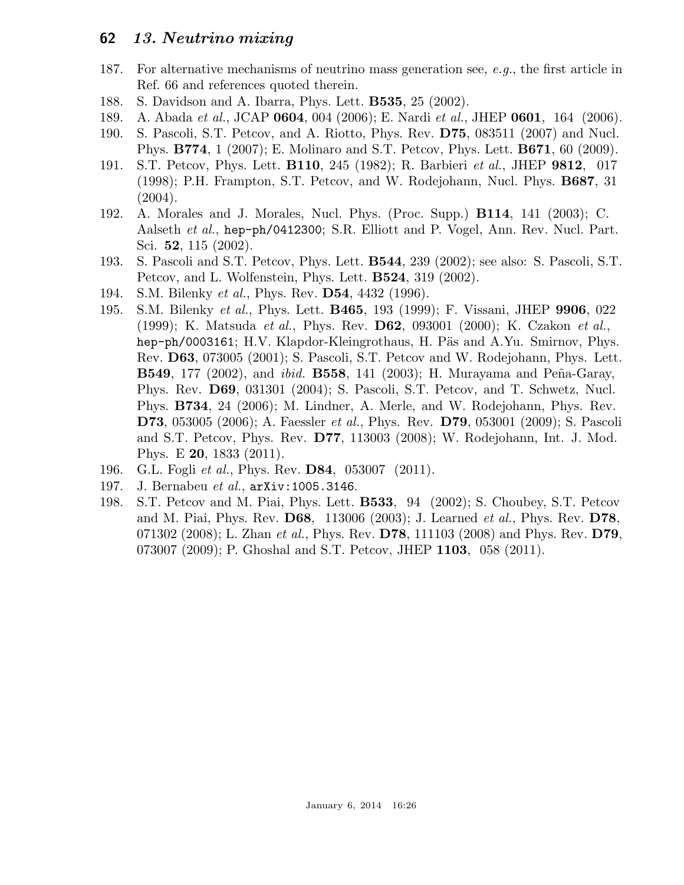187. For alternative mechanisms of neutrino mass generation see, *e.g.*, the first article in Ref. 66 and references quoted therein.
188. S. Davidson and A. Ibarra, Phys. Lett. **B535**, 25 (2002).
189. A. Abada *et al.*, JCAP **0604**, 004 (2006); E. Nardi *et al.*, JHEP **0601**, 164 (2006).
190. S. Pascoli, S.T. Petcov, and A. Riotto, Phys. Rev. **D75**, 083511 (2007) and Nucl. Phys. **B774**, 1 (2007); E. Molinaro and S.T. Petcov, Phys. Lett. **B671**, 60 (2009).
191. S.T. Petcov, Phys. Lett. **B110**, 245 (1982); R. Barbieri *et al.*, JHEP **9812**, 017 (1998); P.H. Frampton, S.T. Petcov, and W. Rodejohann, Nucl. Phys. **B687**, 31 (2004).
192. A. Morales and J. Morales, Nucl. Phys. (Proc. Supp.) **B114**, 141 (2003); C. Aalseth *et al.*, hep-ph/0412300; S.R. Elliott and P. Vogel, Ann. Rev. Nucl. Part. Sci. **52**, 115 (2002).
193. S. Pascoli and S.T. Petcov, Phys. Lett. **B544**, 239 (2002); see also: S. Pascoli, S.T. Petcov, and L. Wolfenstein, Phys. Lett. **B524**, 319 (2002).
194. S.M. Bilenky *et al.*, Phys. Rev. **D54**, 4432 (1996).
195. S.M. Bilenky *et al.*, Phys. Lett. **B465**, 193 (1999); F. Vissani, JHEP **9906**, 022 (1999); K. Matsuda *et al.*, Phys. Rev. **D62**, 093001 (2000); K. Czakon *et al.*, hep-ph/0003161; H.V. Klapdor-Kleingrothaus, H. Päs and A.Yu. Smirnov, Phys. Rev. **D63**, 073005 (2001); S. Pascoli, S.T. Petcov and W. Rodejohann, Phys. Lett. **B549**, 177 (2002), and *ibid.* **B558**, 141 (2003); H. Murayama and Peña-Garay, Phys. Rev. **D69**, 031301 (2004); S. Pascoli, S.T. Petcov, and T. Schwetz, Nucl. Phys. **B734**, 24 (2006); M. Lindner, A. Merle, and W. Rodejohann, Phys. Rev. **D73**, 053005 (2006); A. Faessler *et al.*, Phys. Rev. **D79**, 053001 (2009); S. Pascoli and S.T. Petcov, Phys. Rev. **D77**, 113003 (2008); W. Rodejohann, Int. J. Mod. Phys. E **20**, 1833 (2011).
196. G.L. Fogli *et al.*, Phys. Rev. **D84**, 053007 (2011).
197. J. Bernabeu *et al.*, arXiv:1005.3146.
198. S.T. Petcov and M. Piai, Phys. Lett. **B533**, 94 (2002); S. Choubey, S.T. Petcov and M. Piai, Phys. Rev. **D68**, 113006 (2003); J. Learned *et al.*, Phys. Rev. **D78**, 071302 (2008); L. Zhan *et al.*, Phys. Rev. **D78**, 111103 (2008) and Phys. Rev. **D79**, 073007 (2009); P. Ghoshal and S.T. Petcov, JHEP **1103**, 058 (2011).